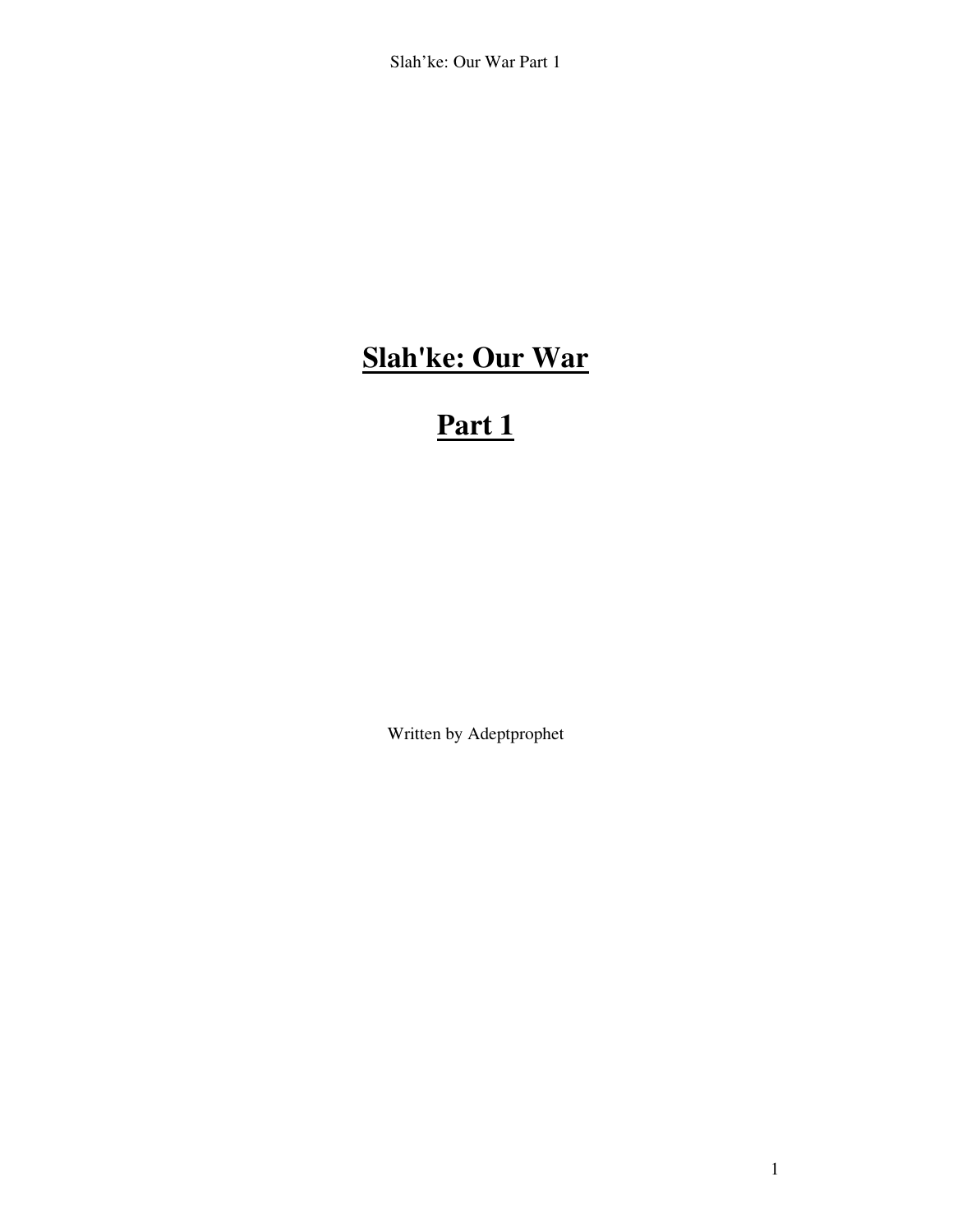# Slah'ke: Our War

# Part 1

Written by Adeptprophet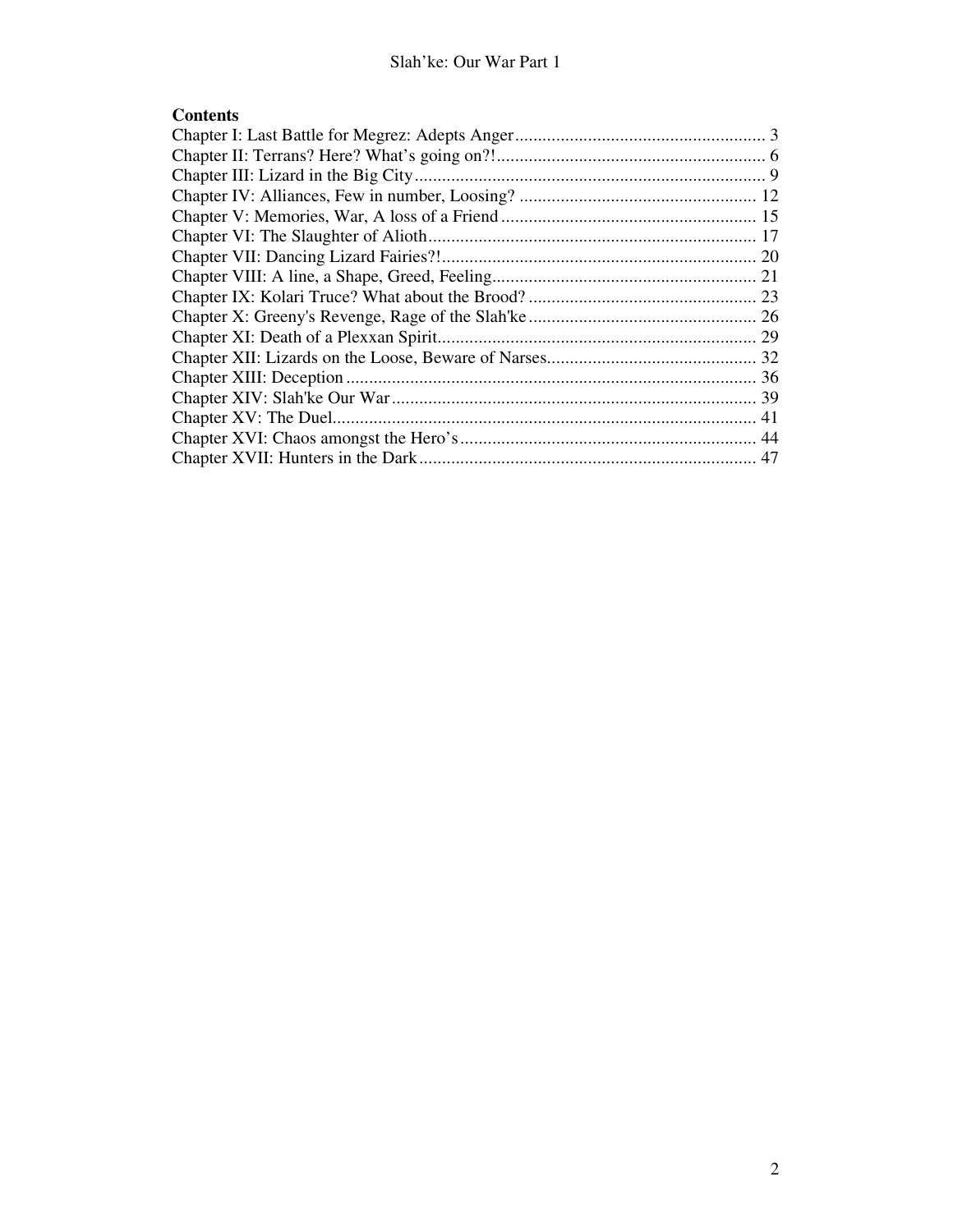**Contents**

Chapter I: Last Battle for Megrez: Adepts Anger ........................................................ 3
Chapter II: Terrans? Here? What's going on?! ........................................................... 6
Chapter III: Lizard in the Big City ............................................................................. 9
Chapter IV: Alliances, Few in number, Loosing? .................................................... 12
Chapter V: Memories, War, A loss of a Friend ........................................................ 15
Chapter VI: The Slaughter of Alioth ........................................................................ 17
Chapter VII: Dancing Lizard Fairies?! ..................................................................... 20
Chapter VIII: A line, a Shape, Greed, Feeling .......................................................... 21
Chapter IX: Kolari Truce? What about the Brood? .................................................. 23
Chapter X: Greeny's Revenge, Rage of the Slah'ke .................................................. 26
Chapter XI: Death of a Plexxan Spirit ...................................................................... 29
Chapter XII: Lizards on the Loose, Beware of Narses .............................................. 32
Chapter XIII: Deception .......................................................................................... 36
Chapter XIV: Slah'ke Our War ................................................................................ 39
Chapter XV: The Duel ............................................................................................. 41
Chapter XVI: Chaos amongst the Hero's ................................................................. 44
Chapter XVII: Hunters in the Dark .......................................................................... 47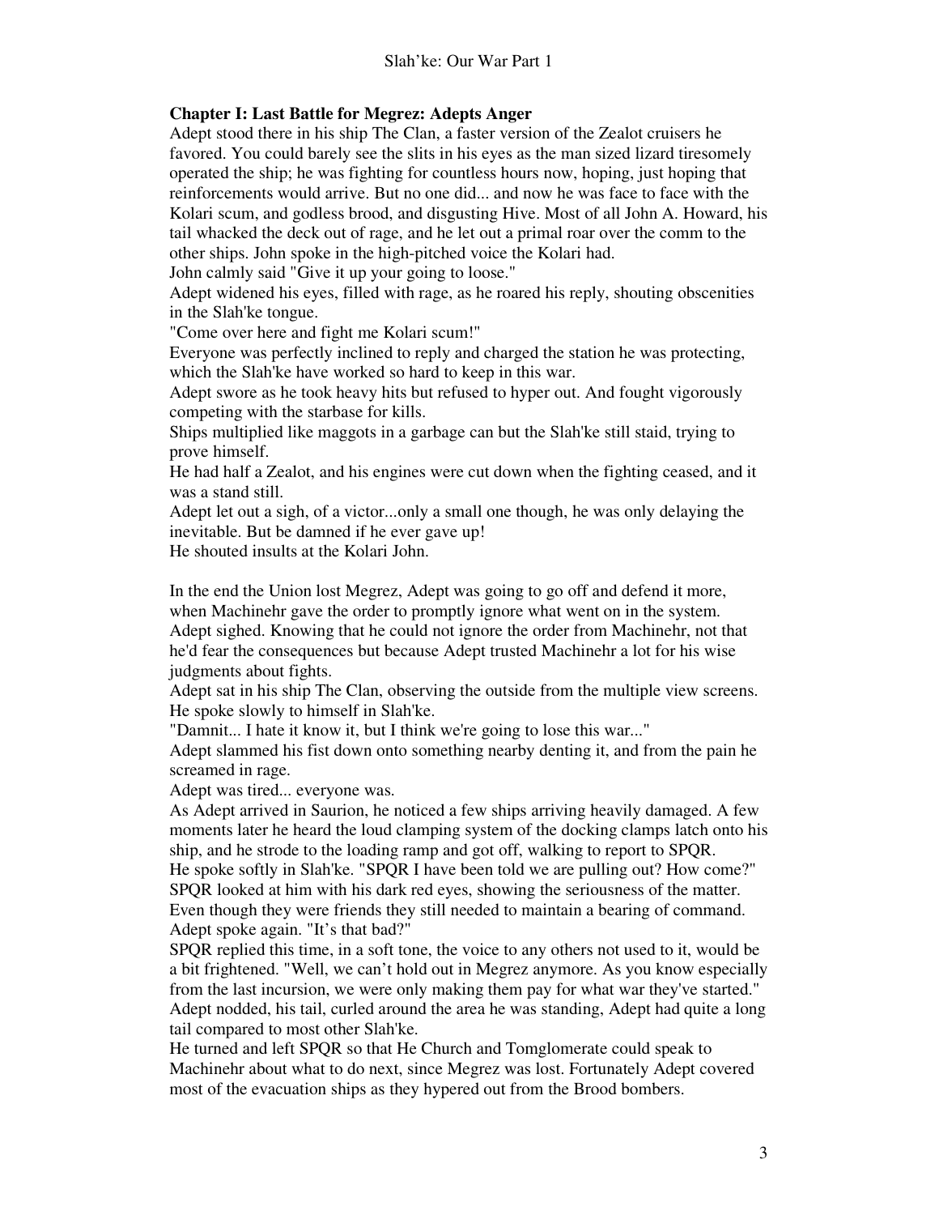**Chapter I: Last Battle for Megrez: Adepts Anger**

Adept stood there in his ship The Clan, a faster version of the Zealot cruisers he favored. You could barely see the slits in his eyes as the man sized lizard tiresomely operated the ship; he was fighting for countless hours now, hoping, just hoping that reinforcements would arrive. But no one did... and now he was face to face with the Kolari scum, and godless brood, and disgusting Hive. Most of all John A. Howard, his tail whacked the deck out of rage, and he let out a primal roar over the comm to the other ships. John spoke in the high-pitched voice the Kolari had.

John calmly said "Give it up your going to loose."

Adept widened his eyes, filled with rage, as he roared his reply, shouting obscenities in the Slah'ke tongue.

"Come over here and fight me Kolari scum!"

Everyone was perfectly inclined to reply and charged the station he was protecting, which the Slah'ke have worked so hard to keep in this war.

Adept swore as he took heavy hits but refused to hyper out. And fought vigorously competing with the starbase for kills.

Ships multiplied like maggots in a garbage can but the Slah'ke still staid, trying to prove himself.

He had half a Zealot, and his engines were cut down when the fighting ceased, and it was a stand still.

Adept let out a sigh, of a victor...only a small one though, he was only delaying the inevitable. But be damned if he ever gave up!

He shouted insults at the Kolari John.

In the end the Union lost Megrez, Adept was going to go off and defend it more, when Machinehr gave the order to promptly ignore what went on in the system. Adept sighed. Knowing that he could not ignore the order from Machinehr, not that he'd fear the consequences but because Adept trusted Machinehr a lot for his wise judgments about fights.

Adept sat in his ship The Clan, observing the outside from the multiple view screens. He spoke slowly to himself in Slah'ke.

"Damnit... I hate it know it, but I think we're going to lose this war..."

Adept slammed his fist down onto something nearby denting it, and from the pain he screamed in rage.

Adept was tired... everyone was.

As Adept arrived in Saurion, he noticed a few ships arriving heavily damaged. A few moments later he heard the loud clamping system of the docking clamps latch onto his ship, and he strode to the loading ramp and got off, walking to report to SPQR.

He spoke softly in Slah'ke. "SPQR I have been told we are pulling out? How come?"

SPQR looked at him with his dark red eyes, showing the seriousness of the matter. Even though they were friends they still needed to maintain a bearing of command.

Adept spoke again. "It's that bad?"

SPQR replied this time, in a soft tone, the voice to any others not used to it, would be a bit frightened. "Well, we can't hold out in Megrez anymore. As you know especially from the last incursion, we were only making them pay for what war they've started."

Adept nodded, his tail, curled around the area he was standing, Adept had quite a long tail compared to most other Slah'ke.

He turned and left SPQR so that He Church and Tomglomerate could speak to Machinehr about what to do next, since Megrez was lost. Fortunately Adept covered most of the evacuation ships as they hypered out from the Brood bombers.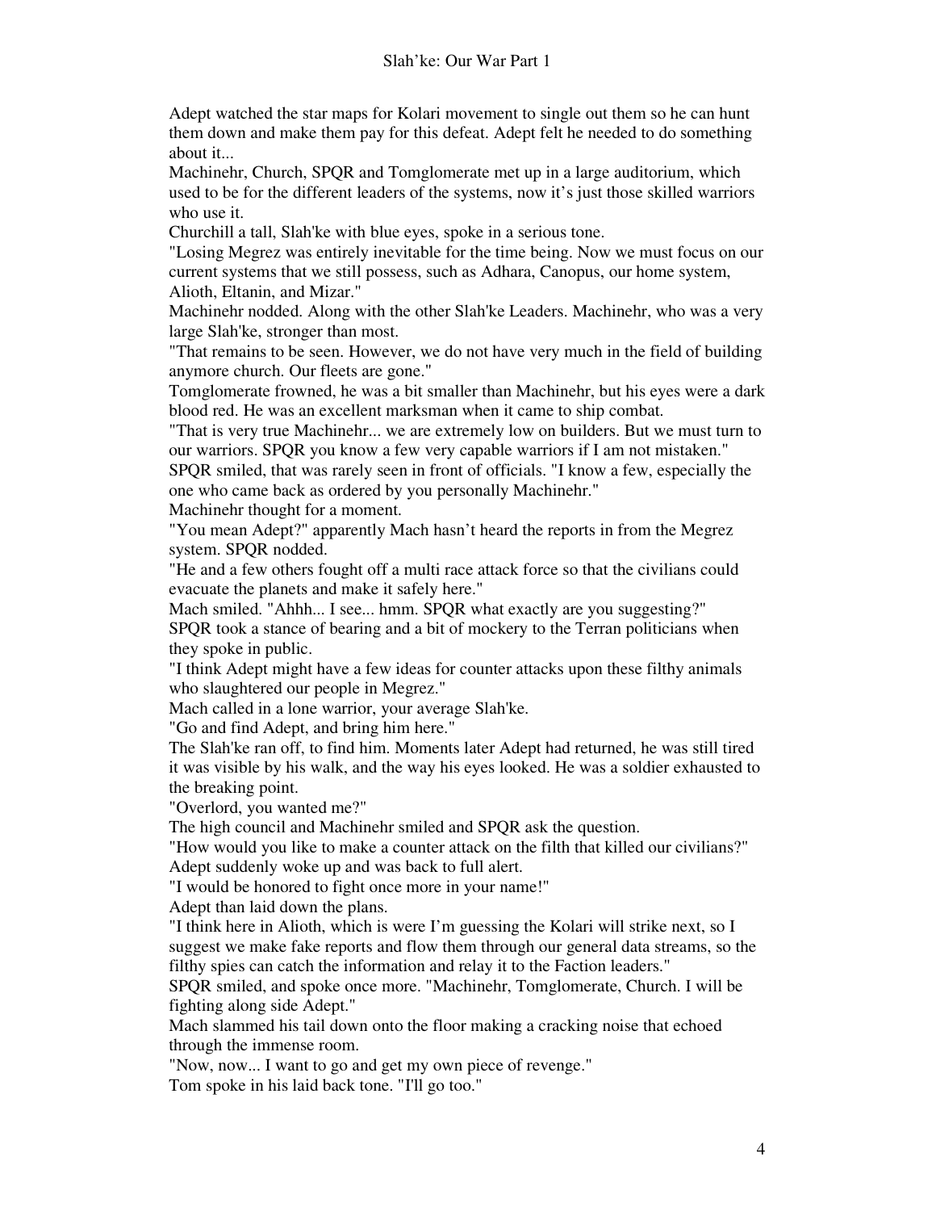Adept watched the star maps for Kolari movement to single out them so he can hunt them down and make them pay for this defeat. Adept felt he needed to do something about it...

Machinehr, Church, SPQR and Tomglomerate met up in a large auditorium, which used to be for the different leaders of the systems, now it's just those skilled warriors who use it.

Churchill a tall, Slah'ke with blue eyes, spoke in a serious tone.

"Losing Megrez was entirely inevitable for the time being. Now we must focus on our current systems that we still possess, such as Adhara, Canopus, our home system, Alioth, Eltanin, and Mizar."

Machinehr nodded. Along with the other Slah'ke Leaders. Machinehr, who was a very large Slah'ke, stronger than most.

"That remains to be seen. However, we do not have very much in the field of building anymore church. Our fleets are gone."

Tomglomerate frowned, he was a bit smaller than Machinehr, but his eyes were a dark blood red. He was an excellent marksman when it came to ship combat.

"That is very true Machinehr... we are extremely low on builders. But we must turn to our warriors. SPQR you know a few very capable warriors if I am not mistaken."

SPQR smiled, that was rarely seen in front of officials. "I know a few, especially the one who came back as ordered by you personally Machinehr."

Machinehr thought for a moment.

"You mean Adept?" apparently Mach hasn't heard the reports in from the Megrez system. SPQR nodded.

"He and a few others fought off a multi race attack force so that the civilians could evacuate the planets and make it safely here."

Mach smiled. "Ahhh... I see... hmm. SPQR what exactly are you suggesting?"

SPQR took a stance of bearing and a bit of mockery to the Terran politicians when they spoke in public.

"I think Adept might have a few ideas for counter attacks upon these filthy animals who slaughtered our people in Megrez."

Mach called in a lone warrior, your average Slah'ke.

"Go and find Adept, and bring him here."

The Slah'ke ran off, to find him. Moments later Adept had returned, he was still tired it was visible by his walk, and the way his eyes looked. He was a soldier exhausted to the breaking point.

"Overlord, you wanted me?"

The high council and Machinehr smiled and SPQR ask the question.

"How would you like to make a counter attack on the filth that killed our civilians?"

Adept suddenly woke up and was back to full alert.

"I would be honored to fight once more in your name!"

Adept than laid down the plans.

"I think here in Alioth, which is were I'm guessing the Kolari will strike next, so I suggest we make fake reports and flow them through our general data streams, so the filthy spies can catch the information and relay it to the Faction leaders."

SPQR smiled, and spoke once more. "Machinehr, Tomglomerate, Church. I will be fighting along side Adept."

Mach slammed his tail down onto the floor making a cracking noise that echoed through the immense room.

"Now, now... I want to go and get my own piece of revenge."

Tom spoke in his laid back tone. "I'll go too."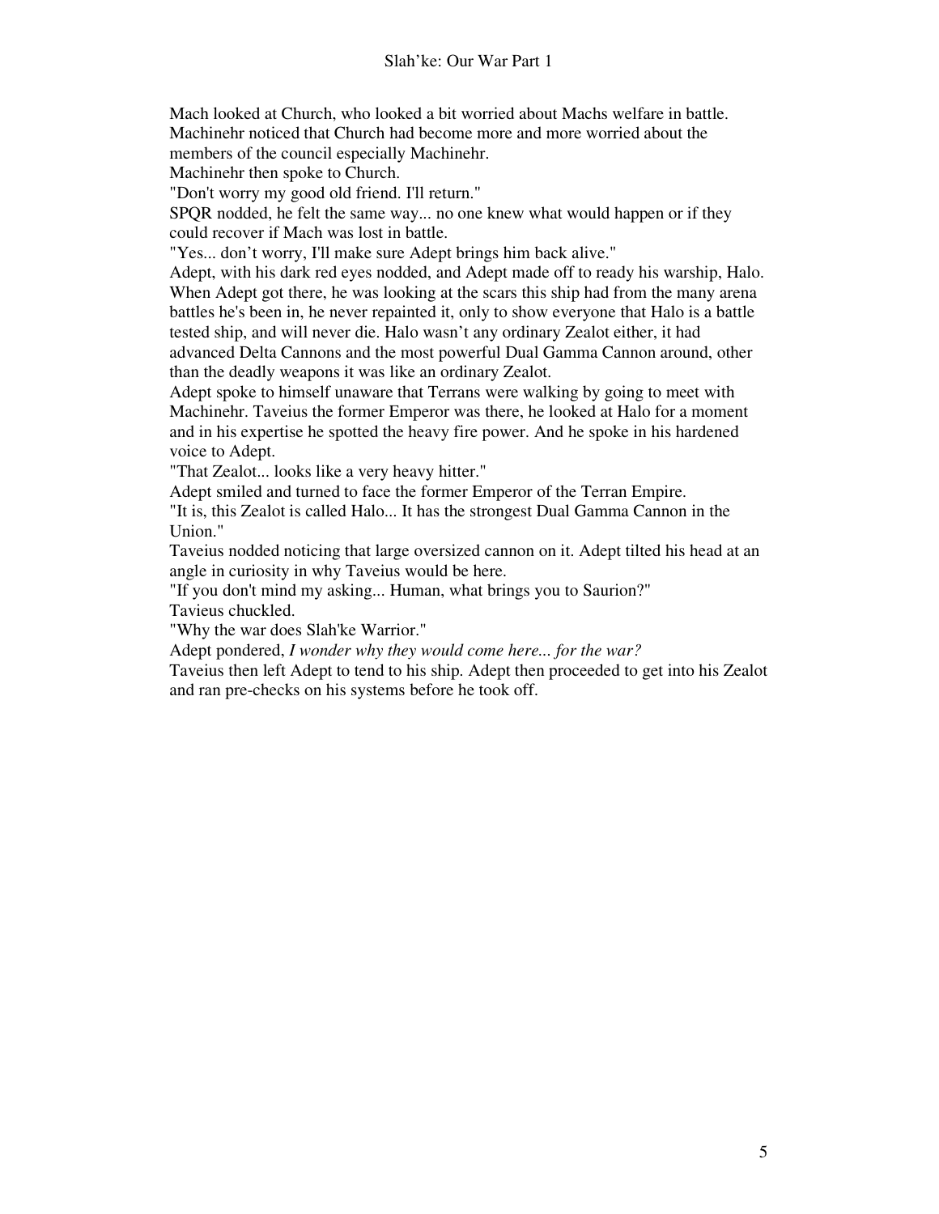Mach looked at Church, who looked a bit worried about Machs welfare in battle. Machinehr noticed that Church had become more and more worried about the members of the council especially Machinehr.

Machinehr then spoke to Church.

"Don't worry my good old friend. I'll return."

SPQR nodded, he felt the same way... no one knew what would happen or if they could recover if Mach was lost in battle.

"Yes... don’t worry, I'll make sure Adept brings him back alive."

Adept, with his dark red eyes nodded, and Adept made off to ready his warship, Halo. When Adept got there, he was looking at the scars this ship had from the many arena battles he's been in, he never repainted it, only to show everyone that Halo is a battle tested ship, and will never die. Halo wasn’t any ordinary Zealot either, it had advanced Delta Cannons and the most powerful Dual Gamma Cannon around, other than the deadly weapons it was like an ordinary Zealot.

Adept spoke to himself unaware that Terrans were walking by going to meet with Machinehr. Taveius the former Emperor was there, he looked at Halo for a moment and in his expertise he spotted the heavy fire power. And he spoke in his hardened voice to Adept.

"That Zealot... looks like a very heavy hitter."

Adept smiled and turned to face the former Emperor of the Terran Empire.

"It is, this Zealot is called Halo... It has the strongest Dual Gamma Cannon in the Union."

Taveius nodded noticing that large oversized cannon on it. Adept tilted his head at an angle in curiosity in why Taveius would be here.

"If you don't mind my asking... Human, what brings you to Saurion?"

Tavieus chuckled.

"Why the war does Slah'ke Warrior."

Adept pondered, *I wonder why they would come here... for the war?*

Taveius then left Adept to tend to his ship. Adept then proceeded to get into his Zealot and ran pre-checks on his systems before he took off.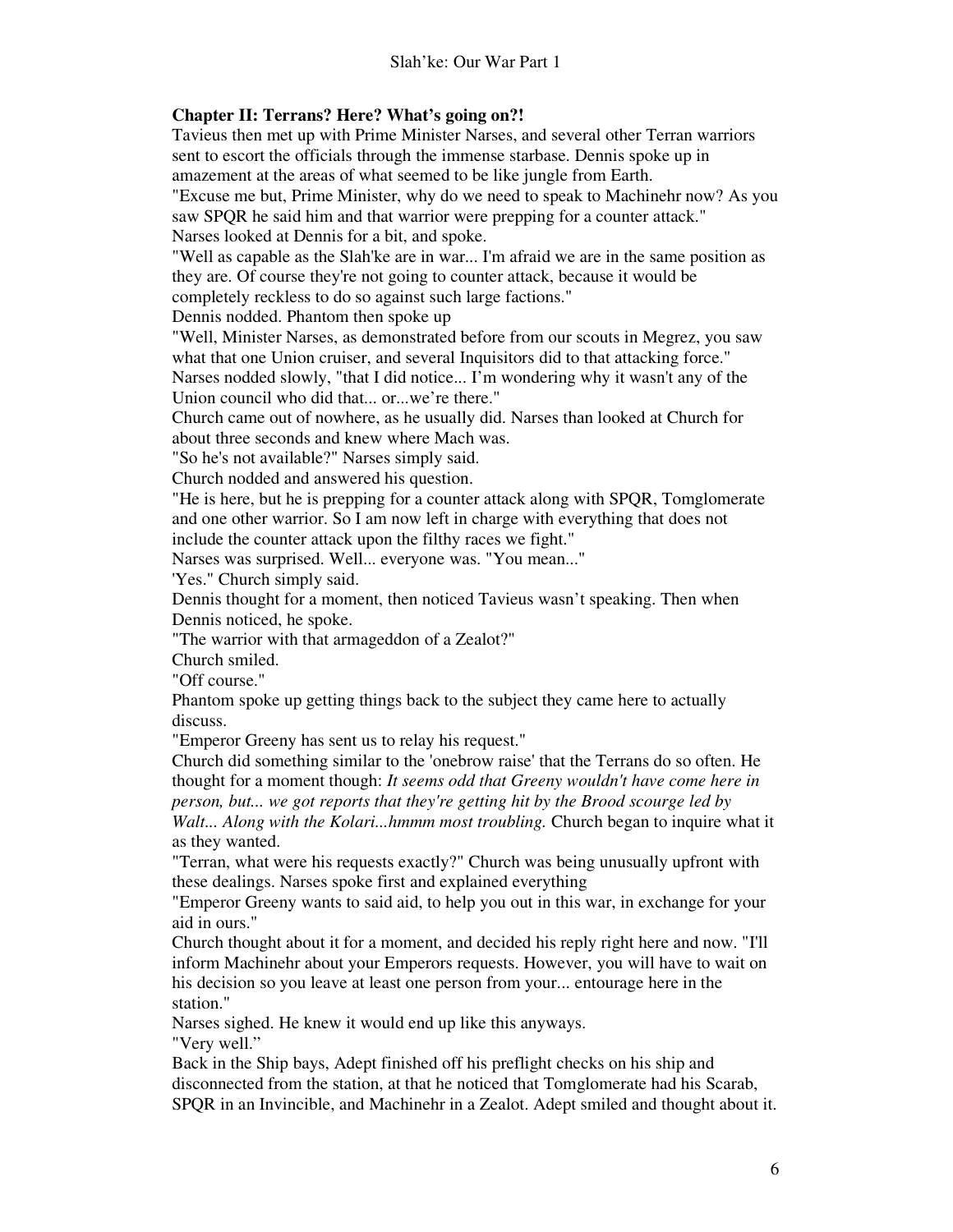**Chapter II: Terrans? Here? What's going on?!**

Tavieus then met up with Prime Minister Narses, and several other Terran warriors sent to escort the officials through the immense starbase. Dennis spoke up in amazement at the areas of what seemed to be like jungle from Earth.

"Excuse me but, Prime Minister, why do we need to speak to Machinehr now? As you saw SPQR he said him and that warrior were prepping for a counter attack."

Narses looked at Dennis for a bit, and spoke.

"Well as capable as the Slah'ke are in war... I'm afraid we are in the same position as they are. Of course they're not going to counter attack, because it would be completely reckless to do so against such large factions."

Dennis nodded. Phantom then spoke up

"Well, Minister Narses, as demonstrated before from our scouts in Megrez, you saw what that one Union cruiser, and several Inquisitors did to that attacking force."

Narses nodded slowly, "that I did notice... I'm wondering why it wasn't any of the Union council who did that... or...we're there."

Church came out of nowhere, as he usually did. Narses than looked at Church for about three seconds and knew where Mach was.

"So he's not available?" Narses simply said.

Church nodded and answered his question.

"He is here, but he is prepping for a counter attack along with SPQR, Tomglomerate and one other warrior. So I am now left in charge with everything that does not include the counter attack upon the filthy races we fight."

Narses was surprised. Well... everyone was. "You mean..."

'Yes." Church simply said.

Dennis thought for a moment, then noticed Tavieus wasn't speaking. Then when Dennis noticed, he spoke.

"The warrior with that armageddon of a Zealot?"

Church smiled.

"Off course."

Phantom spoke up getting things back to the subject they came here to actually discuss.

"Emperor Greeny has sent us to relay his request."

Church did something similar to the 'onebrow raise' that the Terrans do so often. He thought for a moment though: *It seems odd that Greeny wouldn't have come here in person, but... we got reports that they're getting hit by the Brood scourge led by Walt... Along with the Kolari...hmmm most troubling.* Church began to inquire what it as they wanted.

"Terran, what were his requests exactly?" Church was being unusually upfront with these dealings. Narses spoke first and explained everything

"Emperor Greeny wants to said aid, to help you out in this war, in exchange for your aid in ours."

Church thought about it for a moment, and decided his reply right here and now. "I'll inform Machinehr about your Emperors requests. However, you will have to wait on his decision so you leave at least one person from your... entourage here in the station."

Narses sighed. He knew it would end up like this anyways.

"Very well."

Back in the Ship bays, Adept finished off his preflight checks on his ship and disconnected from the station, at that he noticed that Tomglomerate had his Scarab, SPQR in an Invincible, and Machinehr in a Zealot. Adept smiled and thought about it.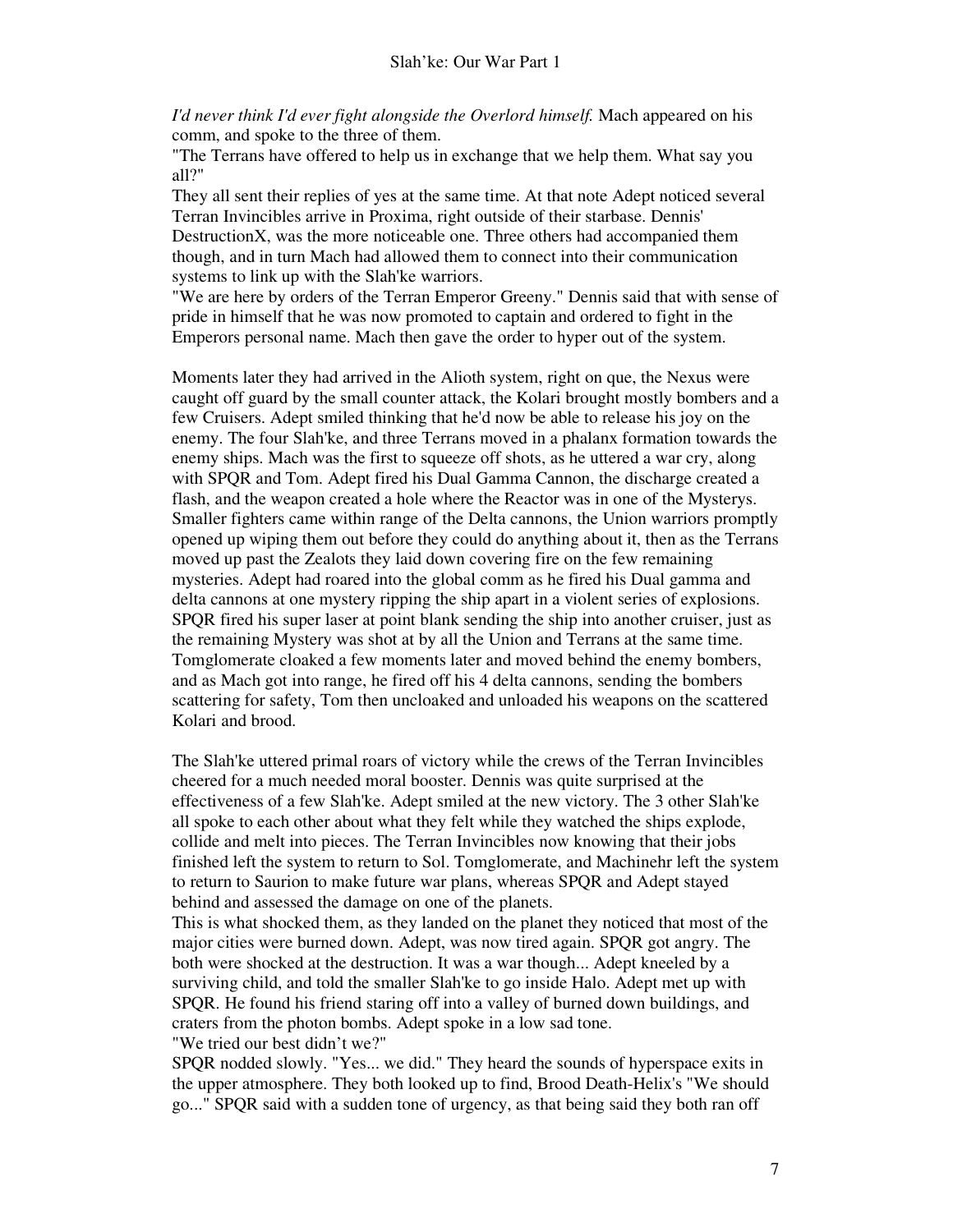*I'd never think I'd ever fight alongside the Overlord himself.* Mach appeared on his comm, and spoke to the three of them.

"The Terrans have offered to help us in exchange that we help them. What say you all?"

They all sent their replies of yes at the same time. At that note Adept noticed several Terran Invincibles arrive in Proxima, right outside of their starbase. Dennis' DestructionX, was the more noticeable one. Three others had accompanied them though, and in turn Mach had allowed them to connect into their communication systems to link up with the Slah'ke warriors.

"We are here by orders of the Terran Emperor Greeny." Dennis said that with sense of pride in himself that he was now promoted to captain and ordered to fight in the Emperors personal name. Mach then gave the order to hyper out of the system.

Moments later they had arrived in the Alioth system, right on que, the Nexus were caught off guard by the small counter attack, the Kolari brought mostly bombers and a few Cruisers. Adept smiled thinking that he'd now be able to release his joy on the enemy. The four Slah'ke, and three Terrans moved in a phalanx formation towards the enemy ships. Mach was the first to squeeze off shots, as he uttered a war cry, along with SPQR and Tom. Adept fired his Dual Gamma Cannon, the discharge created a flash, and the weapon created a hole where the Reactor was in one of the Mysterys. Smaller fighters came within range of the Delta cannons, the Union warriors promptly opened up wiping them out before they could do anything about it, then as the Terrans moved up past the Zealots they laid down covering fire on the few remaining mysteries. Adept had roared into the global comm as he fired his Dual gamma and delta cannons at one mystery ripping the ship apart in a violent series of explosions. SPQR fired his super laser at point blank sending the ship into another cruiser, just as the remaining Mystery was shot at by all the Union and Terrans at the same time. Tomglomerate cloaked a few moments later and moved behind the enemy bombers, and as Mach got into range, he fired off his 4 delta cannons, sending the bombers scattering for safety, Tom then uncloaked and unloaded his weapons on the scattered Kolari and brood.

The Slah'ke uttered primal roars of victory while the crews of the Terran Invincibles cheered for a much needed moral booster. Dennis was quite surprised at the effectiveness of a few Slah'ke. Adept smiled at the new victory. The 3 other Slah'ke all spoke to each other about what they felt while they watched the ships explode, collide and melt into pieces. The Terran Invincibles now knowing that their jobs finished left the system to return to Sol. Tomglomerate, and Machinehr left the system to return to Saurion to make future war plans, whereas SPQR and Adept stayed behind and assessed the damage on one of the planets.

This is what shocked them, as they landed on the planet they noticed that most of the major cities were burned down. Adept, was now tired again. SPQR got angry. The both were shocked at the destruction. It was a war though... Adept kneeled by a surviving child, and told the smaller Slah'ke to go inside Halo. Adept met up with SPQR. He found his friend staring off into a valley of burned down buildings, and craters from the photon bombs. Adept spoke in a low sad tone.

"We tried our best didn't we?"

SPQR nodded slowly. "Yes... we did." They heard the sounds of hyperspace exits in the upper atmosphere. They both looked up to find, Brood Death-Helix's "We should go..." SPQR said with a sudden tone of urgency, as that being said they both ran off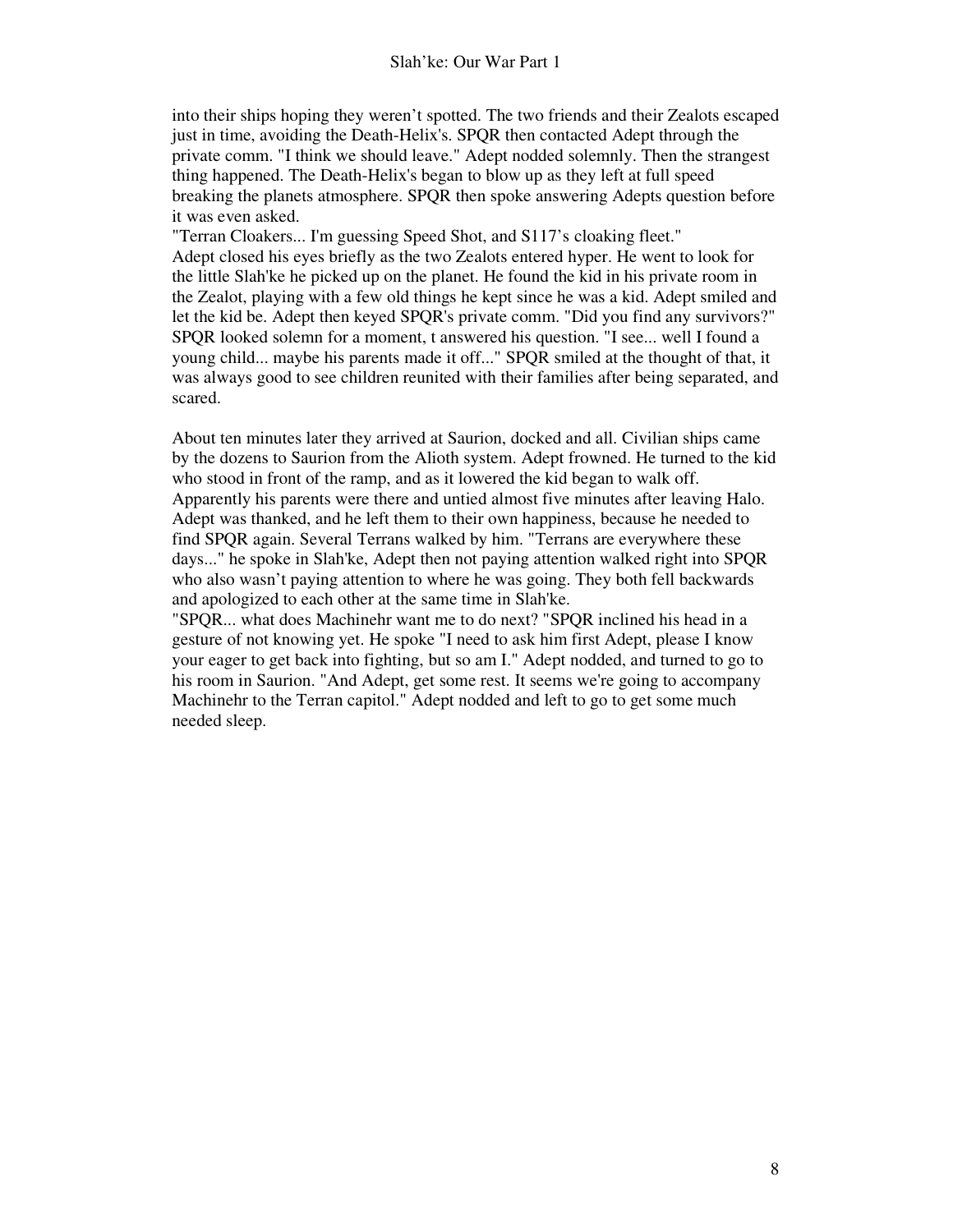into their ships hoping they weren’t spotted. The two friends and their Zealots escaped just in time, avoiding the Death-Helix's. SPQR then contacted Adept through the private comm. "I think we should leave." Adept nodded solemnly. Then the strangest thing happened. The Death-Helix's began to blow up as they left at full speed breaking the planets atmosphere. SPQR then spoke answering Adepts question before it was even asked.

"Terran Cloakers... I'm guessing Speed Shot, and S117’s cloaking fleet."

Adept closed his eyes briefly as the two Zealots entered hyper. He went to look for the little Slah'ke he picked up on the planet. He found the kid in his private room in the Zealot, playing with a few old things he kept since he was a kid. Adept smiled and let the kid be. Adept then keyed SPQR's private comm. "Did you find any survivors?" SPQR looked solemn for a moment, t answered his question. "I see... well I found a young child... maybe his parents made it off..." SPQR smiled at the thought of that, it was always good to see children reunited with their families after being separated, and scared.

About ten minutes later they arrived at Saurion, docked and all. Civilian ships came by the dozens to Saurion from the Alioth system. Adept frowned. He turned to the kid who stood in front of the ramp, and as it lowered the kid began to walk off. Apparently his parents were there and untied almost five minutes after leaving Halo. Adept was thanked, and he left them to their own happiness, because he needed to find SPQR again. Several Terrans walked by him. "Terrans are everywhere these days..." he spoke in Slah'ke, Adept then not paying attention walked right into SPQR who also wasn’t paying attention to where he was going. They both fell backwards and apologized to each other at the same time in Slah'ke.

"SPQR... what does Machinehr want me to do next? "SPQR inclined his head in a gesture of not knowing yet. He spoke "I need to ask him first Adept, please I know your eager to get back into fighting, but so am I." Adept nodded, and turned to go to his room in Saurion. "And Adept, get some rest. It seems we're going to accompany Machinehr to the Terran capitol." Adept nodded and left to go to get some much needed sleep.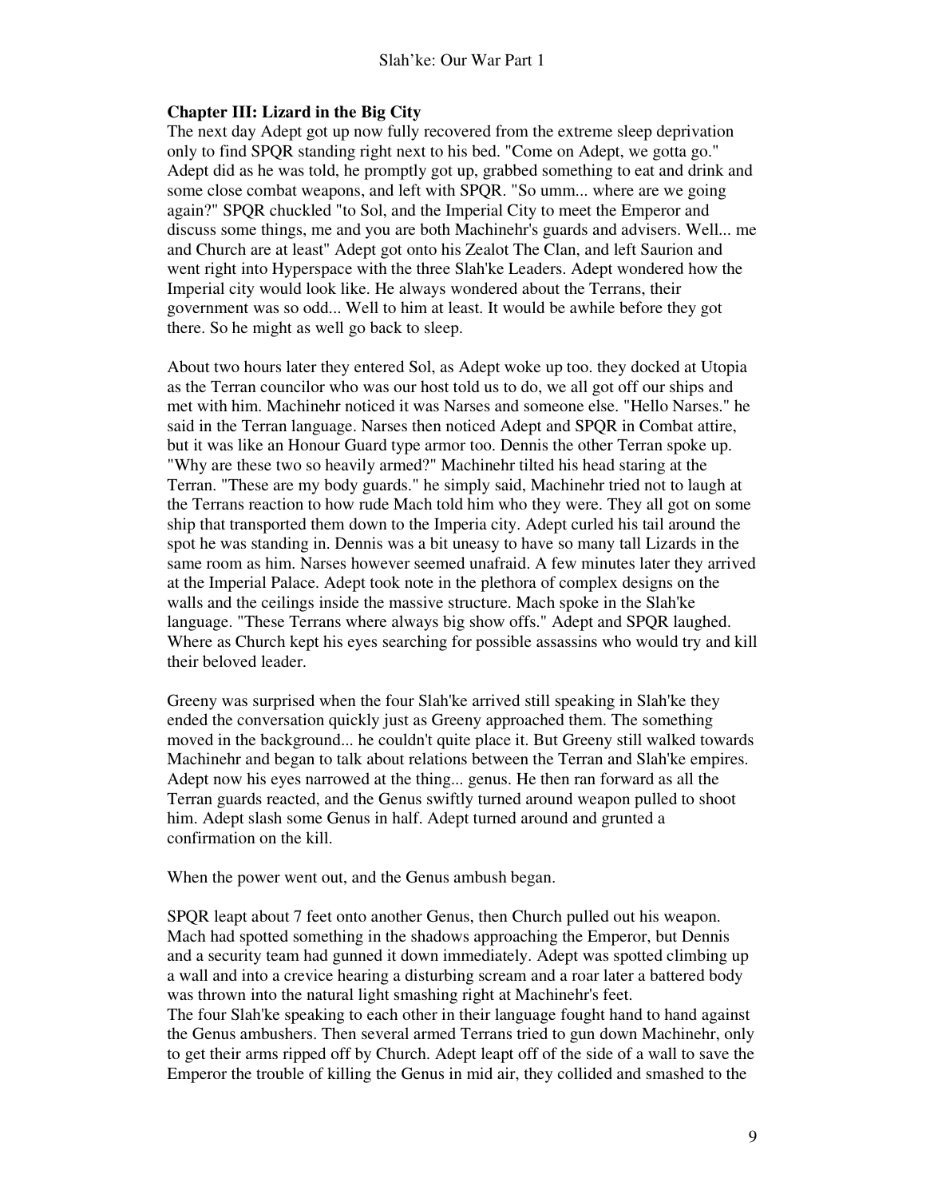**Chapter III: Lizard in the Big City**

The next day Adept got up now fully recovered from the extreme sleep deprivation only to find SPQR standing right next to his bed. "Come on Adept, we gotta go." Adept did as he was told, he promptly got up, grabbed something to eat and drink and some close combat weapons, and left with SPQR. "So umm... where are we going again?" SPQR chuckled "to Sol, and the Imperial City to meet the Emperor and discuss some things, me and you are both Machinehr's guards and advisers. Well... me and Church are at least" Adept got onto his Zealot The Clan, and left Saurion and went right into Hyperspace with the three Slah'ke Leaders. Adept wondered how the Imperial city would look like. He always wondered about the Terrans, their government was so odd... Well to him at least. It would be awhile before they got there. So he might as well go back to sleep.

About two hours later they entered Sol, as Adept woke up too. they docked at Utopia as the Terran councilor who was our host told us to do, we all got off our ships and met with him. Machinehr noticed it was Narses and someone else. "Hello Narses." he said in the Terran language. Narses then noticed Adept and SPQR in Combat attire, but it was like an Honour Guard type armor too. Dennis the other Terran spoke up. "Why are these two so heavily armed?" Machinehr tilted his head staring at the Terran. "These are my body guards." he simply said, Machinehr tried not to laugh at the Terrans reaction to how rude Mach told him who they were. They all got on some ship that transported them down to the Imperia city. Adept curled his tail around the spot he was standing in. Dennis was a bit uneasy to have so many tall Lizards in the same room as him. Narses however seemed unafraid. A few minutes later they arrived at the Imperial Palace. Adept took note in the plethora of complex designs on the walls and the ceilings inside the massive structure. Mach spoke in the Slah'ke language. "These Terrans where always big show offs." Adept and SPQR laughed. Where as Church kept his eyes searching for possible assassins who would try and kill their beloved leader.

Greeny was surprised when the four Slah'ke arrived still speaking in Slah'ke they ended the conversation quickly just as Greeny approached them. The something moved in the background... he couldn't quite place it. But Greeny still walked towards Machinehr and began to talk about relations between the Terran and Slah'ke empires. Adept now his eyes narrowed at the thing... genus. He then ran forward as all the Terran guards reacted, and the Genus swiftly turned around weapon pulled to shoot him. Adept slash some Genus in half. Adept turned around and grunted a confirmation on the kill.

When the power went out, and the Genus ambush began.

SPQR leapt about 7 feet onto another Genus, then Church pulled out his weapon. Mach had spotted something in the shadows approaching the Emperor, but Dennis and a security team had gunned it down immediately. Adept was spotted climbing up a wall and into a crevice hearing a disturbing scream and a roar later a battered body was thrown into the natural light smashing right at Machinehr's feet.

The four Slah'ke speaking to each other in their language fought hand to hand against the Genus ambushers. Then several armed Terrans tried to gun down Machinehr, only to get their arms ripped off by Church. Adept leapt off of the side of a wall to save the Emperor the trouble of killing the Genus in mid air, they collided and smashed to the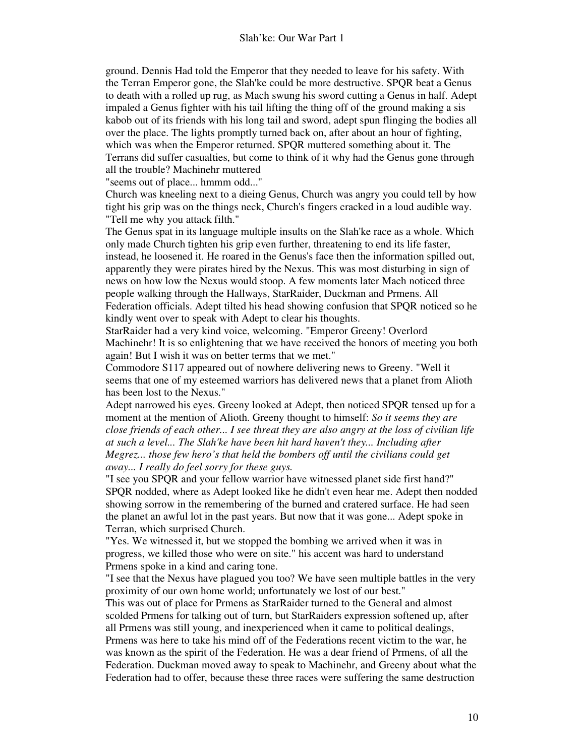ground. Dennis Had told the Emperor that they needed to leave for his safety. With the Terran Emperor gone, the Slah'ke could be more destructive. SPQR beat a Genus to death with a rolled up rug, as Mach swung his sword cutting a Genus in half. Adept impaled a Genus fighter with his tail lifting the thing off of the ground making a sis kabob out of its friends with his long tail and sword, adept spun flinging the bodies all over the place. The lights promptly turned back on, after about an hour of fighting, which was when the Emperor returned. SPQR muttered something about it. The Terrans did suffer casualties, but come to think of it why had the Genus gone through all the trouble? Machinehr muttered

"seems out of place... hmmm odd..."

Church was kneeling next to a dieing Genus, Church was angry you could tell by how tight his grip was on the things neck, Church's fingers cracked in a loud audible way.

"Tell me why you attack filth."

The Genus spat in its language multiple insults on the Slah'ke race as a whole. Which only made Church tighten his grip even further, threatening to end its life faster, instead, he loosened it. He roared in the Genus's face then the information spilled out, apparently they were pirates hired by the Nexus. This was most disturbing in sign of news on how low the Nexus would stoop. A few moments later Mach noticed three people walking through the Hallways, StarRaider, Duckman and Prmens. All Federation officials. Adept tilted his head showing confusion that SPQR noticed so he kindly went over to speak with Adept to clear his thoughts.

StarRaider had a very kind voice, welcoming. "Emperor Greeny! Overlord Machinehr! It is so enlightening that we have received the honors of meeting you both again! But I wish it was on better terms that we met."

Commodore S117 appeared out of nowhere delivering news to Greeny. "Well it seems that one of my esteemed warriors has delivered news that a planet from Alioth has been lost to the Nexus."

Adept narrowed his eyes. Greeny looked at Adept, then noticed SPQR tensed up for a moment at the mention of Alioth. Greeny thought to himself: *So it seems they are close friends of each other... I see threat they are also angry at the loss of civilian life at such a level... The Slah'ke have been hit hard haven't they... Including after Megrez... those few hero's that held the bombers off until the civilians could get away... I really do feel sorry for these guys.*

"I see you SPQR and your fellow warrior have witnessed planet side first hand?" SPQR nodded, where as Adept looked like he didn't even hear me. Adept then nodded showing sorrow in the remembering of the burned and cratered surface. He had seen the planet an awful lot in the past years. But now that it was gone... Adept spoke in Terran, which surprised Church.

"Yes. We witnessed it, but we stopped the bombing we arrived when it was in progress, we killed those who were on site." his accent was hard to understand

Prmens spoke in a kind and caring tone.

"I see that the Nexus have plagued you too? We have seen multiple battles in the very proximity of our own home world; unfortunately we lost of our best."

This was out of place for Prmens as StarRaider turned to the General and almost scolded Prmens for talking out of turn, but StarRaiders expression softened up, after all Prmens was still young, and inexperienced when it came to political dealings, Prmens was here to take his mind off of the Federations recent victim to the war, he was known as the spirit of the Federation. He was a dear friend of Prmens, of all the Federation. Duckman moved away to speak to Machinehr, and Greeny about what the Federation had to offer, because these three races were suffering the same destruction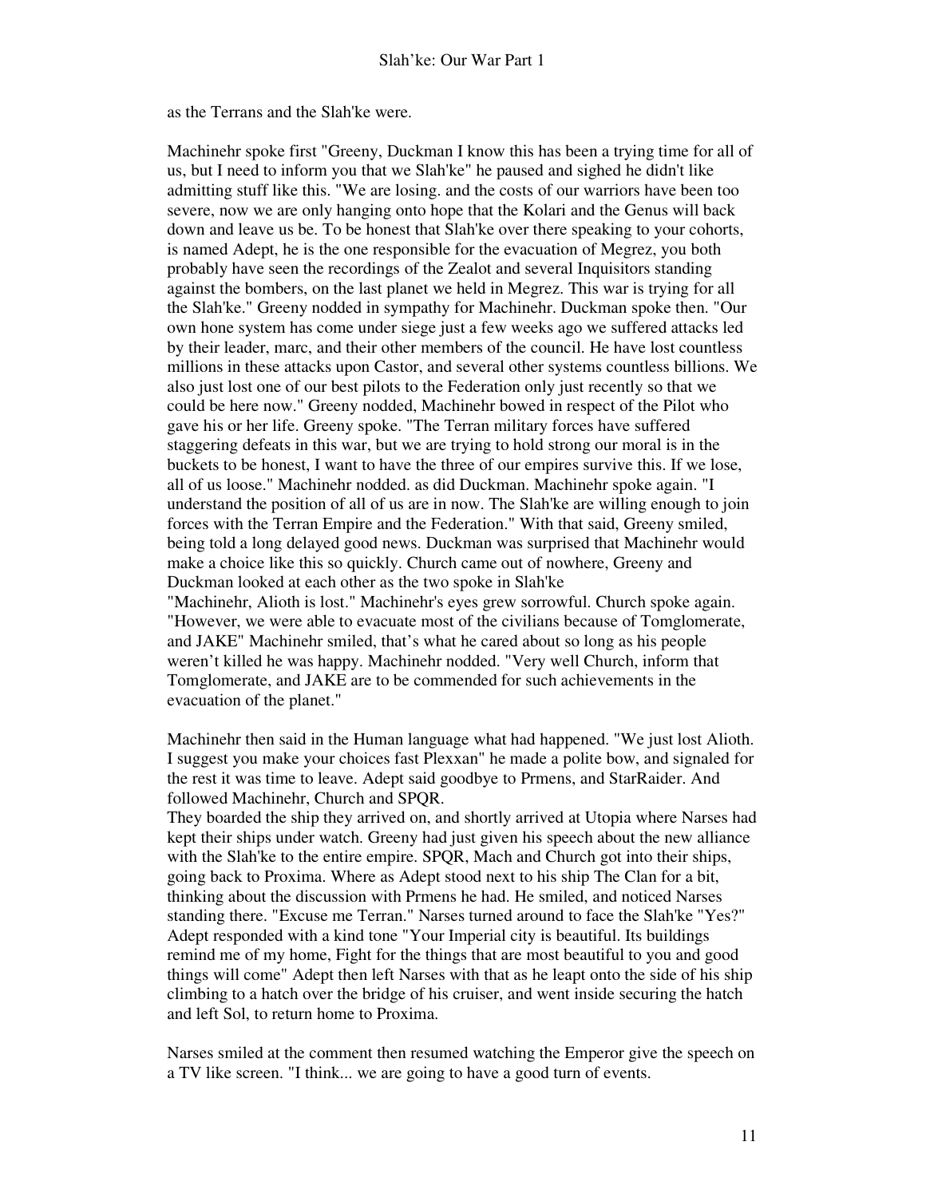as the Terrans and the Slah'ke were.

Machinehr spoke first "Greeny, Duckman I know this has been a trying time for all of us, but I need to inform you that we Slah'ke" he paused and sighed he didn't like admitting stuff like this. "We are losing. and the costs of our warriors have been too severe, now we are only hanging onto hope that the Kolari and the Genus will back down and leave us be. To be honest that Slah'ke over there speaking to your cohorts, is named Adept, he is the one responsible for the evacuation of Megrez, you both probably have seen the recordings of the Zealot and several Inquisitors standing against the bombers, on the last planet we held in Megrez. This war is trying for all the Slah'ke." Greeny nodded in sympathy for Machinehr. Duckman spoke then. "Our own hone system has come under siege just a few weeks ago we suffered attacks led by their leader, marc, and their other members of the council. He have lost countless millions in these attacks upon Castor, and several other systems countless billions. We also just lost one of our best pilots to the Federation only just recently so that we could be here now." Greeny nodded, Machinehr bowed in respect of the Pilot who gave his or her life. Greeny spoke. "The Terran military forces have suffered staggering defeats in this war, but we are trying to hold strong our moral is in the buckets to be honest, I want to have the three of our empires survive this. If we lose, all of us loose." Machinehr nodded. as did Duckman. Machinehr spoke again. "I understand the position of all of us are in now. The Slah'ke are willing enough to join forces with the Terran Empire and the Federation." With that said, Greeny smiled, being told a long delayed good news. Duckman was surprised that Machinehr would make a choice like this so quickly. Church came out of nowhere, Greeny and Duckman looked at each other as the two spoke in Slah'ke
"Machinehr, Alioth is lost." Machinehr's eyes grew sorrowful. Church spoke again. "However, we were able to evacuate most of the civilians because of Tomglomerate, and JAKE" Machinehr smiled, that's what he cared about so long as his people weren't killed he was happy. Machinehr nodded. "Very well Church, inform that Tomglomerate, and JAKE are to be commended for such achievements in the evacuation of the planet."

Machinehr then said in the Human language what had happened. "We just lost Alioth. I suggest you make your choices fast Plexxan" he made a polite bow, and signaled for the rest it was time to leave. Adept said goodbye to Prmens, and StarRaider. And followed Machinehr, Church and SPQR.
They boarded the ship they arrived on, and shortly arrived at Utopia where Narses had kept their ships under watch. Greeny had just given his speech about the new alliance with the Slah'ke to the entire empire. SPQR, Mach and Church got into their ships, going back to Proxima. Where as Adept stood next to his ship The Clan for a bit, thinking about the discussion with Prmens he had. He smiled, and noticed Narses standing there. "Excuse me Terran." Narses turned around to face the Slah'ke "Yes?" Adept responded with a kind tone "Your Imperial city is beautiful. Its buildings remind me of my home, Fight for the things that are most beautiful to you and good things will come" Adept then left Narses with that as he leapt onto the side of his ship climbing to a hatch over the bridge of his cruiser, and went inside securing the hatch and left Sol, to return home to Proxima.

Narses smiled at the comment then resumed watching the Emperor give the speech on a TV like screen. "I think... we are going to have a good turn of events.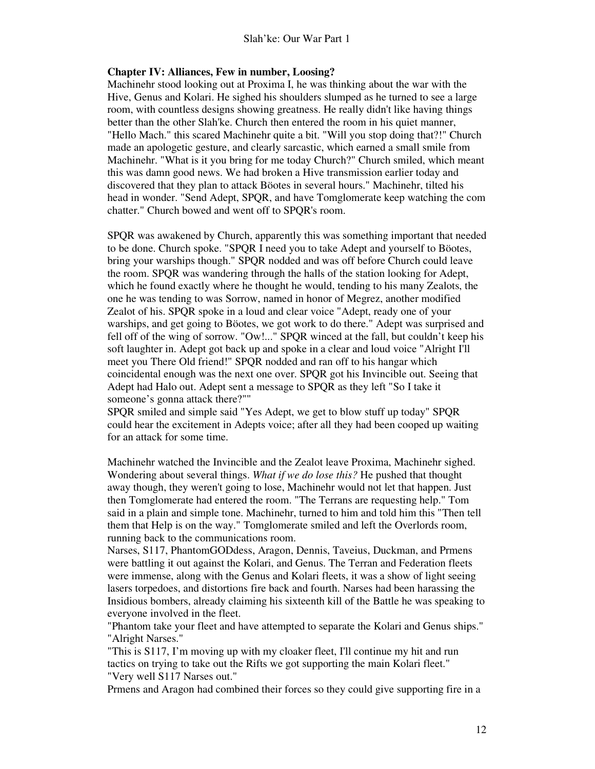**Chapter IV: Alliances, Few in number, Loosing?**

Machinehr stood looking out at Proxima I, he was thinking about the war with the Hive, Genus and Kolari. He sighed his shoulders slumped as he turned to see a large room, with countless designs showing greatness. He really didn't like having things better than the other Slah'ke. Church then entered the room in his quiet manner, "Hello Mach." this scared Machinehr quite a bit. "Will you stop doing that?!" Church made an apologetic gesture, and clearly sarcastic, which earned a small smile from Machinehr. "What is it you bring for me today Church?" Church smiled, which meant this was damn good news. We had broken a Hive transmission earlier today and discovered that they plan to attack Böotes in several hours." Machinehr, tilted his head in wonder. "Send Adept, SPQR, and have Tomglomerate keep watching the com chatter." Church bowed and went off to SPQR's room.

SPQR was awakened by Church, apparently this was something important that needed to be done. Church spoke. "SPQR I need you to take Adept and yourself to Böotes, bring your warships though." SPQR nodded and was off before Church could leave the room. SPQR was wandering through the halls of the station looking for Adept, which he found exactly where he thought he would, tending to his many Zealots, the one he was tending to was Sorrow, named in honor of Megrez, another modified Zealot of his. SPQR spoke in a loud and clear voice "Adept, ready one of your warships, and get going to Böotes, we got work to do there." Adept was surprised and fell off of the wing of sorrow. "Ow!..." SPQR winced at the fall, but couldn't keep his soft laughter in. Adept got back up and spoke in a clear and loud voice "Alright I'll meet you There Old friend!" SPQR nodded and ran off to his hangar which coincidental enough was the next one over. SPQR got his Invincible out. Seeing that Adept had Halo out. Adept sent a message to SPQR as they left "So I take it someone's gonna attack there?""
SPQR smiled and simple said "Yes Adept, we get to blow stuff up today" SPQR could hear the excitement in Adepts voice; after all they had been cooped up waiting for an attack for some time.

Machinehr watched the Invincible and the Zealot leave Proxima, Machinehr sighed. Wondering about several things. *What if we do lose this?* He pushed that thought away though, they weren't going to lose, Machinehr would not let that happen. Just then Tomglomerate had entered the room. "The Terrans are requesting help." Tom said in a plain and simple tone. Machinehr, turned to him and told him this "Then tell them that Help is on the way." Tomglomerate smiled and left the Overlords room, running back to the communications room.
Narses, S117, PhantomGODdess, Aragon, Dennis, Taveius, Duckman, and Prmens were battling it out against the Kolari, and Genus. The Terran and Federation fleets were immense, along with the Genus and Kolari fleets, it was a show of light seeing lasers torpedoes, and distortions fire back and fourth. Narses had been harassing the Insidious bombers, already claiming his sixteenth kill of the Battle he was speaking to everyone involved in the fleet.
"Phantom take your fleet and have attempted to separate the Kolari and Genus ships."
"Alright Narses."
"This is S117, I'm moving up with my cloaker fleet, I'll continue my hit and run tactics on trying to take out the Rifts we got supporting the main Kolari fleet."
"Very well S117 Narses out."
Prmens and Aragon had combined their forces so they could give supporting fire in a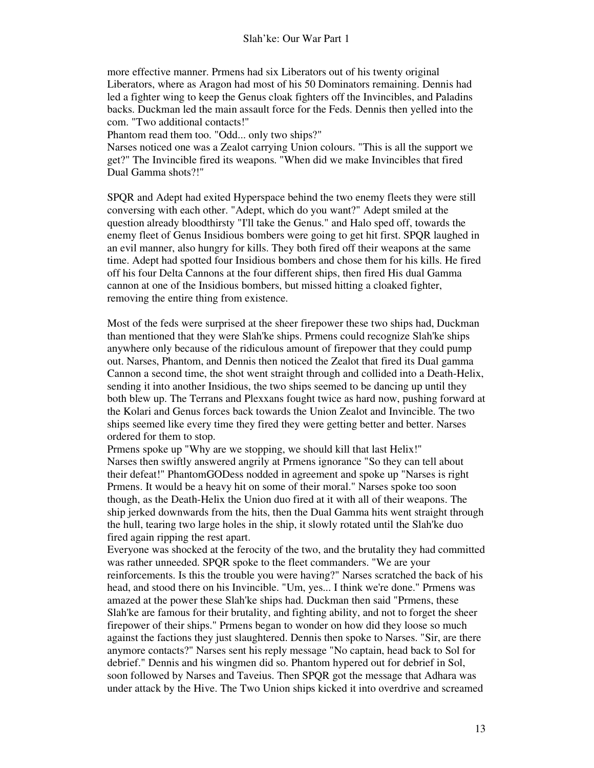more effective manner. Prmens had six Liberators out of his twenty original Liberators, where as Aragon had most of his 50 Dominators remaining. Dennis had led a fighter wing to keep the Genus cloak fighters off the Invincibles, and Paladins backs. Duckman led the main assault force for the Feds. Dennis then yelled into the com. "Two additional contacts!"

Phantom read them too. "Odd... only two ships?"

Narses noticed one was a Zealot carrying Union colours. "This is all the support we get?" The Invincible fired its weapons. "When did we make Invincibles that fired Dual Gamma shots?!"

SPQR and Adept had exited Hyperspace behind the two enemy fleets they were still conversing with each other. "Adept, which do you want?" Adept smiled at the question already bloodthirsty "I'll take the Genus." and Halo sped off, towards the enemy fleet of Genus Insidious bombers were going to get hit first. SPQR laughed in an evil manner, also hungry for kills. They both fired off their weapons at the same time. Adept had spotted four Insidious bombers and chose them for his kills. He fired off his four Delta Cannons at the four different ships, then fired His dual Gamma cannon at one of the Insidious bombers, but missed hitting a cloaked fighter, removing the entire thing from existence.

Most of the feds were surprised at the sheer firepower these two ships had, Duckman than mentioned that they were Slah'ke ships. Prmens could recognize Slah'ke ships anywhere only because of the ridiculous amount of firepower that they could pump out. Narses, Phantom, and Dennis then noticed the Zealot that fired its Dual gamma Cannon a second time, the shot went straight through and collided into a Death-Helix, sending it into another Insidious, the two ships seemed to be dancing up until they both blew up. The Terrans and Plexxans fought twice as hard now, pushing forward at the Kolari and Genus forces back towards the Union Zealot and Invincible. The two ships seemed like every time they fired they were getting better and better. Narses ordered for them to stop.

Prmens spoke up "Why are we stopping, we should kill that last Helix!"

Narses then swiftly answered angrily at Prmens ignorance "So they can tell about their defeat!" PhantomGODess nodded in agreement and spoke up "Narses is right Prmens. It would be a heavy hit on some of their moral." Narses spoke too soon though, as the Death-Helix the Union duo fired at it with all of their weapons. The ship jerked downwards from the hits, then the Dual Gamma hits went straight through the hull, tearing two large holes in the ship, it slowly rotated until the Slah'ke duo fired again ripping the rest apart.

Everyone was shocked at the ferocity of the two, and the brutality they had committed was rather unneeded. SPQR spoke to the fleet commanders. "We are your reinforcements. Is this the trouble you were having?" Narses scratched the back of his head, and stood there on his Invincible. "Um, yes... I think we're done." Prmens was amazed at the power these Slah'ke ships had. Duckman then said "Prmens, these Slah'ke are famous for their brutality, and fighting ability, and not to forget the sheer firepower of their ships." Prmens began to wonder on how did they loose so much against the factions they just slaughtered. Dennis then spoke to Narses. "Sir, are there anymore contacts?" Narses sent his reply message "No captain, head back to Sol for debrief." Dennis and his wingmen did so. Phantom hypered out for debrief in Sol, soon followed by Narses and Taveius. Then SPQR got the message that Adhara was under attack by the Hive. The Two Union ships kicked it into overdrive and screamed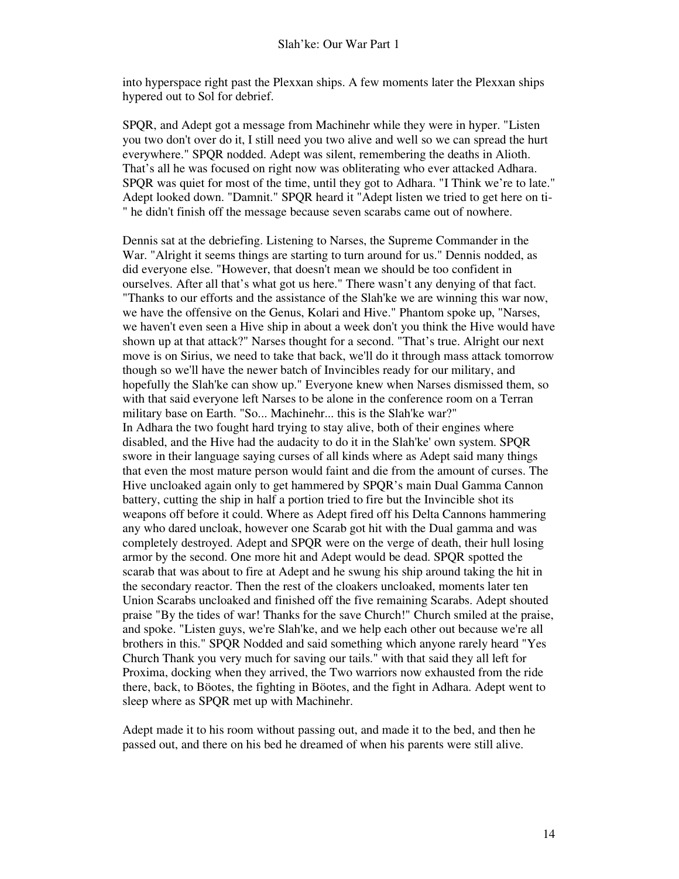into hyperspace right past the Plexxan ships. A few moments later the Plexxan ships hypered out to Sol for debrief.

SPQR, and Adept got a message from Machinehr while they were in hyper. "Listen you two don't over do it, I still need you two alive and well so we can spread the hurt everywhere." SPQR nodded. Adept was silent, remembering the deaths in Alioth. That's all he was focused on right now was obliterating who ever attacked Adhara. SPQR was quiet for most of the time, until they got to Adhara. "I Think we're to late." Adept looked down. "Damnit." SPQR heard it "Adept listen we tried to get here on ti-" he didn't finish off the message because seven scarabs came out of nowhere.

Dennis sat at the debriefing. Listening to Narses, the Supreme Commander in the War. "Alright it seems things are starting to turn around for us." Dennis nodded, as did everyone else. "However, that doesn't mean we should be too confident in ourselves. After all that's what got us here." There wasn't any denying of that fact. "Thanks to our efforts and the assistance of the Slah'ke we are winning this war now, we have the offensive on the Genus, Kolari and Hive." Phantom spoke up, "Narses, we haven't even seen a Hive ship in about a week don't you think the Hive would have shown up at that attack?" Narses thought for a second. "That's true. Alright our next move is on Sirius, we need to take that back, we'll do it through mass attack tomorrow though so we'll have the newer batch of Invincibles ready for our military, and hopefully the Slah'ke can show up." Everyone knew when Narses dismissed them, so with that said everyone left Narses to be alone in the conference room on a Terran military base on Earth. "So... Machinehr... this is the Slah'ke war?"
In Adhara the two fought hard trying to stay alive, both of their engines where disabled, and the Hive had the audacity to do it in the Slah'ke' own system. SPQR swore in their language saying curses of all kinds where as Adept said many things that even the most mature person would faint and die from the amount of curses. The Hive uncloaked again only to get hammered by SPQR's main Dual Gamma Cannon battery, cutting the ship in half a portion tried to fire but the Invincible shot its weapons off before it could. Where as Adept fired off his Delta Cannons hammering any who dared uncloak, however one Scarab got hit with the Dual gamma and was completely destroyed. Adept and SPQR were on the verge of death, their hull losing armor by the second. One more hit and Adept would be dead. SPQR spotted the scarab that was about to fire at Adept and he swung his ship around taking the hit in the secondary reactor. Then the rest of the cloakers uncloaked, moments later ten Union Scarabs uncloaked and finished off the five remaining Scarabs. Adept shouted praise "By the tides of war! Thanks for the save Church!" Church smiled at the praise, and spoke. "Listen guys, we're Slah'ke, and we help each other out because we're all brothers in this." SPQR Nodded and said something which anyone rarely heard "Yes Church Thank you very much for saving our tails." with that said they all left for Proxima, docking when they arrived, the Two warriors now exhausted from the ride there, back, to Böotes, the fighting in Böotes, and the fight in Adhara. Adept went to sleep where as SPQR met up with Machinehr.

Adept made it to his room without passing out, and made it to the bed, and then he passed out, and there on his bed he dreamed of when his parents were still alive.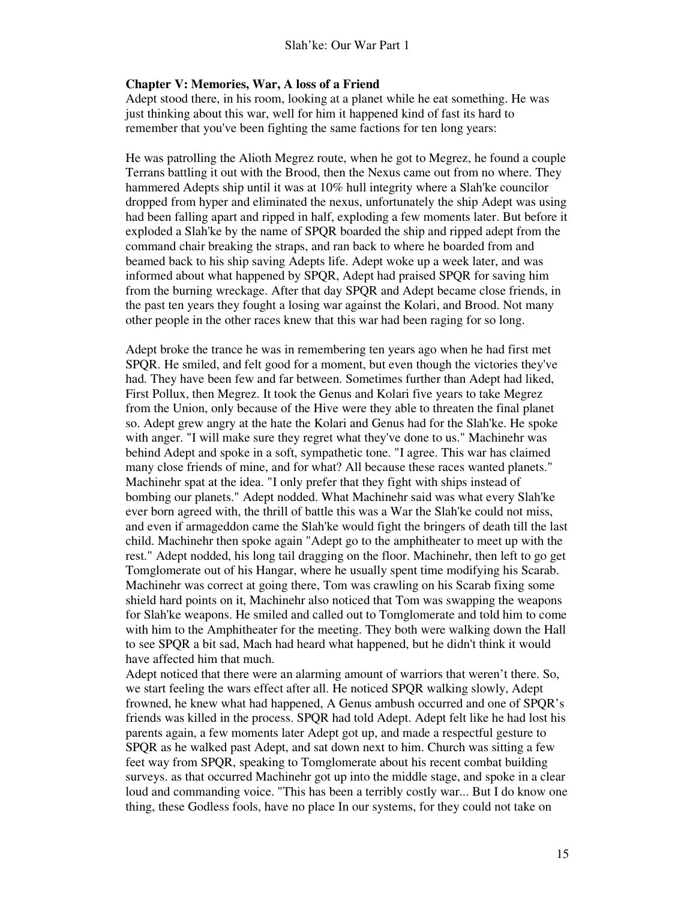**Chapter V: Memories, War, A loss of a Friend**

Adept stood there, in his room, looking at a planet while he eat something. He was just thinking about this war, well for him it happened kind of fast its hard to remember that you've been fighting the same factions for ten long years:

He was patrolling the Alioth Megrez route, when he got to Megrez, he found a couple Terrans battling it out with the Brood, then the Nexus came out from no where. They hammered Adepts ship until it was at 10% hull integrity where a Slah'ke councilor dropped from hyper and eliminated the nexus, unfortunately the ship Adept was using had been falling apart and ripped in half, exploding a few moments later. But before it exploded a Slah'ke by the name of SPQR boarded the ship and ripped adept from the command chair breaking the straps, and ran back to where he boarded from and beamed back to his ship saving Adepts life. Adept woke up a week later, and was informed about what happened by SPQR, Adept had praised SPQR for saving him from the burning wreckage. After that day SPQR and Adept became close friends, in the past ten years they fought a losing war against the Kolari, and Brood. Not many other people in the other races knew that this war had been raging for so long.

Adept broke the trance he was in remembering ten years ago when he had first met SPQR. He smiled, and felt good for a moment, but even though the victories they've had. They have been few and far between. Sometimes further than Adept had liked, First Pollux, then Megrez. It took the Genus and Kolari five years to take Megrez from the Union, only because of the Hive were they able to threaten the final planet so. Adept grew angry at the hate the Kolari and Genus had for the Slah'ke. He spoke with anger. "I will make sure they regret what they've done to us." Machinehr was behind Adept and spoke in a soft, sympathetic tone. "I agree. This war has claimed many close friends of mine, and for what? All because these races wanted planets." Machinehr spat at the idea. "I only prefer that they fight with ships instead of bombing our planets." Adept nodded. What Machinehr said was what every Slah'ke ever born agreed with, the thrill of battle this was a War the Slah'ke could not miss, and even if armageddon came the Slah'ke would fight the bringers of death till the last child. Machinehr then spoke again "Adept go to the amphitheater to meet up with the rest." Adept nodded, his long tail dragging on the floor. Machinehr, then left to go get Tomglomerate out of his Hangar, where he usually spent time modifying his Scarab. Machinehr was correct at going there, Tom was crawling on his Scarab fixing some shield hard points on it, Machinehr also noticed that Tom was swapping the weapons for Slah'ke weapons. He smiled and called out to Tomglomerate and told him to come with him to the Amphitheater for the meeting. They both were walking down the Hall to see SPQR a bit sad, Mach had heard what happened, but he didn't think it would have affected him that much.

Adept noticed that there were an alarming amount of warriors that weren't there. So, we start feeling the wars effect after all. He noticed SPQR walking slowly, Adept frowned, he knew what had happened, A Genus ambush occurred and one of SPQR's friends was killed in the process. SPQR had told Adept. Adept felt like he had lost his parents again, a few moments later Adept got up, and made a respectful gesture to SPQR as he walked past Adept, and sat down next to him. Church was sitting a few feet way from SPQR, speaking to Tomglomerate about his recent combat building surveys. as that occurred Machinehr got up into the middle stage, and spoke in a clear loud and commanding voice. "This has been a terribly costly war... But I do know one thing, these Godless fools, have no place In our systems, for they could not take on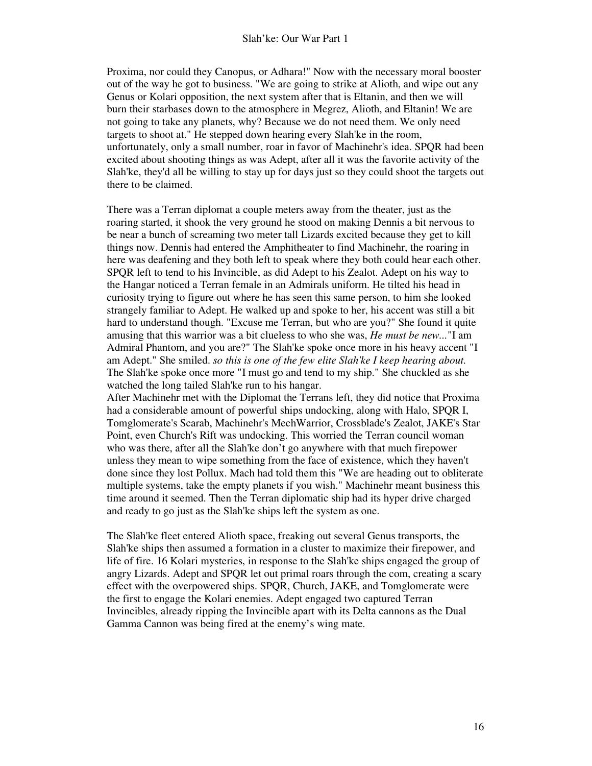Proxima, nor could they Canopus, or Adhara!" Now with the necessary moral booster out of the way he got to business. "We are going to strike at Alioth, and wipe out any Genus or Kolari opposition, the next system after that is Eltanin, and then we will burn their starbases down to the atmosphere in Megrez, Alioth, and Eltanin! We are not going to take any planets, why? Because we do not need them. We only need targets to shoot at." He stepped down hearing every Slah'ke in the room, unfortunately, only a small number, roar in favor of Machinehr's idea. SPQR had been excited about shooting things as was Adept, after all it was the favorite activity of the Slah'ke, they'd all be willing to stay up for days just so they could shoot the targets out there to be claimed.

There was a Terran diplomat a couple meters away from the theater, just as the roaring started, it shook the very ground he stood on making Dennis a bit nervous to be near a bunch of screaming two meter tall Lizards excited because they get to kill things now. Dennis had entered the Amphitheater to find Machinehr, the roaring in here was deafening and they both left to speak where they both could hear each other. SPQR left to tend to his Invincible, as did Adept to his Zealot. Adept on his way to the Hangar noticed a Terran female in an Admirals uniform. He tilted his head in curiosity trying to figure out where he has seen this same person, to him she looked strangely familiar to Adept. He walked up and spoke to her, his accent was still a bit hard to understand though. "Excuse me Terran, but who are you?" She found it quite amusing that this warrior was a bit clueless to who she was, *He must be new...*"I am Admiral Phantom, and you are?" The Slah'ke spoke once more in his heavy accent "I am Adept." She smiled. *so this is one of the few elite Slah'ke I keep hearing about.* The Slah'ke spoke once more "I must go and tend to my ship." She chuckled as she watched the long tailed Slah'ke run to his hangar.
After Machinehr met with the Diplomat the Terrans left, they did notice that Proxima had a considerable amount of powerful ships undocking, along with Halo, SPQR I, Tomglomerate's Scarab, Machinehr's MechWarrior, Crossblade's Zealot, JAKE's Star Point, even Church's Rift was undocking. This worried the Terran council woman who was there, after all the Slah'ke don't go anywhere with that much firepower unless they mean to wipe something from the face of existence, which they haven't done since they lost Pollux. Mach had told them this "We are heading out to obliterate multiple systems, take the empty planets if you wish." Machinehr meant business this time around it seemed. Then the Terran diplomatic ship had its hyper drive charged and ready to go just as the Slah'ke ships left the system as one.

The Slah'ke fleet entered Alioth space, freaking out several Genus transports, the Slah'ke ships then assumed a formation in a cluster to maximize their firepower, and life of fire. 16 Kolari mysteries, in response to the Slah'ke ships engaged the group of angry Lizards. Adept and SPQR let out primal roars through the com, creating a scary effect with the overpowered ships. SPQR, Church, JAKE, and Tomglomerate were the first to engage the Kolari enemies. Adept engaged two captured Terran Invincibles, already ripping the Invincible apart with its Delta cannons as the Dual Gamma Cannon was being fired at the enemy's wing mate.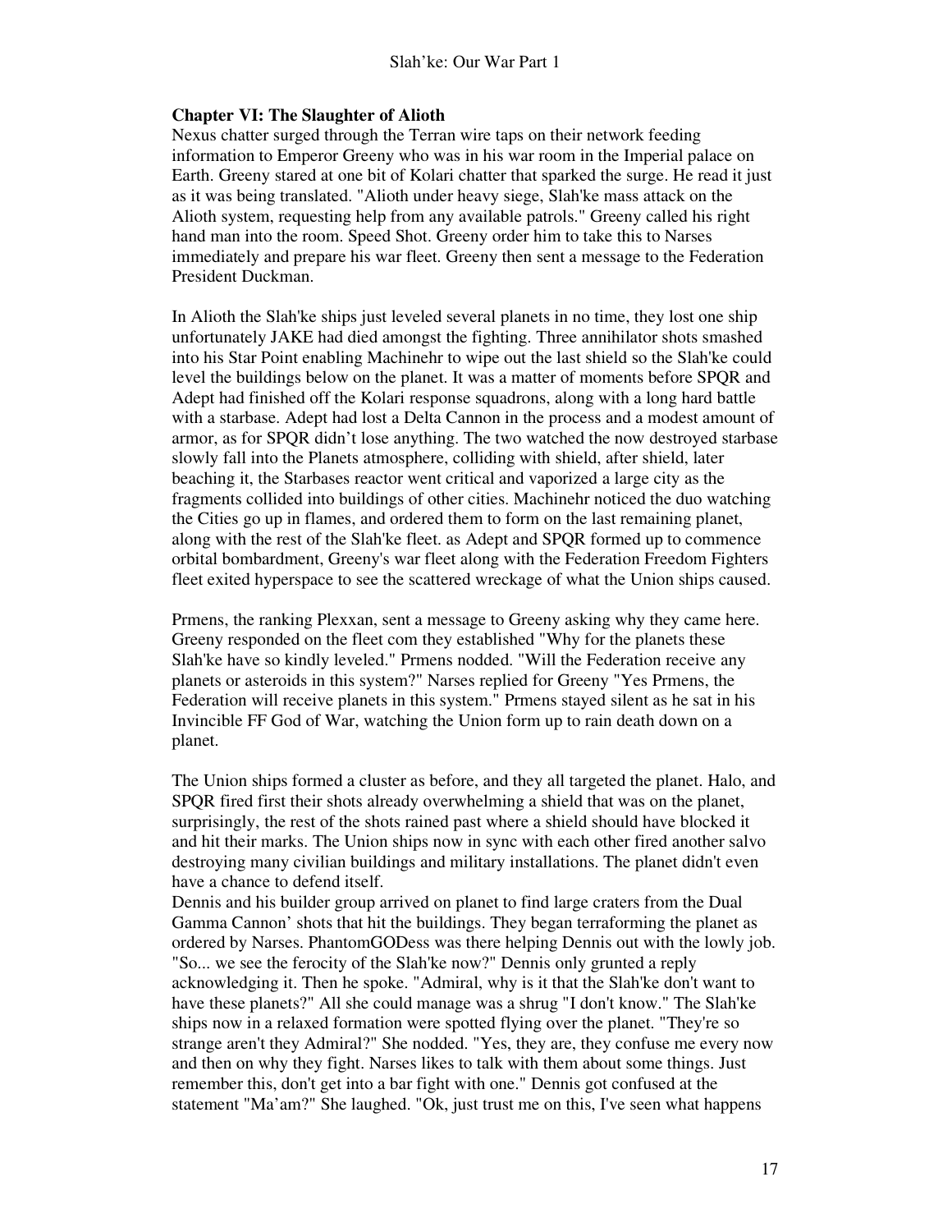**Chapter VI: The Slaughter of Alioth**

Nexus chatter surged through the Terran wire taps on their network feeding information to Emperor Greeny who was in his war room in the Imperial palace on Earth. Greeny stared at one bit of Kolari chatter that sparked the surge. He read it just as it was being translated. "Alioth under heavy siege, Slah'ke mass attack on the Alioth system, requesting help from any available patrols." Greeny called his right hand man into the room. Speed Shot. Greeny order him to take this to Narses immediately and prepare his war fleet. Greeny then sent a message to the Federation President Duckman.

In Alioth the Slah'ke ships just leveled several planets in no time, they lost one ship unfortunately JAKE had died amongst the fighting. Three annihilator shots smashed into his Star Point enabling Machinehr to wipe out the last shield so the Slah'ke could level the buildings below on the planet. It was a matter of moments before SPQR and Adept had finished off the Kolari response squadrons, along with a long hard battle with a starbase. Adept had lost a Delta Cannon in the process and a modest amount of armor, as for SPQR didn't lose anything. The two watched the now destroyed starbase slowly fall into the Planets atmosphere, colliding with shield, after shield, later beaching it, the Starbases reactor went critical and vaporized a large city as the fragments collided into buildings of other cities. Machinehr noticed the duo watching the Cities go up in flames, and ordered them to form on the last remaining planet, along with the rest of the Slah'ke fleet. as Adept and SPQR formed up to commence orbital bombardment, Greeny's war fleet along with the Federation Freedom Fighters fleet exited hyperspace to see the scattered wreckage of what the Union ships caused.

Prmens, the ranking Plexxan, sent a message to Greeny asking why they came here. Greeny responded on the fleet com they established "Why for the planets these Slah'ke have so kindly leveled." Prmens nodded. "Will the Federation receive any planets or asteroids in this system?" Narses replied for Greeny "Yes Prmens, the Federation will receive planets in this system." Prmens stayed silent as he sat in his Invincible FF God of War, watching the Union form up to rain death down on a planet.

The Union ships formed a cluster as before, and they all targeted the planet. Halo, and SPQR fired first their shots already overwhelming a shield that was on the planet, surprisingly, the rest of the shots rained past where a shield should have blocked it and hit their marks. The Union ships now in sync with each other fired another salvo destroying many civilian buildings and military installations. The planet didn't even have a chance to defend itself.

Dennis and his builder group arrived on planet to find large craters from the Dual Gamma Cannon' shots that hit the buildings. They began terraforming the planet as ordered by Narses. PhantomGODess was there helping Dennis out with the lowly job. "So... we see the ferocity of the Slah'ke now?" Dennis only grunted a reply acknowledging it. Then he spoke. "Admiral, why is it that the Slah'ke don't want to have these planets?" All she could manage was a shrug "I don't know." The Slah'ke ships now in a relaxed formation were spotted flying over the planet. "They're so strange aren't they Admiral?" She nodded. "Yes, they are, they confuse me every now and then on why they fight. Narses likes to talk with them about some things. Just remember this, don't get into a bar fight with one." Dennis got confused at the statement "Ma'am?" She laughed. "Ok, just trust me on this, I've seen what happens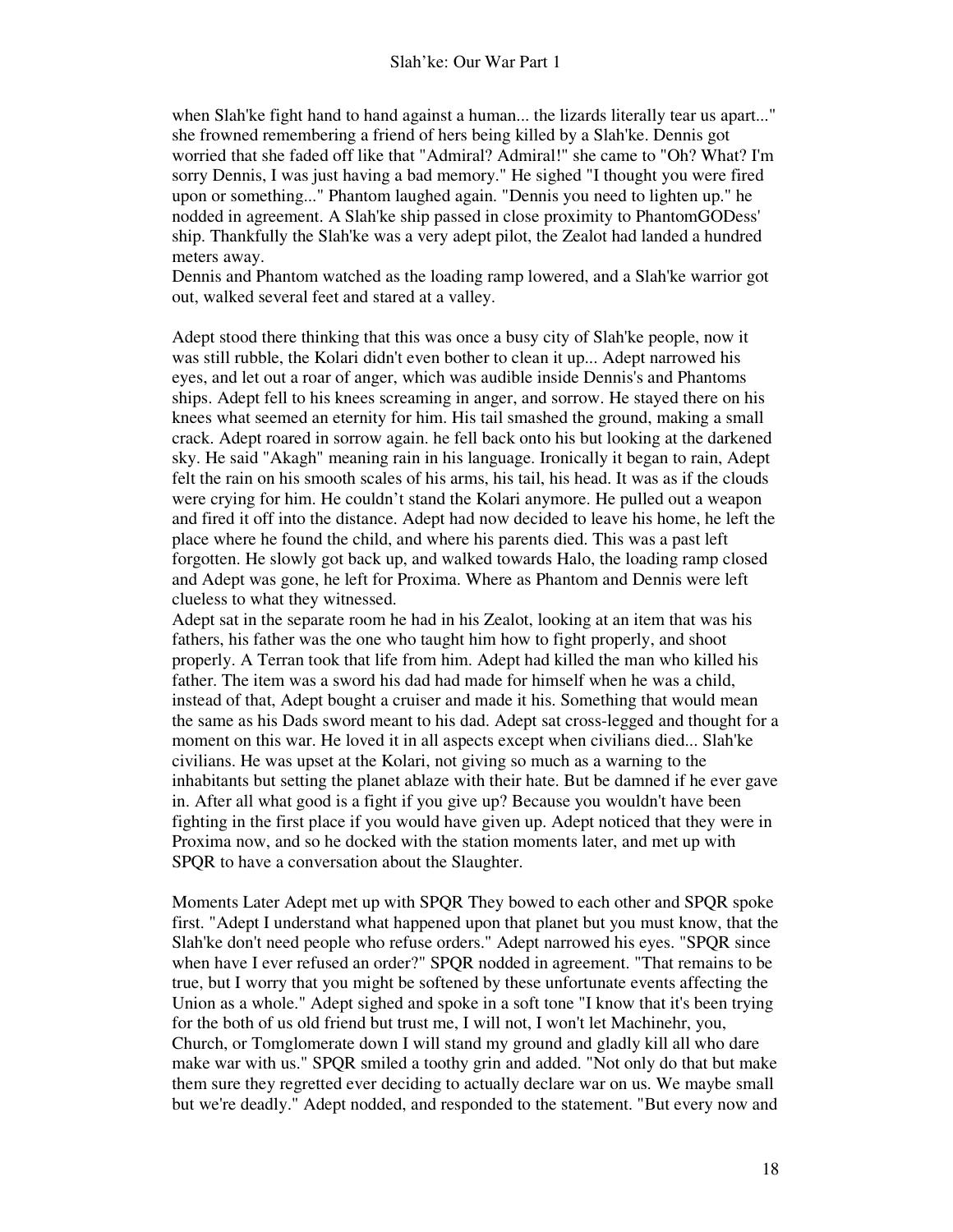when Slah'ke fight hand to hand against a human... the lizards literally tear us apart..." she frowned remembering a friend of hers being killed by a Slah'ke. Dennis got worried that she faded off like that "Admiral? Admiral!" she came to "Oh? What? I'm sorry Dennis, I was just having a bad memory." He sighed "I thought you were fired upon or something..." Phantom laughed again. "Dennis you need to lighten up." he nodded in agreement. A Slah'ke ship passed in close proximity to PhantomGODess' ship. Thankfully the Slah'ke was a very adept pilot, the Zealot had landed a hundred meters away.
Dennis and Phantom watched as the loading ramp lowered, and a Slah'ke warrior got out, walked several feet and stared at a valley.

Adept stood there thinking that this was once a busy city of Slah'ke people, now it was still rubble, the Kolari didn't even bother to clean it up... Adept narrowed his eyes, and let out a roar of anger, which was audible inside Dennis's and Phantoms ships. Adept fell to his knees screaming in anger, and sorrow. He stayed there on his knees what seemed an eternity for him. His tail smashed the ground, making a small crack. Adept roared in sorrow again. he fell back onto his but looking at the darkened sky. He said "Akagh" meaning rain in his language. Ironically it began to rain, Adept felt the rain on his smooth scales of his arms, his tail, his head. It was as if the clouds were crying for him. He couldn't stand the Kolari anymore. He pulled out a weapon and fired it off into the distance. Adept had now decided to leave his home, he left the place where he found the child, and where his parents died. This was a past left forgotten. He slowly got back up, and walked towards Halo, the loading ramp closed and Adept was gone, he left for Proxima. Where as Phantom and Dennis were left clueless to what they witnessed.
Adept sat in the separate room he had in his Zealot, looking at an item that was his fathers, his father was the one who taught him how to fight properly, and shoot properly. A Terran took that life from him. Adept had killed the man who killed his father. The item was a sword his dad had made for himself when he was a child, instead of that, Adept bought a cruiser and made it his. Something that would mean the same as his Dads sword meant to his dad. Adept sat cross-legged and thought for a moment on this war. He loved it in all aspects except when civilians died... Slah'ke civilians. He was upset at the Kolari, not giving so much as a warning to the inhabitants but setting the planet ablaze with their hate. But be damned if he ever gave in. After all what good is a fight if you give up? Because you wouldn't have been fighting in the first place if you would have given up. Adept noticed that they were in Proxima now, and so he docked with the station moments later, and met up with SPQR to have a conversation about the Slaughter.

Moments Later Adept met up with SPQR They bowed to each other and SPQR spoke first. "Adept I understand what happened upon that planet but you must know, that the Slah'ke don't need people who refuse orders." Adept narrowed his eyes. "SPQR since when have I ever refused an order?" SPQR nodded in agreement. "That remains to be true, but I worry that you might be softened by these unfortunate events affecting the Union as a whole." Adept sighed and spoke in a soft tone "I know that it's been trying for the both of us old friend but trust me, I will not, I won't let Machinehr, you, Church, or Tomglomerate down I will stand my ground and gladly kill all who dare make war with us." SPQR smiled a toothy grin and added. "Not only do that but make them sure they regretted ever deciding to actually declare war on us. We maybe small but we're deadly." Adept nodded, and responded to the statement. "But every now and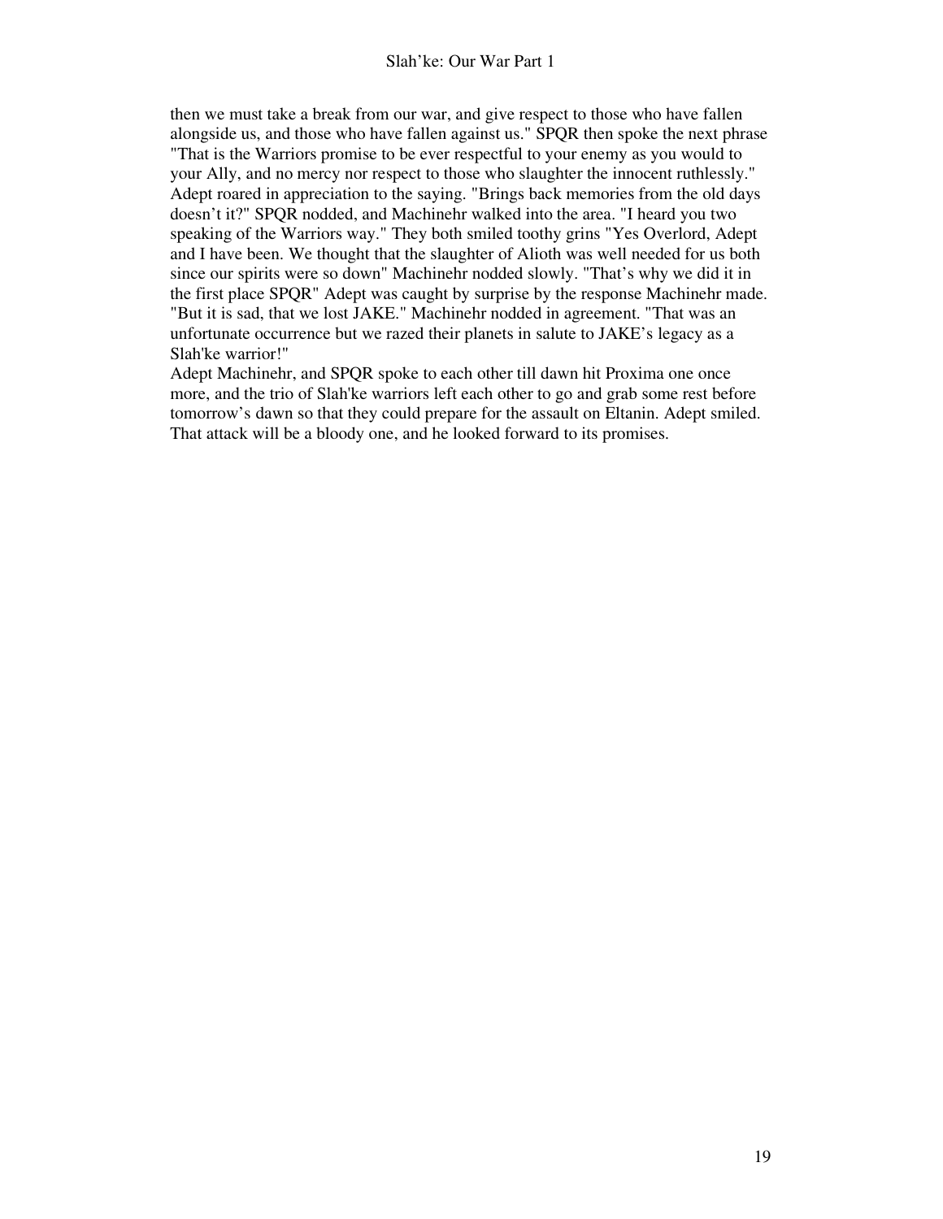then we must take a break from our war, and give respect to those who have fallen alongside us, and those who have fallen against us." SPQR then spoke the next phrase "That is the Warriors promise to be ever respectful to your enemy as you would to your Ally, and no mercy nor respect to those who slaughter the innocent ruthlessly." Adept roared in appreciation to the saying. "Brings back memories from the old days doesn't it?" SPQR nodded, and Machinehr walked into the area. "I heard you two speaking of the Warriors way." They both smiled toothy grins "Yes Overlord, Adept and I have been. We thought that the slaughter of Alioth was well needed for us both since our spirits were so down" Machinehr nodded slowly. "That's why we did it in the first place SPQR" Adept was caught by surprise by the response Machinehr made. "But it is sad, that we lost JAKE." Machinehr nodded in agreement. "That was an unfortunate occurrence but we razed their planets in salute to JAKE's legacy as a Slah'ke warrior!"

Adept Machinehr, and SPQR spoke to each other till dawn hit Proxima one once more, and the trio of Slah'ke warriors left each other to go and grab some rest before tomorrow's dawn so that they could prepare for the assault on Eltanin. Adept smiled. That attack will be a bloody one, and he looked forward to its promises.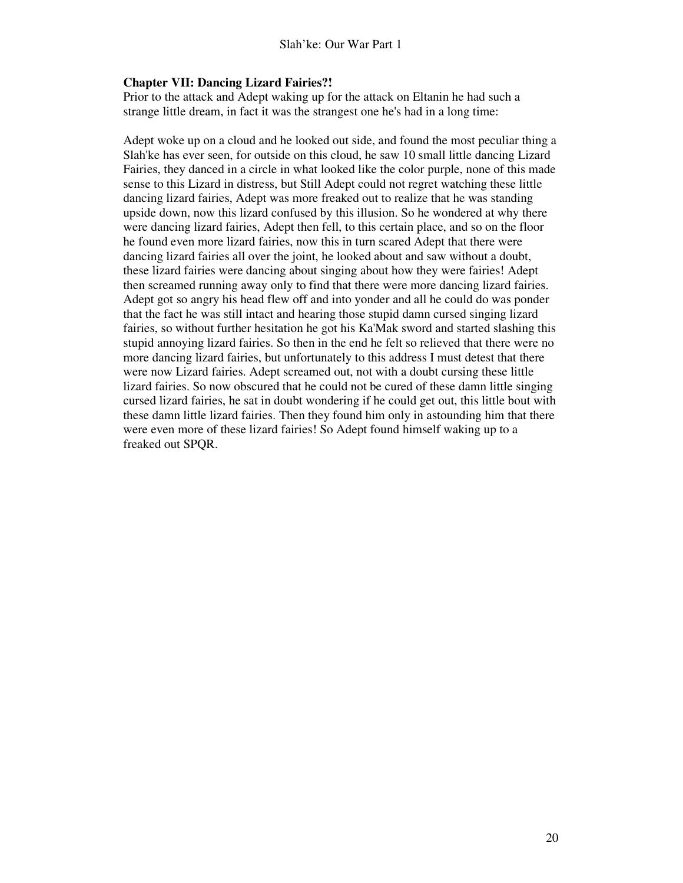**Chapter VII: Dancing Lizard Fairies?!**

Prior to the attack and Adept waking up for the attack on Eltanin he had such a strange little dream, in fact it was the strangest one he's had in a long time:

Adept woke up on a cloud and he looked out side, and found the most peculiar thing a Slah'ke has ever seen, for outside on this cloud, he saw 10 small little dancing Lizard Fairies, they danced in a circle in what looked like the color purple, none of this made sense to this Lizard in distress, but Still Adept could not regret watching these little dancing lizard fairies, Adept was more freaked out to realize that he was standing upside down, now this lizard confused by this illusion. So he wondered at why there were dancing lizard fairies, Adept then fell, to this certain place, and so on the floor he found even more lizard fairies, now this in turn scared Adept that there were dancing lizard fairies all over the joint, he looked about and saw without a doubt, these lizard fairies were dancing about singing about how they were fairies! Adept then screamed running away only to find that there were more dancing lizard fairies. Adept got so angry his head flew off and into yonder and all he could do was ponder that the fact he was still intact and hearing those stupid damn cursed singing lizard fairies, so without further hesitation he got his Ka'Mak sword and started slashing this stupid annoying lizard fairies. So then in the end he felt so relieved that there were no more dancing lizard fairies, but unfortunately to this address I must detest that there were now Lizard fairies. Adept screamed out, not with a doubt cursing these little lizard fairies. So now obscured that he could not be cured of these damn little singing cursed lizard fairies, he sat in doubt wondering if he could get out, this little bout with these damn little lizard fairies. Then they found him only in astounding him that there were even more of these lizard fairies! So Adept found himself waking up to a freaked out SPQR.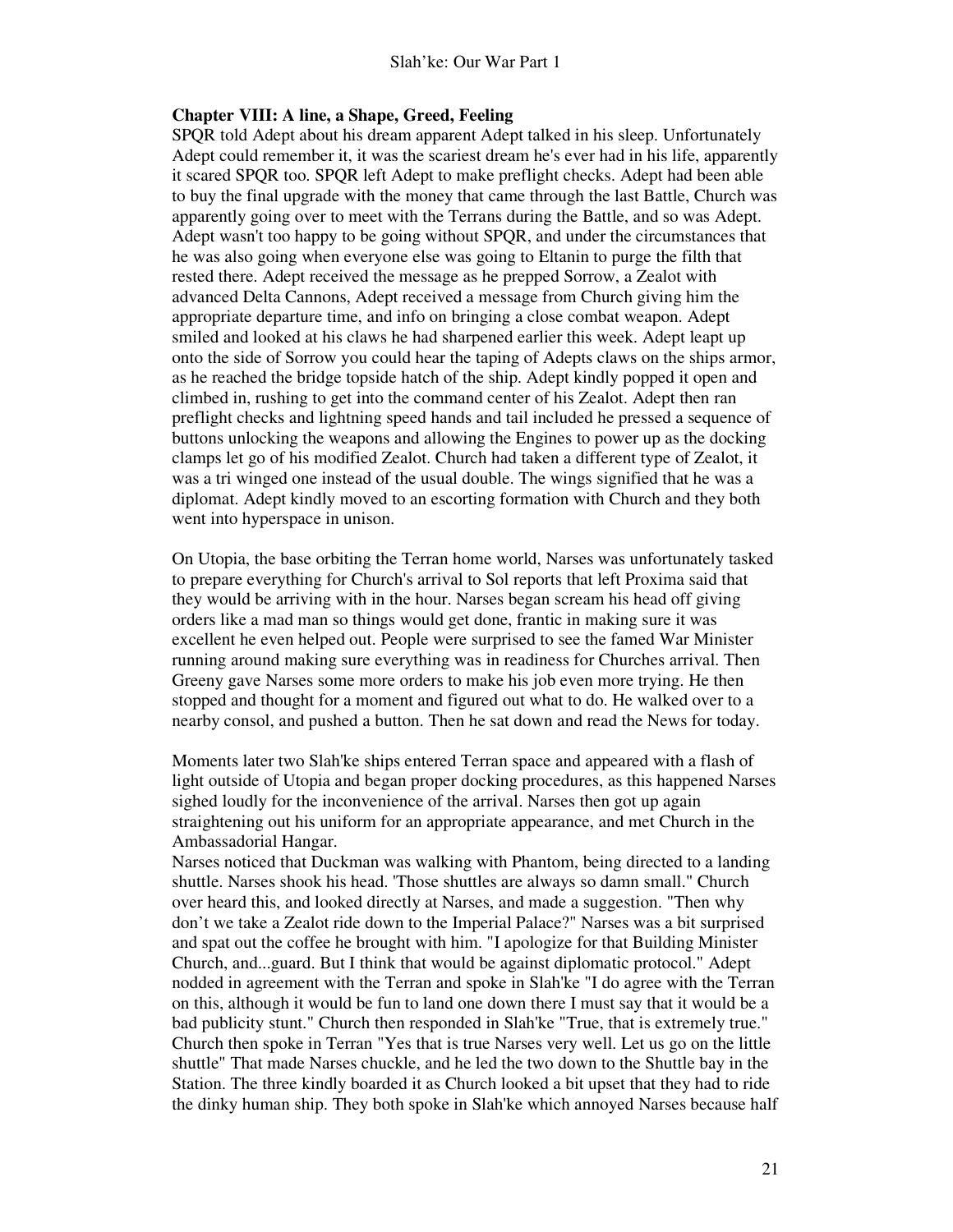**Chapter VIII: A line, a Shape, Greed, Feeling**

SPQR told Adept about his dream apparent Adept talked in his sleep. Unfortunately Adept could remember it, it was the scariest dream he's ever had in his life, apparently it scared SPQR too. SPQR left Adept to make preflight checks. Adept had been able to buy the final upgrade with the money that came through the last Battle, Church was apparently going over to meet with the Terrans during the Battle, and so was Adept. Adept wasn't too happy to be going without SPQR, and under the circumstances that he was also going when everyone else was going to Eltanin to purge the filth that rested there. Adept received the message as he prepped Sorrow, a Zealot with advanced Delta Cannons, Adept received a message from Church giving him the appropriate departure time, and info on bringing a close combat weapon. Adept smiled and looked at his claws he had sharpened earlier this week. Adept leapt up onto the side of Sorrow you could hear the taping of Adepts claws on the ships armor, as he reached the bridge topside hatch of the ship. Adept kindly popped it open and climbed in, rushing to get into the command center of his Zealot. Adept then ran preflight checks and lightning speed hands and tail included he pressed a sequence of buttons unlocking the weapons and allowing the Engines to power up as the docking clamps let go of his modified Zealot. Church had taken a different type of Zealot, it was a tri winged one instead of the usual double. The wings signified that he was a diplomat. Adept kindly moved to an escorting formation with Church and they both went into hyperspace in unison.

On Utopia, the base orbiting the Terran home world, Narses was unfortunately tasked to prepare everything for Church's arrival to Sol reports that left Proxima said that they would be arriving with in the hour. Narses began scream his head off giving orders like a mad man so things would get done, frantic in making sure it was excellent he even helped out. People were surprised to see the famed War Minister running around making sure everything was in readiness for Churches arrival. Then Greeny gave Narses some more orders to make his job even more trying. He then stopped and thought for a moment and figured out what to do. He walked over to a nearby consol, and pushed a button. Then he sat down and read the News for today.

Moments later two Slah'ke ships entered Terran space and appeared with a flash of light outside of Utopia and began proper docking procedures, as this happened Narses sighed loudly for the inconvenience of the arrival. Narses then got up again straightening out his uniform for an appropriate appearance, and met Church in the Ambassadorial Hangar.

Narses noticed that Duckman was walking with Phantom, being directed to a landing shuttle. Narses shook his head. 'Those shuttles are always so damn small." Church over heard this, and looked directly at Narses, and made a suggestion. "Then why don't we take a Zealot ride down to the Imperial Palace?" Narses was a bit surprised and spat out the coffee he brought with him. "I apologize for that Building Minister Church, and...guard. But I think that would be against diplomatic protocol." Adept nodded in agreement with the Terran and spoke in Slah'ke "I do agree with the Terran on this, although it would be fun to land one down there I must say that it would be a bad publicity stunt." Church then responded in Slah'ke "True, that is extremely true." Church then spoke in Terran "Yes that is true Narses very well. Let us go on the little shuttle" That made Narses chuckle, and he led the two down to the Shuttle bay in the Station. The three kindly boarded it as Church looked a bit upset that they had to ride the dinky human ship. They both spoke in Slah'ke which annoyed Narses because half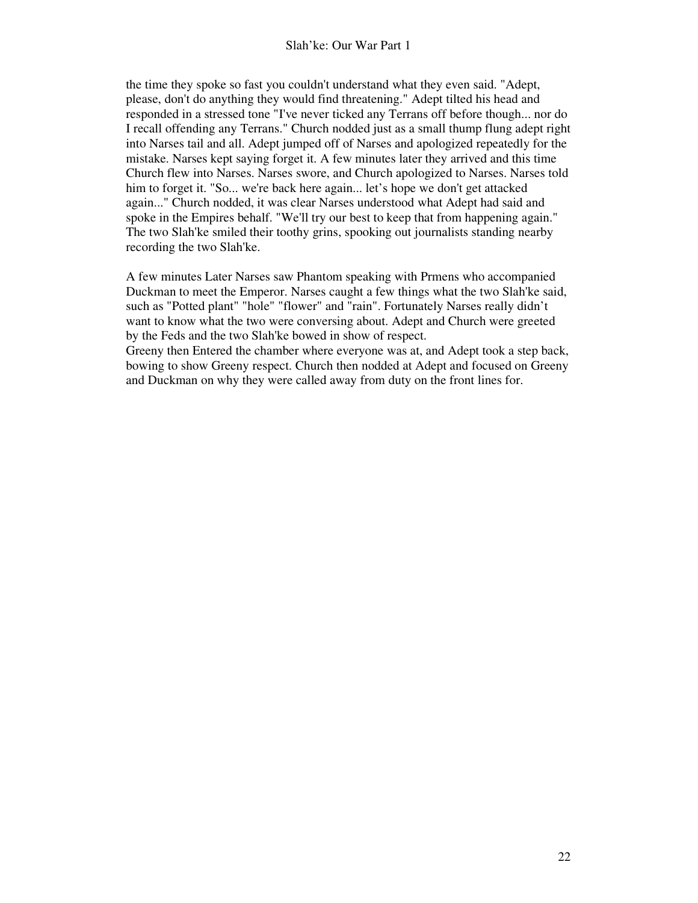the time they spoke so fast you couldn't understand what they even said. "Adept, please, don't do anything they would find threatening." Adept tilted his head and responded in a stressed tone "I've never ticked any Terrans off before though... nor do I recall offending any Terrans." Church nodded just as a small thump flung adept right into Narses tail and all. Adept jumped off of Narses and apologized repeatedly for the mistake. Narses kept saying forget it. A few minutes later they arrived and this time Church flew into Narses. Narses swore, and Church apologized to Narses. Narses told him to forget it. "So... we're back here again... let's hope we don't get attacked again..." Church nodded, it was clear Narses understood what Adept had said and spoke in the Empires behalf. "We'll try our best to keep that from happening again." The two Slah'ke smiled their toothy grins, spooking out journalists standing nearby recording the two Slah'ke.

A few minutes Later Narses saw Phantom speaking with Prmens who accompanied Duckman to meet the Emperor. Narses caught a few things what the two Slah'ke said, such as "Potted plant" "hole" "flower" and "rain". Fortunately Narses really didn't want to know what the two were conversing about. Adept and Church were greeted by the Feds and the two Slah'ke bowed in show of respect.
Greeny then Entered the chamber where everyone was at, and Adept took a step back, bowing to show Greeny respect. Church then nodded at Adept and focused on Greeny and Duckman on why they were called away from duty on the front lines for.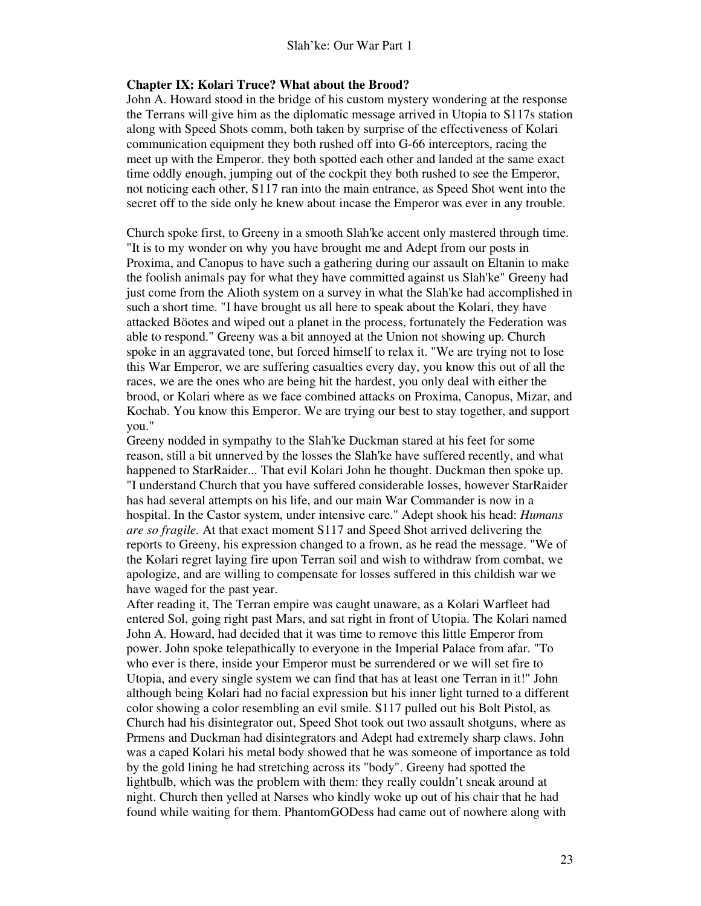**Chapter IX: Kolari Truce? What about the Brood?**

John A. Howard stood in the bridge of his custom mystery wondering at the response the Terrans will give him as the diplomatic message arrived in Utopia to S117s station along with Speed Shots comm, both taken by surprise of the effectiveness of Kolari communication equipment they both rushed off into G-66 interceptors, racing the meet up with the Emperor. they both spotted each other and landed at the same exact time oddly enough, jumping out of the cockpit they both rushed to see the Emperor, not noticing each other, S117 ran into the main entrance, as Speed Shot went into the secret off to the side only he knew about incase the Emperor was ever in any trouble.

Church spoke first, to Greeny in a smooth Slah'ke accent only mastered through time. "It is to my wonder on why you have brought me and Adept from our posts in Proxima, and Canopus to have such a gathering during our assault on Eltanin to make the foolish animals pay for what they have committed against us Slah'ke" Greeny had just come from the Alioth system on a survey in what the Slah'ke had accomplished in such a short time. "I have brought us all here to speak about the Kolari, they have attacked Böotes and wiped out a planet in the process, fortunately the Federation was able to respond." Greeny was a bit annoyed at the Union not showing up. Church spoke in an aggravated tone, but forced himself to relax it. "We are trying not to lose this War Emperor, we are suffering casualties every day, you know this out of all the races, we are the ones who are being hit the hardest, you only deal with either the brood, or Kolari where as we face combined attacks on Proxima, Canopus, Mizar, and Kochab. You know this Emperor. We are trying our best to stay together, and support you."

Greeny nodded in sympathy to the Slah'ke Duckman stared at his feet for some reason, still a bit unnerved by the losses the Slah'ke have suffered recently, and what happened to StarRaider... That evil Kolari John he thought. Duckman then spoke up. "I understand Church that you have suffered considerable losses, however StarRaider has had several attempts on his life, and our main War Commander is now in a hospital. In the Castor system, under intensive care." Adept shook his head: *Humans are so fragile.* At that exact moment S117 and Speed Shot arrived delivering the reports to Greeny, his expression changed to a frown, as he read the message. "We of the Kolari regret laying fire upon Terran soil and wish to withdraw from combat, we apologize, and are willing to compensate for losses suffered in this childish war we have waged for the past year.

After reading it, The Terran empire was caught unaware, as a Kolari Warfleet had entered Sol, going right past Mars, and sat right in front of Utopia. The Kolari named John A. Howard, had decided that it was time to remove this little Emperor from power. John spoke telepathically to everyone in the Imperial Palace from afar. "To who ever is there, inside your Emperor must be surrendered or we will set fire to Utopia, and every single system we can find that has at least one Terran in it!" John although being Kolari had no facial expression but his inner light turned to a different color showing a color resembling an evil smile. S117 pulled out his Bolt Pistol, as Church had his disintegrator out, Speed Shot took out two assault shotguns, where as Prmens and Duckman had disintegrators and Adept had extremely sharp claws. John was a caped Kolari his metal body showed that he was someone of importance as told by the gold lining he had stretching across its "body". Greeny had spotted the lightbulb, which was the problem with them: they really couldn't sneak around at night. Church then yelled at Narses who kindly woke up out of his chair that he had found while waiting for them. PhantomGODess had came out of nowhere along with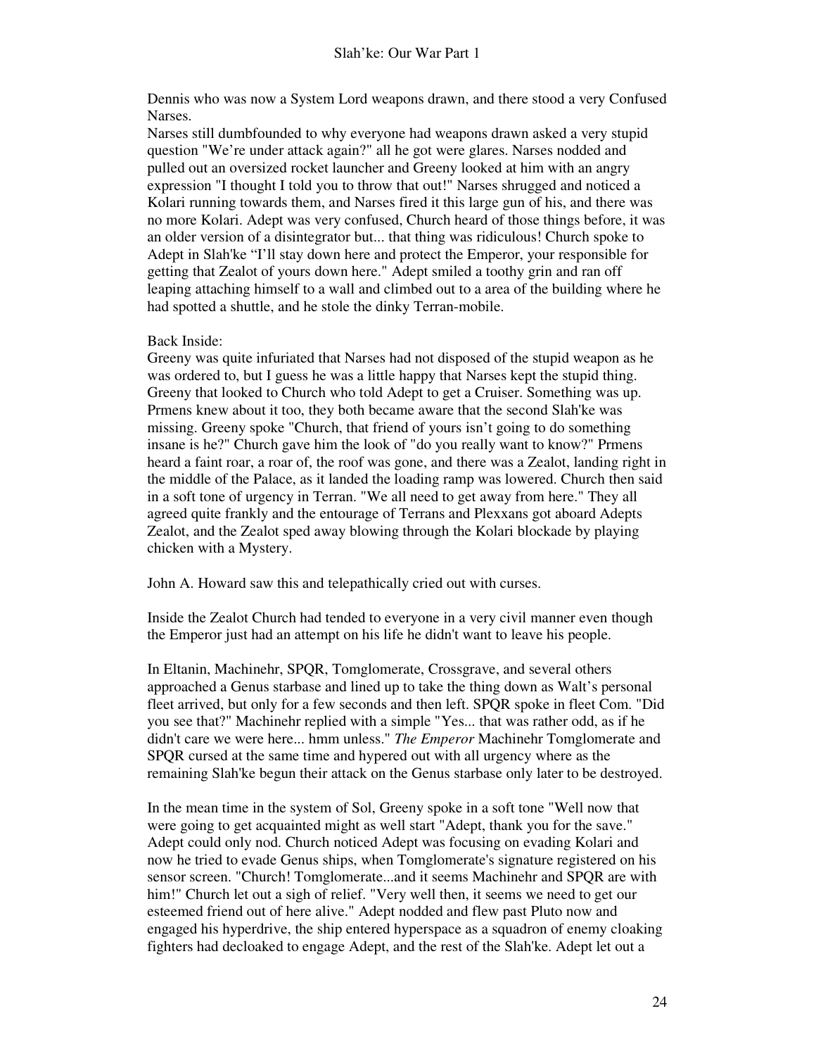Dennis who was now a System Lord weapons drawn, and there stood a very Confused Narses.
Narses still dumbfounded to why everyone had weapons drawn asked a very stupid question "We're under attack again?" all he got were glares. Narses nodded and pulled out an oversized rocket launcher and Greeny looked at him with an angry expression "I thought I told you to throw that out!" Narses shrugged and noticed a Kolari running towards them, and Narses fired it this large gun of his, and there was no more Kolari. Adept was very confused, Church heard of those things before, it was an older version of a disintegrator but... that thing was ridiculous! Church spoke to Adept in Slah'ke "I'll stay down here and protect the Emperor, your responsible for getting that Zealot of yours down here." Adept smiled a toothy grin and ran off leaping attaching himself to a wall and climbed out to a area of the building where he had spotted a shuttle, and he stole the dinky Terran-mobile.

Back Inside:
Greeny was quite infuriated that Narses had not disposed of the stupid weapon as he was ordered to, but I guess he was a little happy that Narses kept the stupid thing. Greeny that looked to Church who told Adept to get a Cruiser. Something was up. Prmens knew about it too, they both became aware that the second Slah'ke was missing. Greeny spoke "Church, that friend of yours isn't going to do something insane is he?" Church gave him the look of "do you really want to know?" Prmens heard a faint roar, a roar of, the roof was gone, and there was a Zealot, landing right in the middle of the Palace, as it landed the loading ramp was lowered. Church then said in a soft tone of urgency in Terran. "We all need to get away from here." They all agreed quite frankly and the entourage of Terrans and Plexxans got aboard Adepts Zealot, and the Zealot sped away blowing through the Kolari blockade by playing chicken with a Mystery.

John A. Howard saw this and telepathically cried out with curses.

Inside the Zealot Church had tended to everyone in a very civil manner even though the Emperor just had an attempt on his life he didn't want to leave his people.

In Eltanin, Machinehr, SPQR, Tomglomerate, Crossgrave, and several others approached a Genus starbase and lined up to take the thing down as Walt's personal fleet arrived, but only for a few seconds and then left. SPQR spoke in fleet Com. "Did you see that?" Machinehr replied with a simple "Yes... that was rather odd, as if he didn't care we were here... hmm unless." *The Emperor* Machinehr Tomglomerate and SPQR cursed at the same time and hypered out with all urgency where as the remaining Slah'ke begun their attack on the Genus starbase only later to be destroyed.

In the mean time in the system of Sol, Greeny spoke in a soft tone "Well now that were going to get acquainted might as well start "Adept, thank you for the save." Adept could only nod. Church noticed Adept was focusing on evading Kolari and now he tried to evade Genus ships, when Tomglomerate's signature registered on his sensor screen. "Church! Tomglomerate...and it seems Machinehr and SPQR are with him!" Church let out a sigh of relief. "Very well then, it seems we need to get our esteemed friend out of here alive." Adept nodded and flew past Pluto now and engaged his hyperdrive, the ship entered hyperspace as a squadron of enemy cloaking fighters had decloaked to engage Adept, and the rest of the Slah'ke. Adept let out a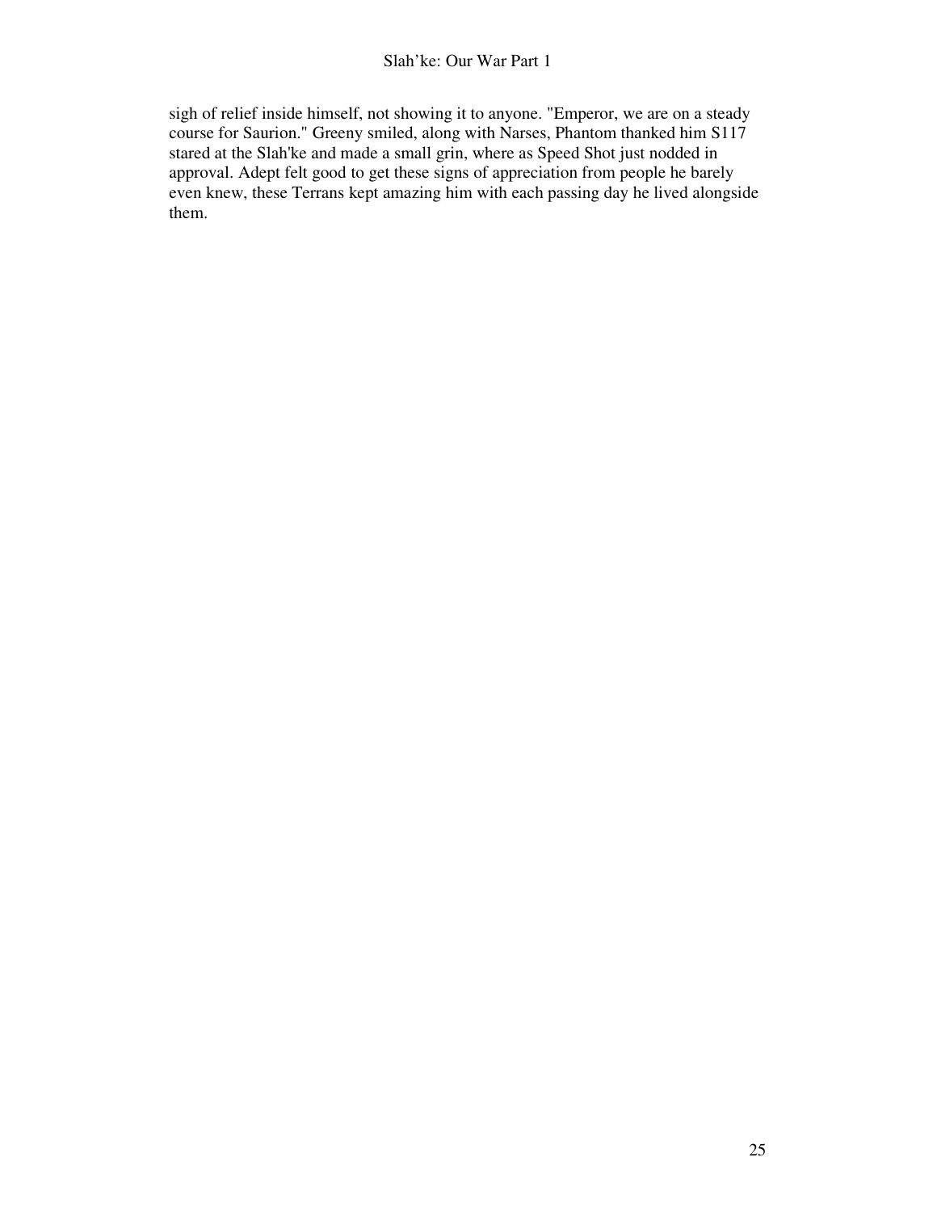sigh of relief inside himself, not showing it to anyone. "Emperor, we are on a steady course for Saurion." Greeny smiled, along with Narses, Phantom thanked him S117 stared at the Slah'ke and made a small grin, where as Speed Shot just nodded in approval. Adept felt good to get these signs of appreciation from people he barely even knew, these Terrans kept amazing him with each passing day he lived alongside them.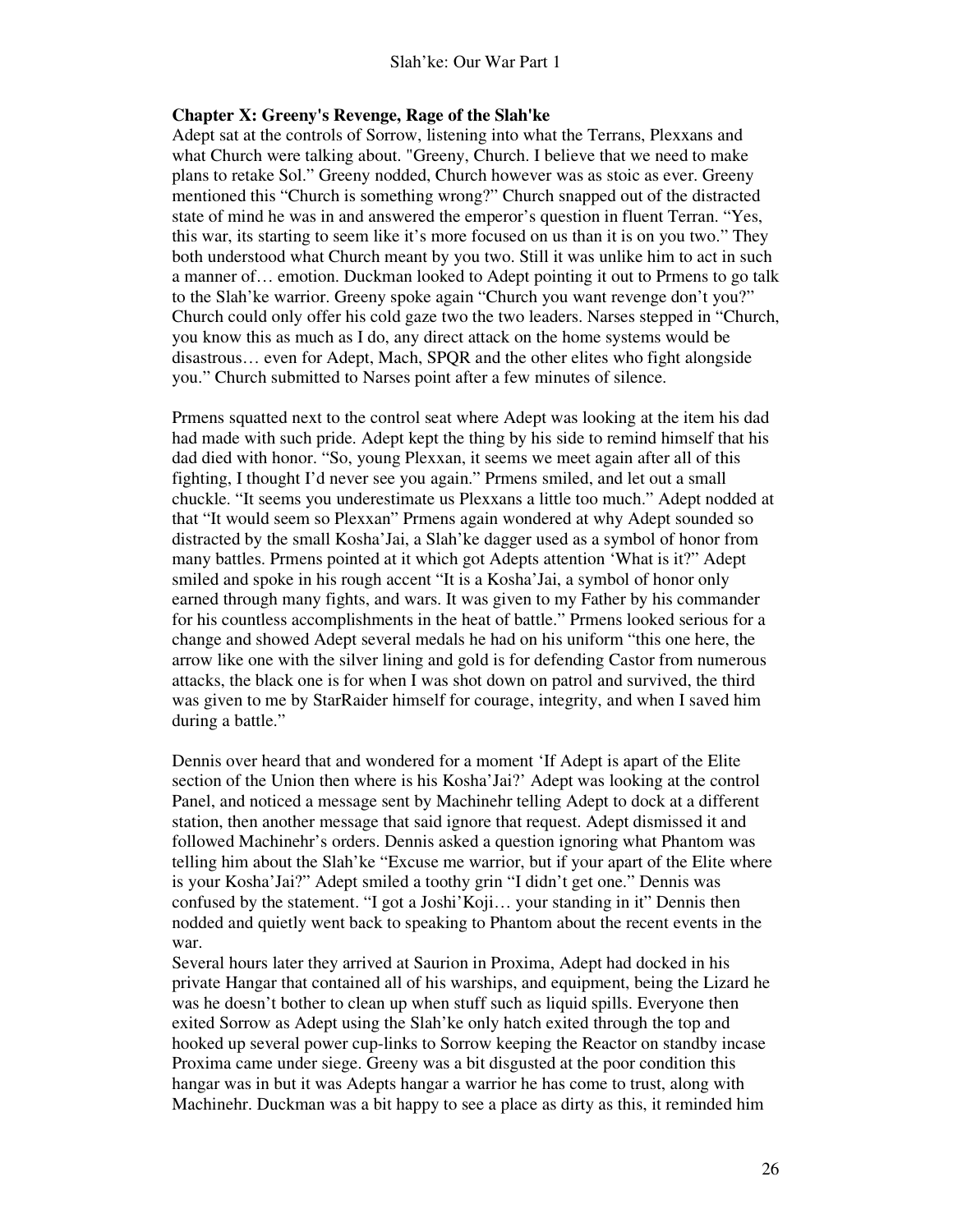**Chapter X: Greeny's Revenge, Rage of the Slah'ke**

Adept sat at the controls of Sorrow, listening into what the Terrans, Plexxans and what Church were talking about. "Greeny, Church. I believe that we need to make plans to retake Sol." Greeny nodded, Church however was as stoic as ever. Greeny mentioned this "Church is something wrong?" Church snapped out of the distracted state of mind he was in and answered the emperor's question in fluent Terran. "Yes, this war, its starting to seem like it's more focused on us than it is on you two." They both understood what Church meant by you two. Still it was unlike him to act in such a manner of… emotion. Duckman looked to Adept pointing it out to Prmens to go talk to the Slah'ke warrior. Greeny spoke again "Church you want revenge don't you?" Church could only offer his cold gaze two the two leaders. Narses stepped in "Church, you know this as much as I do, any direct attack on the home systems would be disastrous… even for Adept, Mach, SPQR and the other elites who fight alongside you." Church submitted to Narses point after a few minutes of silence.

Prmens squatted next to the control seat where Adept was looking at the item his dad had made with such pride. Adept kept the thing by his side to remind himself that his dad died with honor. "So, young Plexxan, it seems we meet again after all of this fighting, I thought I'd never see you again." Prmens smiled, and let out a small chuckle. "It seems you underestimate us Plexxans a little too much." Adept nodded at that "It would seem so Plexxan" Prmens again wondered at why Adept sounded so distracted by the small Kosha'Jai, a Slah'ke dagger used as a symbol of honor from many battles. Prmens pointed at it which got Adepts attention 'What is it?" Adept smiled and spoke in his rough accent "It is a Kosha'Jai, a symbol of honor only earned through many fights, and wars. It was given to my Father by his commander for his countless accomplishments in the heat of battle." Prmens looked serious for a change and showed Adept several medals he had on his uniform "this one here, the arrow like one with the silver lining and gold is for defending Castor from numerous attacks, the black one is for when I was shot down on patrol and survived, the third was given to me by StarRaider himself for courage, integrity, and when I saved him during a battle."

Dennis over heard that and wondered for a moment 'If Adept is apart of the Elite section of the Union then where is his Kosha'Jai?' Adept was looking at the control Panel, and noticed a message sent by Machinehr telling Adept to dock at a different station, then another message that said ignore that request. Adept dismissed it and followed Machinehr's orders. Dennis asked a question ignoring what Phantom was telling him about the Slah'ke "Excuse me warrior, but if your apart of the Elite where is your Kosha'Jai?" Adept smiled a toothy grin "I didn't get one." Dennis was confused by the statement. "I got a Joshi'Koji… your standing in it" Dennis then nodded and quietly went back to speaking to Phantom about the recent events in the war.

Several hours later they arrived at Saurion in Proxima, Adept had docked in his private Hangar that contained all of his warships, and equipment, being the Lizard he was he doesn't bother to clean up when stuff such as liquid spills. Everyone then exited Sorrow as Adept using the Slah'ke only hatch exited through the top and hooked up several power cup-links to Sorrow keeping the Reactor on standby incase Proxima came under siege. Greeny was a bit disgusted at the poor condition this hangar was in but it was Adepts hangar a warrior he has come to trust, along with Machinehr. Duckman was a bit happy to see a place as dirty as this, it reminded him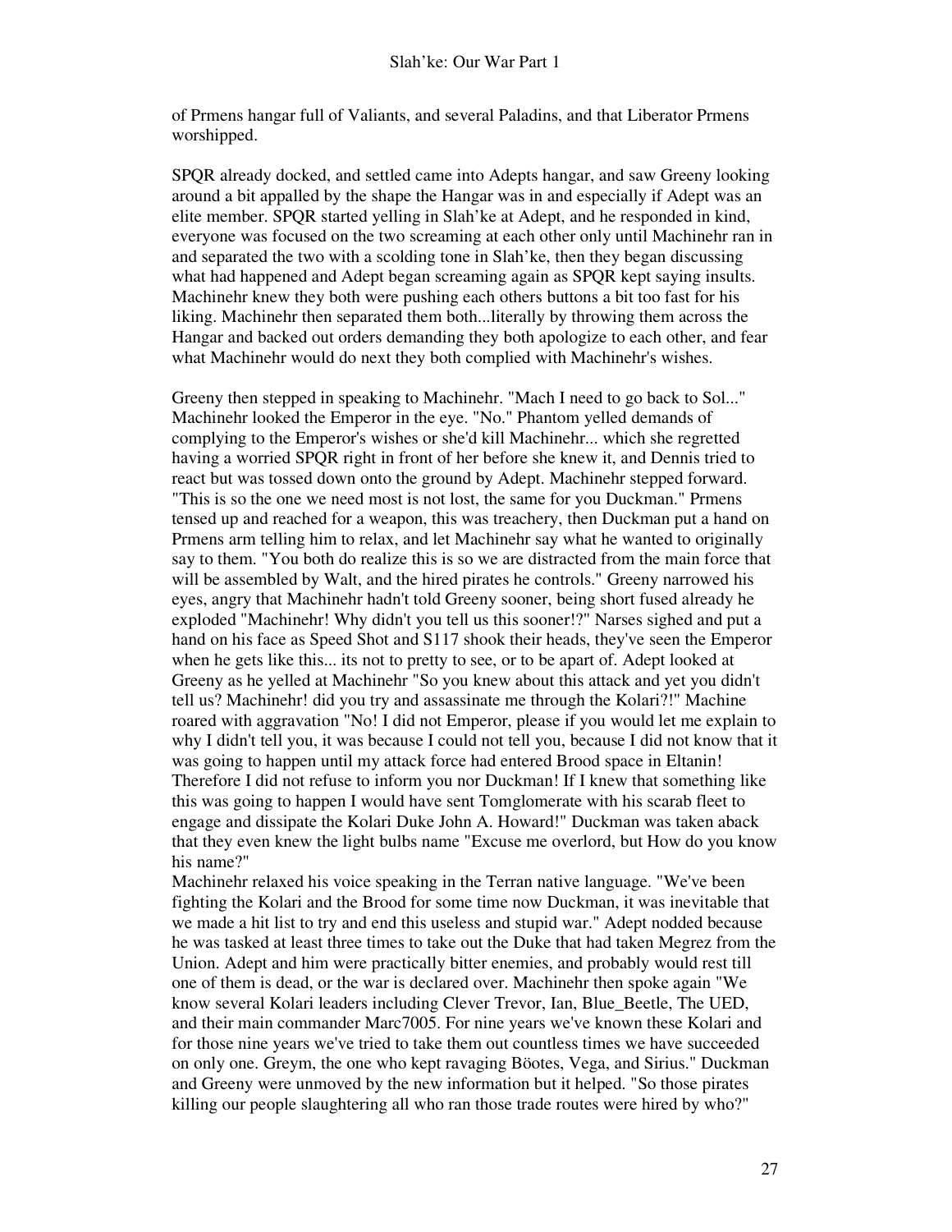of Prmens hangar full of Valiants, and several Paladins, and that Liberator Prmens worshipped.

SPQR already docked, and settled came into Adepts hangar, and saw Greeny looking around a bit appalled by the shape the Hangar was in and especially if Adept was an elite member. SPQR started yelling in Slah'ke at Adept, and he responded in kind, everyone was focused on the two screaming at each other only until Machinehr ran in and separated the two with a scolding tone in Slah'ke, then they began discussing what had happened and Adept began screaming again as SPQR kept saying insults. Machinehr knew they both were pushing each others buttons a bit too fast for his liking. Machinehr then separated them both...literally by throwing them across the Hangar and backed out orders demanding they both apologize to each other, and fear what Machinehr would do next they both complied with Machinehr's wishes.

Greeny then stepped in speaking to Machinehr. "Mach I need to go back to Sol..." Machinehr looked the Emperor in the eye. "No." Phantom yelled demands of complying to the Emperor's wishes or she'd kill Machinehr... which she regretted having a worried SPQR right in front of her before she knew it, and Dennis tried to react but was tossed down onto the ground by Adept. Machinehr stepped forward. "This is so the one we need most is not lost, the same for you Duckman." Prmens tensed up and reached for a weapon, this was treachery, then Duckman put a hand on Prmens arm telling him to relax, and let Machinehr say what he wanted to originally say to them. "You both do realize this is so we are distracted from the main force that will be assembled by Walt, and the hired pirates he controls." Greeny narrowed his eyes, angry that Machinehr hadn't told Greeny sooner, being short fused already he exploded "Machinehr! Why didn't you tell us this sooner!?" Narses sighed and put a hand on his face as Speed Shot and S117 shook their heads, they've seen the Emperor when he gets like this... its not to pretty to see, or to be apart of. Adept looked at Greeny as he yelled at Machinehr "So you knew about this attack and yet you didn't tell us? Machinehr! did you try and assassinate me through the Kolari?!" Machine roared with aggravation "No! I did not Emperor, please if you would let me explain to why I didn't tell you, it was because I could not tell you, because I did not know that it was going to happen until my attack force had entered Brood space in Eltanin! Therefore I did not refuse to inform you nor Duckman! If I knew that something like this was going to happen I would have sent Tomglomerate with his scarab fleet to engage and dissipate the Kolari Duke John A. Howard!" Duckman was taken aback that they even knew the light bulbs name "Excuse me overlord, but How do you know his name?"
Machinehr relaxed his voice speaking in the Terran native language. "We've been fighting the Kolari and the Brood for some time now Duckman, it was inevitable that we made a hit list to try and end this useless and stupid war." Adept nodded because he was tasked at least three times to take out the Duke that had taken Megrez from the Union. Adept and him were practically bitter enemies, and probably would rest till one of them is dead, or the war is declared over. Machinehr then spoke again "We know several Kolari leaders including Clever Trevor, Ian, Blue_Beetle, The UED, and their main commander Marc7005. For nine years we've known these Kolari and for those nine years we've tried to take them out countless times we have succeeded on only one. Greym, the one who kept ravaging Böotes, Vega, and Sirius." Duckman and Greeny were unmoved by the new information but it helped. "So those pirates killing our people slaughtering all who ran those trade routes were hired by who?"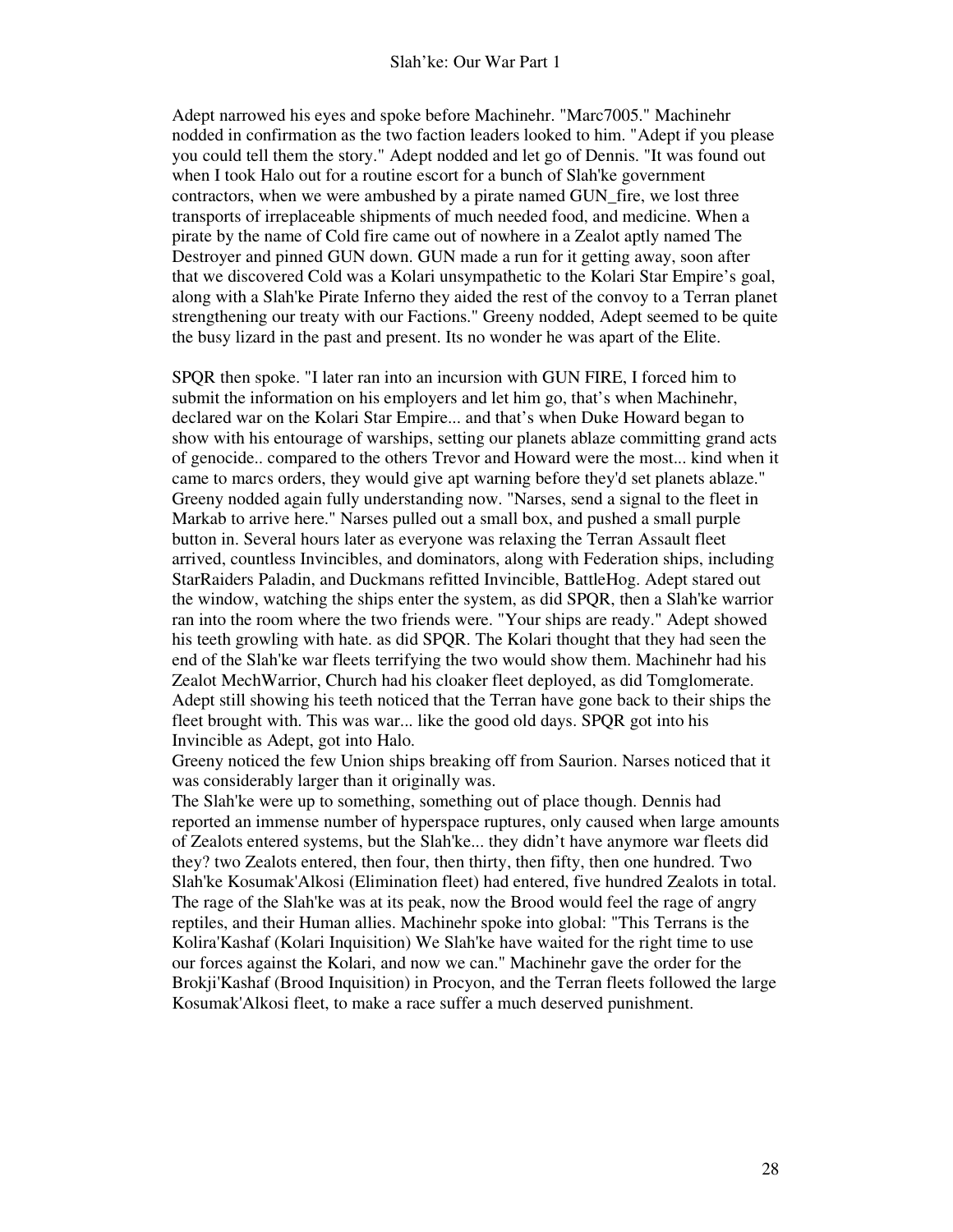Adept narrowed his eyes and spoke before Machinehr. "Marc7005." Machinehr nodded in confirmation as the two faction leaders looked to him. "Adept if you please you could tell them the story." Adept nodded and let go of Dennis. "It was found out when I took Halo out for a routine escort for a bunch of Slah'ke government contractors, when we were ambushed by a pirate named GUN_fire, we lost three transports of irreplaceable shipments of much needed food, and medicine. When a pirate by the name of Cold fire came out of nowhere in a Zealot aptly named The Destroyer and pinned GUN down. GUN made a run for it getting away, soon after that we discovered Cold was a Kolari unsympathetic to the Kolari Star Empire's goal, along with a Slah'ke Pirate Inferno they aided the rest of the convoy to a Terran planet strengthening our treaty with our Factions." Greeny nodded, Adept seemed to be quite the busy lizard in the past and present. Its no wonder he was apart of the Elite.

SPQR then spoke. "I later ran into an incursion with GUN FIRE, I forced him to submit the information on his employers and let him go, that's when Machinehr, declared war on the Kolari Star Empire... and that's when Duke Howard began to show with his entourage of warships, setting our planets ablaze committing grand acts of genocide.. compared to the others Trevor and Howard were the most... kind when it came to marcs orders, they would give apt warning before they'd set planets ablaze." Greeny nodded again fully understanding now. "Narses, send a signal to the fleet in Markab to arrive here." Narses pulled out a small box, and pushed a small purple button in. Several hours later as everyone was relaxing the Terran Assault fleet arrived, countless Invincibles, and dominators, along with Federation ships, including StarRaiders Paladin, and Duckmans refitted Invincible, BattleHog. Adept stared out the window, watching the ships enter the system, as did SPQR, then a Slah'ke warrior ran into the room where the two friends were. "Your ships are ready." Adept showed his teeth growling with hate. as did SPQR. The Kolari thought that they had seen the end of the Slah'ke war fleets terrifying the two would show them. Machinehr had his Zealot MechWarrior, Church had his cloaker fleet deployed, as did Tomglomerate. Adept still showing his teeth noticed that the Terran have gone back to their ships the fleet brought with. This was war... like the good old days. SPQR got into his Invincible as Adept, got into Halo.
Greeny noticed the few Union ships breaking off from Saurion. Narses noticed that it was considerably larger than it originally was.
The Slah'ke were up to something, something out of place though. Dennis had reported an immense number of hyperspace ruptures, only caused when large amounts of Zealots entered systems, but the Slah'ke... they didn't have anymore war fleets did they? two Zealots entered, then four, then thirty, then fifty, then one hundred. Two Slah'ke Kosumak'Alkosi (Elimination fleet) had entered, five hundred Zealots in total. The rage of the Slah'ke was at its peak, now the Brood would feel the rage of angry reptiles, and their Human allies. Machinehr spoke into global: "This Terrans is the Kolira'Kashaf (Kolari Inquisition) We Slah'ke have waited for the right time to use our forces against the Kolari, and now we can." Machinehr gave the order for the Brokji'Kashaf (Brood Inquisition) in Procyon, and the Terran fleets followed the large Kosumak'Alkosi fleet, to make a race suffer a much deserved punishment.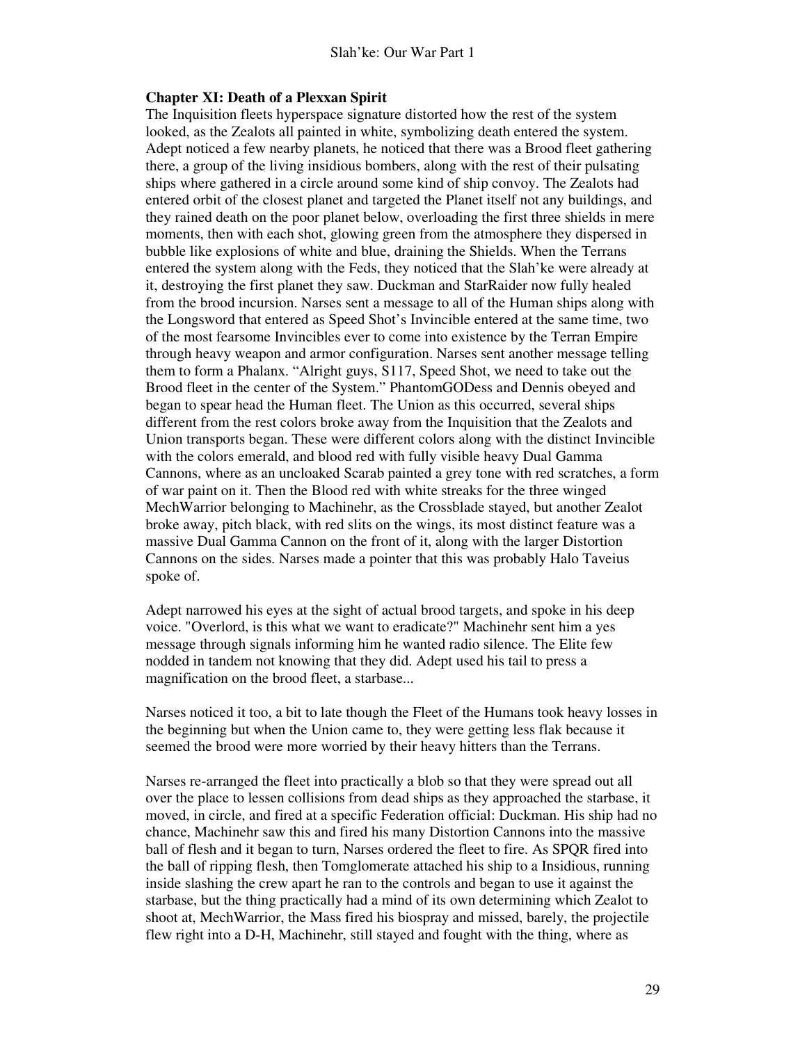**Chapter XI: Death of a Plexxan Spirit**

The Inquisition fleets hyperspace signature distorted how the rest of the system looked, as the Zealots all painted in white, symbolizing death entered the system. Adept noticed a few nearby planets, he noticed that there was a Brood fleet gathering there, a group of the living insidious bombers, along with the rest of their pulsating ships where gathered in a circle around some kind of ship convoy. The Zealots had entered orbit of the closest planet and targeted the Planet itself not any buildings, and they rained death on the poor planet below, overloading the first three shields in mere moments, then with each shot, glowing green from the atmosphere they dispersed in bubble like explosions of white and blue, draining the Shields. When the Terrans entered the system along with the Feds, they noticed that the Slah'ke were already at it, destroying the first planet they saw. Duckman and StarRaider now fully healed from the brood incursion. Narses sent a message to all of the Human ships along with the Longsword that entered as Speed Shot's Invincible entered at the same time, two of the most fearsome Invincibles ever to come into existence by the Terran Empire through heavy weapon and armor configuration. Narses sent another message telling them to form a Phalanx. "Alright guys, S117, Speed Shot, we need to take out the Brood fleet in the center of the System." PhantomGODess and Dennis obeyed and began to spear head the Human fleet. The Union as this occurred, several ships different from the rest colors broke away from the Inquisition that the Zealots and Union transports began. These were different colors along with the distinct Invincible with the colors emerald, and blood red with fully visible heavy Dual Gamma Cannons, where as an uncloaked Scarab painted a grey tone with red scratches, a form of war paint on it. Then the Blood red with white streaks for the three winged MechWarrior belonging to Machinehr, as the Crossblade stayed, but another Zealot broke away, pitch black, with red slits on the wings, its most distinct feature was a massive Dual Gamma Cannon on the front of it, along with the larger Distortion Cannons on the sides. Narses made a pointer that this was probably Halo Taveius spoke of.

Adept narrowed his eyes at the sight of actual brood targets, and spoke in his deep voice. "Overlord, is this what we want to eradicate?" Machinehr sent him a yes message through signals informing him he wanted radio silence. The Elite few nodded in tandem not knowing that they did. Adept used his tail to press a magnification on the brood fleet, a starbase...

Narses noticed it too, a bit to late though the Fleet of the Humans took heavy losses in the beginning but when the Union came to, they were getting less flak because it seemed the brood were more worried by their heavy hitters than the Terrans.

Narses re-arranged the fleet into practically a blob so that they were spread out all over the place to lessen collisions from dead ships as they approached the starbase, it moved, in circle, and fired at a specific Federation official: Duckman. His ship had no chance, Machinehr saw this and fired his many Distortion Cannons into the massive ball of flesh and it began to turn, Narses ordered the fleet to fire. As SPQR fired into the ball of ripping flesh, then Tomglomerate attached his ship to a Insidious, running inside slashing the crew apart he ran to the controls and began to use it against the starbase, but the thing practically had a mind of its own determining which Zealot to shoot at, MechWarrior, the Mass fired his biospray and missed, barely, the projectile flew right into a D-H, Machinehr, still stayed and fought with the thing, where as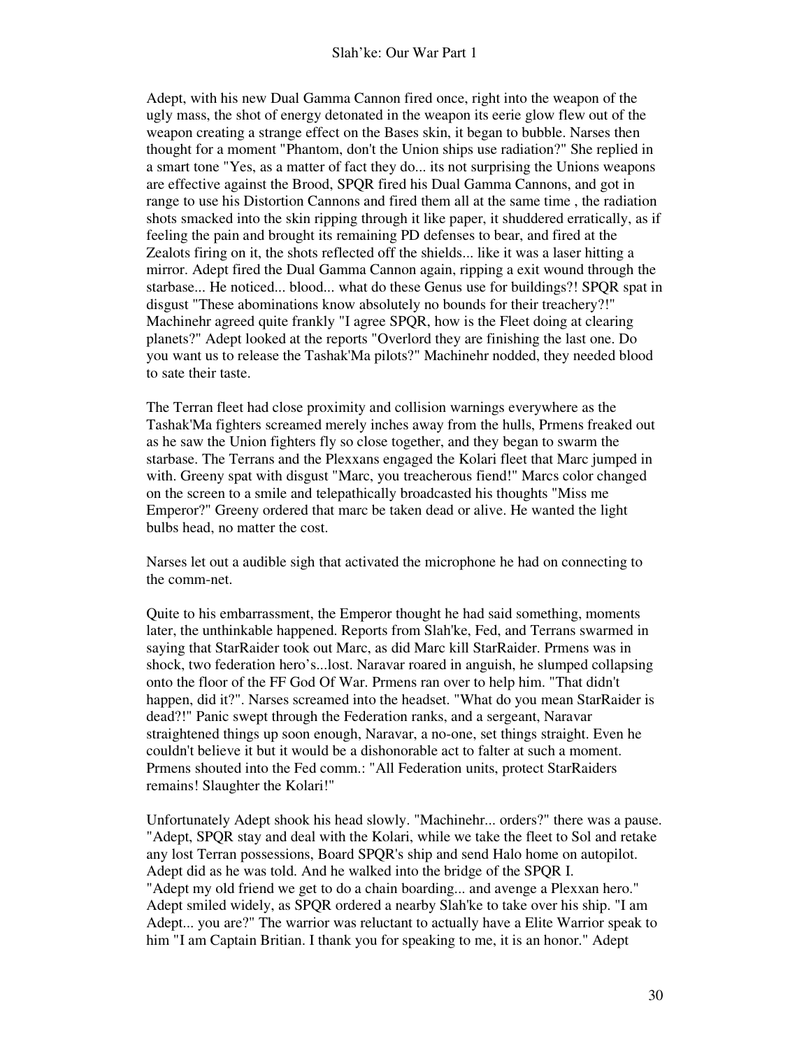Adept, with his new Dual Gamma Cannon fired once, right into the weapon of the ugly mass, the shot of energy detonated in the weapon its eerie glow flew out of the weapon creating a strange effect on the Bases skin, it began to bubble. Narses then thought for a moment "Phantom, don't the Union ships use radiation?" She replied in a smart tone "Yes, as a matter of fact they do... its not surprising the Unions weapons are effective against the Brood, SPQR fired his Dual Gamma Cannons, and got in range to use his Distortion Cannons and fired them all at the same time , the radiation shots smacked into the skin ripping through it like paper, it shuddered erratically, as if feeling the pain and brought its remaining PD defenses to bear, and fired at the Zealots firing on it, the shots reflected off the shields... like it was a laser hitting a mirror. Adept fired the Dual Gamma Cannon again, ripping a exit wound through the starbase... He noticed... blood... what do these Genus use for buildings?! SPQR spat in disgust "These abominations know absolutely no bounds for their treachery?!" Machinehr agreed quite frankly "I agree SPQR, how is the Fleet doing at clearing planets?" Adept looked at the reports "Overlord they are finishing the last one. Do you want us to release the Tashak'Ma pilots?" Machinehr nodded, they needed blood to sate their taste.

The Terran fleet had close proximity and collision warnings everywhere as the Tashak'Ma fighters screamed merely inches away from the hulls, Prmens freaked out as he saw the Union fighters fly so close together, and they began to swarm the starbase. The Terrans and the Plexxans engaged the Kolari fleet that Marc jumped in with. Greeny spat with disgust "Marc, you treacherous fiend!" Marcs color changed on the screen to a smile and telepathically broadcasted his thoughts "Miss me Emperor?" Greeny ordered that marc be taken dead or alive. He wanted the light bulbs head, no matter the cost.

Narses let out a audible sigh that activated the microphone he had on connecting to the comm-net.

Quite to his embarrassment, the Emperor thought he had said something, moments later, the unthinkable happened. Reports from Slah'ke, Fed, and Terrans swarmed in saying that StarRaider took out Marc, as did Marc kill StarRaider. Prmens was in shock, two federation hero's...lost. Naravar roared in anguish, he slumped collapsing onto the floor of the FF God Of War. Prmens ran over to help him. "That didn't happen, did it?". Narses screamed into the headset. "What do you mean StarRaider is dead?!" Panic swept through the Federation ranks, and a sergeant, Naravar straightened things up soon enough, Naravar, a no-one, set things straight. Even he couldn't believe it but it would be a dishonorable act to falter at such a moment. Prmens shouted into the Fed comm.: "All Federation units, protect StarRaiders remains! Slaughter the Kolari!"

Unfortunately Adept shook his head slowly. "Machinehr... orders?" there was a pause. "Adept, SPQR stay and deal with the Kolari, while we take the fleet to Sol and retake any lost Terran possessions, Board SPQR's ship and send Halo home on autopilot. Adept did as he was told. And he walked into the bridge of the SPQR I. "Adept my old friend we get to do a chain boarding... and avenge a Plexxan hero." Adept smiled widely, as SPQR ordered a nearby Slah'ke to take over his ship. "I am Adept... you are?" The warrior was reluctant to actually have a Elite Warrior speak to him "I am Captain Britian. I thank you for speaking to me, it is an honor." Adept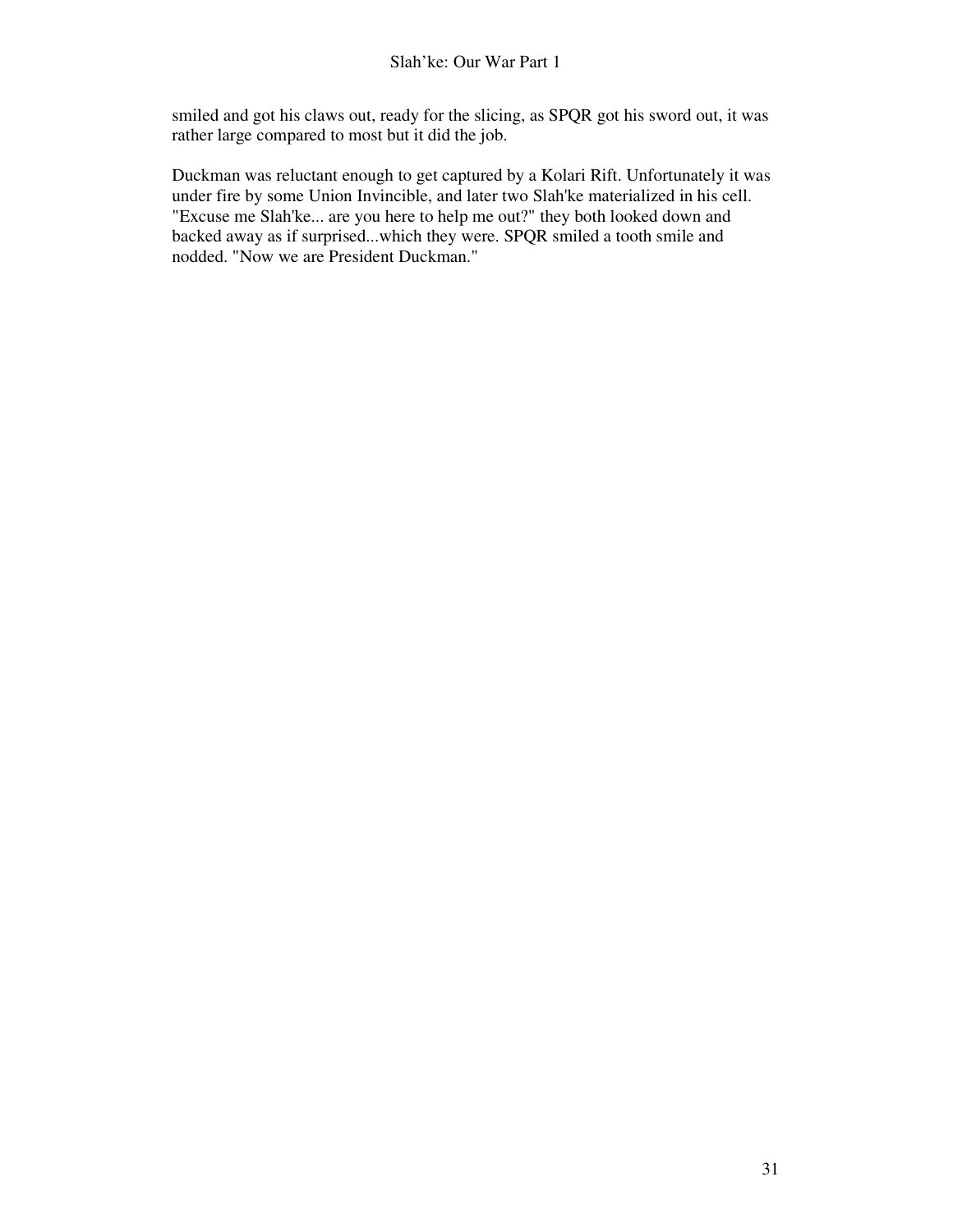smiled and got his claws out, ready for the slicing, as SPQR got his sword out, it was rather large compared to most but it did the job.

Duckman was reluctant enough to get captured by a Kolari Rift. Unfortunately it was under fire by some Union Invincible, and later two Slah'ke materialized in his cell. "Excuse me Slah'ke... are you here to help me out?" they both looked down and backed away as if surprised...which they were. SPQR smiled a tooth smile and nodded. "Now we are President Duckman."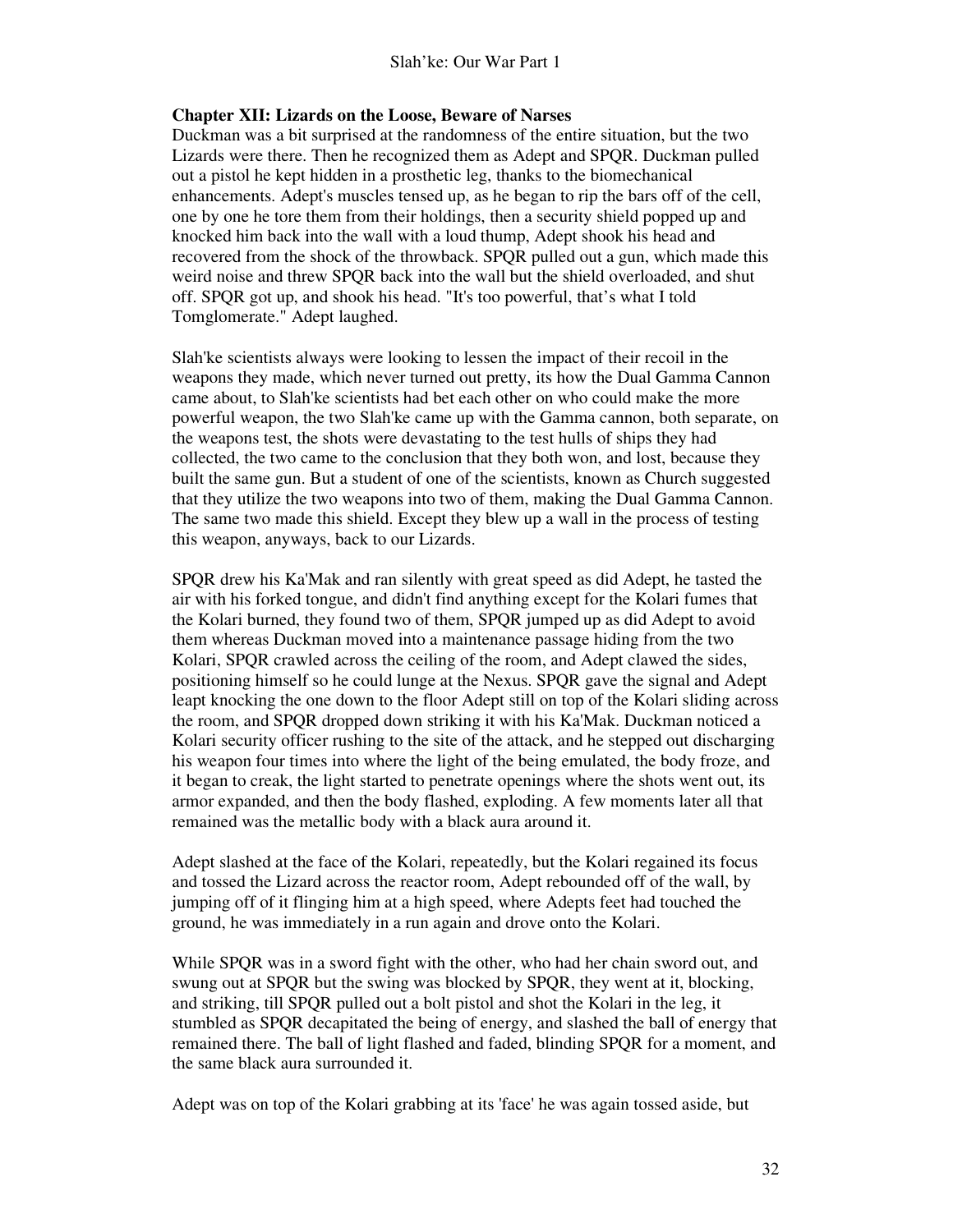**Chapter XII: Lizards on the Loose, Beware of Narses**

Duckman was a bit surprised at the randomness of the entire situation, but the two Lizards were there. Then he recognized them as Adept and SPQR. Duckman pulled out a pistol he kept hidden in a prosthetic leg, thanks to the biomechanical enhancements. Adept's muscles tensed up, as he began to rip the bars off of the cell, one by one he tore them from their holdings, then a security shield popped up and knocked him back into the wall with a loud thump, Adept shook his head and recovered from the shock of the throwback. SPQR pulled out a gun, which made this weird noise and threw SPQR back into the wall but the shield overloaded, and shut off. SPQR got up, and shook his head. "It's too powerful, that's what I told Tomglomerate." Adept laughed.

Slah'ke scientists always were looking to lessen the impact of their recoil in the weapons they made, which never turned out pretty, its how the Dual Gamma Cannon came about, to Slah'ke scientists had bet each other on who could make the more powerful weapon, the two Slah'ke came up with the Gamma cannon, both separate, on the weapons test, the shots were devastating to the test hulls of ships they had collected, the two came to the conclusion that they both won, and lost, because they built the same gun. But a student of one of the scientists, known as Church suggested that they utilize the two weapons into two of them, making the Dual Gamma Cannon. The same two made this shield. Except they blew up a wall in the process of testing this weapon, anyways, back to our Lizards.

SPQR drew his Ka'Mak and ran silently with great speed as did Adept, he tasted the air with his forked tongue, and didn't find anything except for the Kolari fumes that the Kolari burned, they found two of them, SPQR jumped up as did Adept to avoid them whereas Duckman moved into a maintenance passage hiding from the two Kolari, SPQR crawled across the ceiling of the room, and Adept clawed the sides, positioning himself so he could lunge at the Nexus. SPQR gave the signal and Adept leapt knocking the one down to the floor Adept still on top of the Kolari sliding across the room, and SPQR dropped down striking it with his Ka'Mak. Duckman noticed a Kolari security officer rushing to the site of the attack, and he stepped out discharging his weapon four times into where the light of the being emulated, the body froze, and it began to creak, the light started to penetrate openings where the shots went out, its armor expanded, and then the body flashed, exploding. A few moments later all that remained was the metallic body with a black aura around it.

Adept slashed at the face of the Kolari, repeatedly, but the Kolari regained its focus and tossed the Lizard across the reactor room, Adept rebounded off of the wall, by jumping off of it flinging him at a high speed, where Adepts feet had touched the ground, he was immediately in a run again and drove onto the Kolari.

While SPQR was in a sword fight with the other, who had her chain sword out, and swung out at SPQR but the swing was blocked by SPQR, they went at it, blocking, and striking, till SPQR pulled out a bolt pistol and shot the Kolari in the leg, it stumbled as SPQR decapitated the being of energy, and slashed the ball of energy that remained there. The ball of light flashed and faded, blinding SPQR for a moment, and the same black aura surrounded it.

Adept was on top of the Kolari grabbing at its 'face' he was again tossed aside, but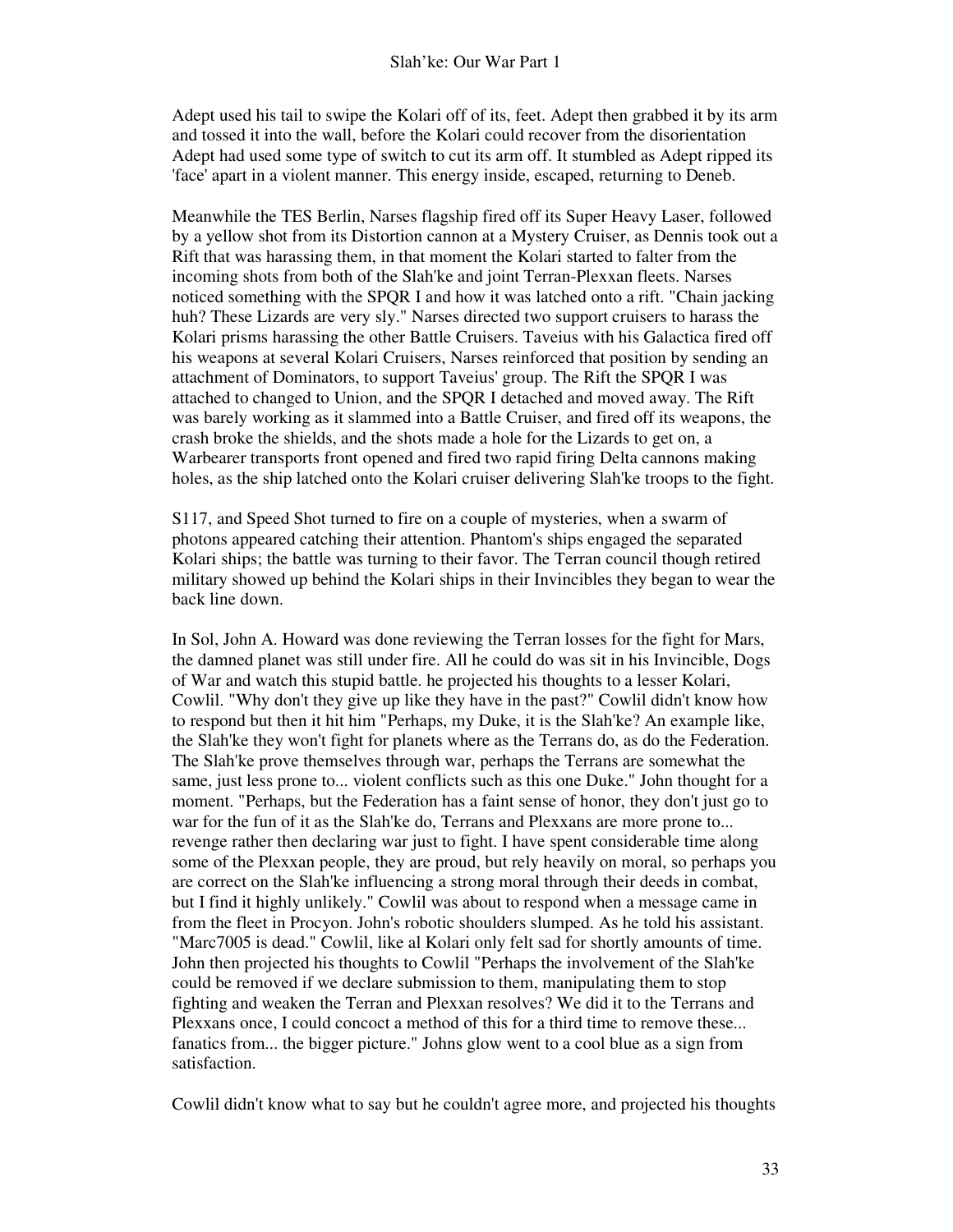Adept used his tail to swipe the Kolari off of its, feet. Adept then grabbed it by its arm and tossed it into the wall, before the Kolari could recover from the disorientation Adept had used some type of switch to cut its arm off. It stumbled as Adept ripped its 'face' apart in a violent manner. This energy inside, escaped, returning to Deneb.

Meanwhile the TES Berlin, Narses flagship fired off its Super Heavy Laser, followed by a yellow shot from its Distortion cannon at a Mystery Cruiser, as Dennis took out a Rift that was harassing them, in that moment the Kolari started to falter from the incoming shots from both of the Slah'ke and joint Terran-Plexxan fleets. Narses noticed something with the SPQR I and how it was latched onto a rift. "Chain jacking huh? These Lizards are very sly." Narses directed two support cruisers to harass the Kolari prisms harassing the other Battle Cruisers. Taveius with his Galactica fired off his weapons at several Kolari Cruisers, Narses reinforced that position by sending an attachment of Dominators, to support Taveius' group. The Rift the SPQR I was attached to changed to Union, and the SPQR I detached and moved away. The Rift was barely working as it slammed into a Battle Cruiser, and fired off its weapons, the crash broke the shields, and the shots made a hole for the Lizards to get on, a Warbearer transports front opened and fired two rapid firing Delta cannons making holes, as the ship latched onto the Kolari cruiser delivering Slah'ke troops to the fight.

S117, and Speed Shot turned to fire on a couple of mysteries, when a swarm of photons appeared catching their attention. Phantom's ships engaged the separated Kolari ships; the battle was turning to their favor. The Terran council though retired military showed up behind the Kolari ships in their Invincibles they began to wear the back line down.

In Sol, John A. Howard was done reviewing the Terran losses for the fight for Mars, the damned planet was still under fire. All he could do was sit in his Invincible, Dogs of War and watch this stupid battle. he projected his thoughts to a lesser Kolari, Cowlil. "Why don't they give up like they have in the past?" Cowlil didn't know how to respond but then it hit him "Perhaps, my Duke, it is the Slah'ke? An example like, the Slah'ke they won't fight for planets where as the Terrans do, as do the Federation. The Slah'ke prove themselves through war, perhaps the Terrans are somewhat the same, just less prone to... violent conflicts such as this one Duke." John thought for a moment. "Perhaps, but the Federation has a faint sense of honor, they don't just go to war for the fun of it as the Slah'ke do, Terrans and Plexxans are more prone to... revenge rather then declaring war just to fight. I have spent considerable time along some of the Plexxan people, they are proud, but rely heavily on moral, so perhaps you are correct on the Slah'ke influencing a strong moral through their deeds in combat, but I find it highly unlikely." Cowlil was about to respond when a message came in from the fleet in Procyon. John's robotic shoulders slumped. As he told his assistant. "Marc7005 is dead." Cowlil, like al Kolari only felt sad for shortly amounts of time. John then projected his thoughts to Cowlil "Perhaps the involvement of the Slah'ke could be removed if we declare submission to them, manipulating them to stop fighting and weaken the Terran and Plexxan resolves? We did it to the Terrans and Plexxans once, I could concoct a method of this for a third time to remove these... fanatics from... the bigger picture." Johns glow went to a cool blue as a sign from satisfaction.

Cowlil didn't know what to say but he couldn't agree more, and projected his thoughts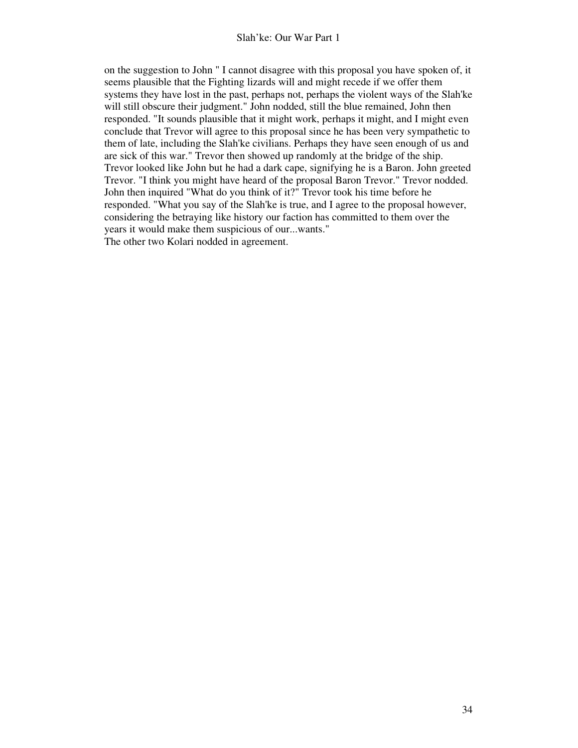on the suggestion to John " I cannot disagree with this proposal you have spoken of, it seems plausible that the Fighting lizards will and might recede if we offer them systems they have lost in the past, perhaps not, perhaps the violent ways of the Slah'ke will still obscure their judgment." John nodded, still the blue remained, John then responded. "It sounds plausible that it might work, perhaps it might, and I might even conclude that Trevor will agree to this proposal since he has been very sympathetic to them of late, including the Slah'ke civilians. Perhaps they have seen enough of us and are sick of this war." Trevor then showed up randomly at the bridge of the ship. Trevor looked like John but he had a dark cape, signifying he is a Baron. John greeted Trevor. "I think you might have heard of the proposal Baron Trevor." Trevor nodded. John then inquired "What do you think of it?" Trevor took his time before he responded. "What you say of the Slah'ke is true, and I agree to the proposal however, considering the betraying like history our faction has committed to them over the years it would make them suspicious of our...wants."
The other two Kolari nodded in agreement.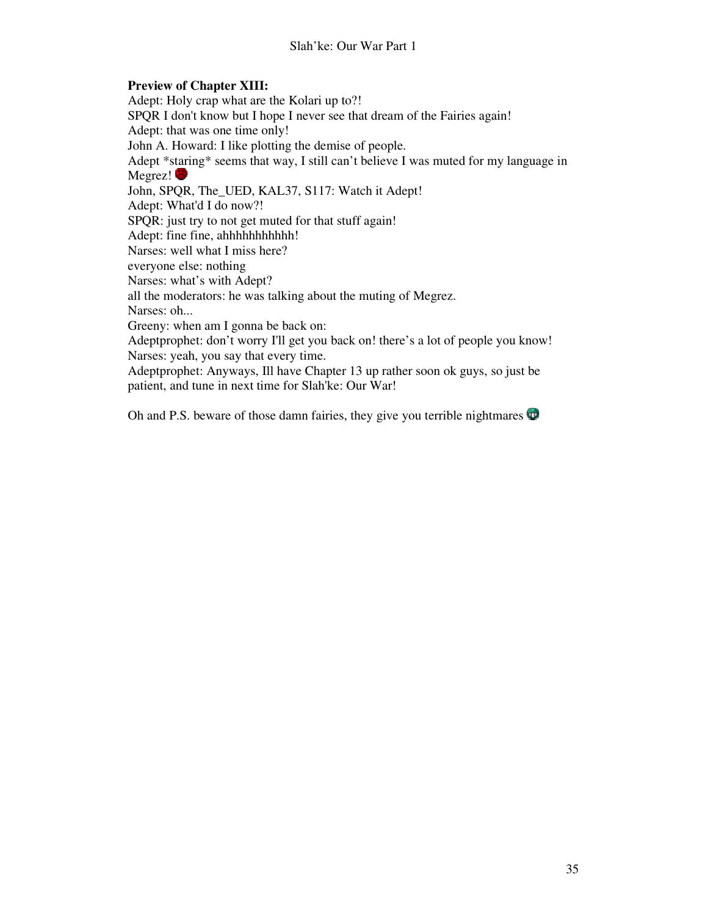**Preview of Chapter XIII:**

Adept: Holy crap what are the Kolari up to?!
SPQR I don't know but I hope I never see that dream of the Fairies again!
Adept: that was one time only!
John A. Howard: I like plotting the demise of people.
Adept *staring* seems that way, I still can't believe I was muted for my language in Megrez!
John, SPQR, The_UED, KAL37, S117: Watch it Adept!
Adept: What'd I do now?!
SPQR: just try to not get muted for that stuff again!
Adept: fine fine, ahhhhhhhhhhh!
Narses: well what I miss here?
everyone else: nothing
Narses: what's with Adept?
all the moderators: he was talking about the muting of Megrez.
Narses: oh...
Greeny: when am I gonna be back on:
Adeptprophet: don't worry I'll get you back on! there's a lot of people you know!
Narses: yeah, you say that every time.
Adeptprophet: Anyways, Ill have Chapter 13 up rather soon ok guys, so just be patient, and tune in next time for Slah'ke: Our War!

Oh and P.S. beware of those damn fairies, they give you terrible nightmares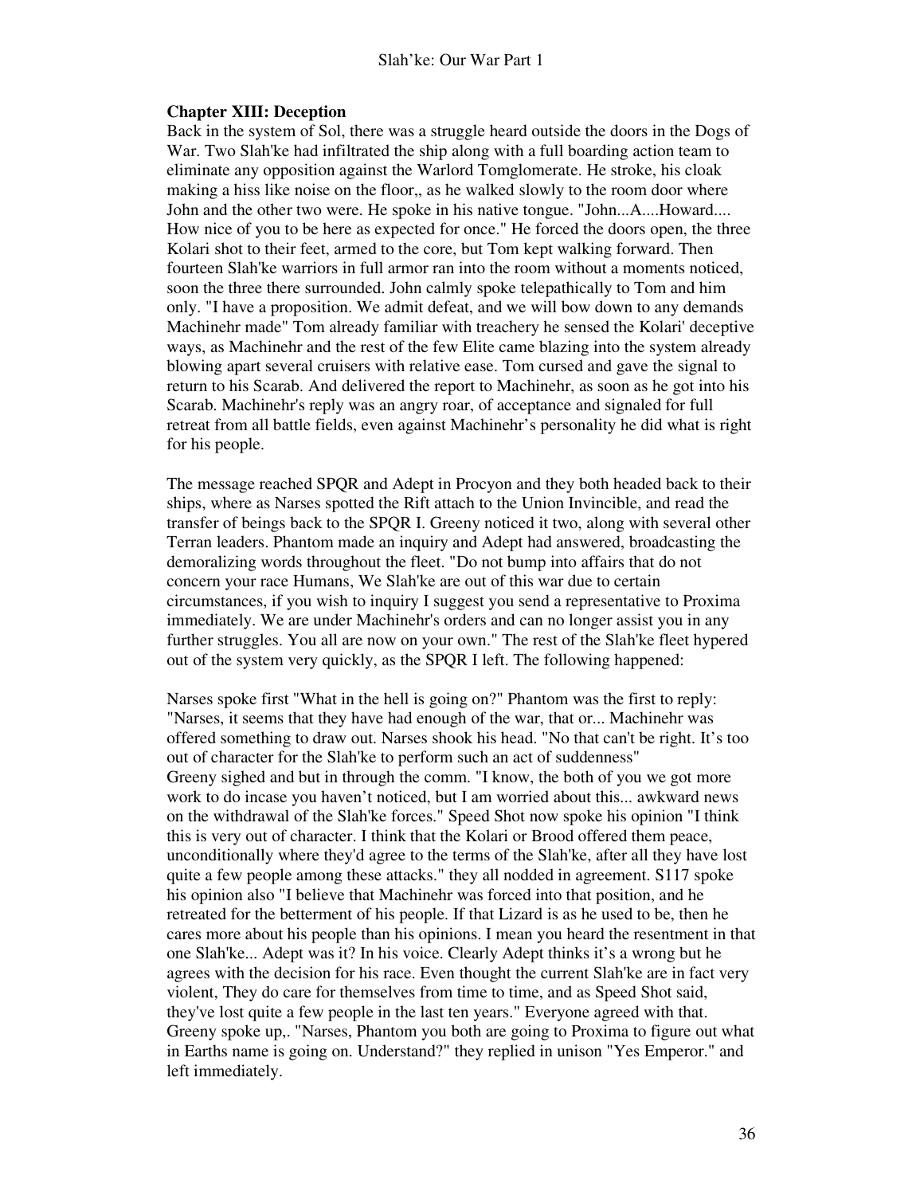**Chapter XIII: Deception**

Back in the system of Sol, there was a struggle heard outside the doors in the Dogs of War. Two Slah'ke had infiltrated the ship along with a full boarding action team to eliminate any opposition against the Warlord Tomglomerate. He stroke, his cloak making a hiss like noise on the floor,, as he walked slowly to the room door where John and the other two were. He spoke in his native tongue. "John...A....Howard.... How nice of you to be here as expected for once." He forced the doors open, the three Kolari shot to their feet, armed to the core, but Tom kept walking forward. Then fourteen Slah'ke warriors in full armor ran into the room without a moments noticed, soon the three there surrounded. John calmly spoke telepathically to Tom and him only. "I have a proposition. We admit defeat, and we will bow down to any demands Machinehr made" Tom already familiar with treachery he sensed the Kolari' deceptive ways, as Machinehr and the rest of the few Elite came blazing into the system already blowing apart several cruisers with relative ease. Tom cursed and gave the signal to return to his Scarab. And delivered the report to Machinehr, as soon as he got into his Scarab. Machinehr's reply was an angry roar, of acceptance and signaled for full retreat from all battle fields, even against Machinehr's personality he did what is right for his people.

The message reached SPQR and Adept in Procyon and they both headed back to their ships, where as Narses spotted the Rift attach to the Union Invincible, and read the transfer of beings back to the SPQR I. Greeny noticed it two, along with several other Terran leaders. Phantom made an inquiry and Adept had answered, broadcasting the demoralizing words throughout the fleet. "Do not bump into affairs that do not concern your race Humans, We Slah'ke are out of this war due to certain circumstances, if you wish to inquiry I suggest you send a representative to Proxima immediately. We are under Machinehr's orders and can no longer assist you in any further struggles. You all are now on your own." The rest of the Slah'ke fleet hypered out of the system very quickly, as the SPQR I left. The following happened:

Narses spoke first "What in the hell is going on?" Phantom was the first to reply: "Narses, it seems that they have had enough of the war, that or... Machinehr was offered something to draw out. Narses shook his head. "No that can't be right. It's too out of character for the Slah'ke to perform such an act of suddenness"
Greeny sighed and but in through the comm. "I know, the both of you we got more work to do incase you haven't noticed, but I am worried about this... awkward news on the withdrawal of the Slah'ke forces." Speed Shot now spoke his opinion "I think this is very out of character. I think that the Kolari or Brood offered them peace, unconditionally where they'd agree to the terms of the Slah'ke, after all they have lost quite a few people among these attacks." they all nodded in agreement. S117 spoke his opinion also "I believe that Machinehr was forced into that position, and he retreated for the betterment of his people. If that Lizard is as he used to be, then he cares more about his people than his opinions. I mean you heard the resentment in that one Slah'ke... Adept was it? In his voice. Clearly Adept thinks it's a wrong but he agrees with the decision for his race. Even thought the current Slah'ke are in fact very violent, They do care for themselves from time to time, and as Speed Shot said, they've lost quite a few people in the last ten years." Everyone agreed with that. Greeny spoke up,. "Narses, Phantom you both are going to Proxima to figure out what in Earths name is going on. Understand?" they replied in unison "Yes Emperor." and left immediately.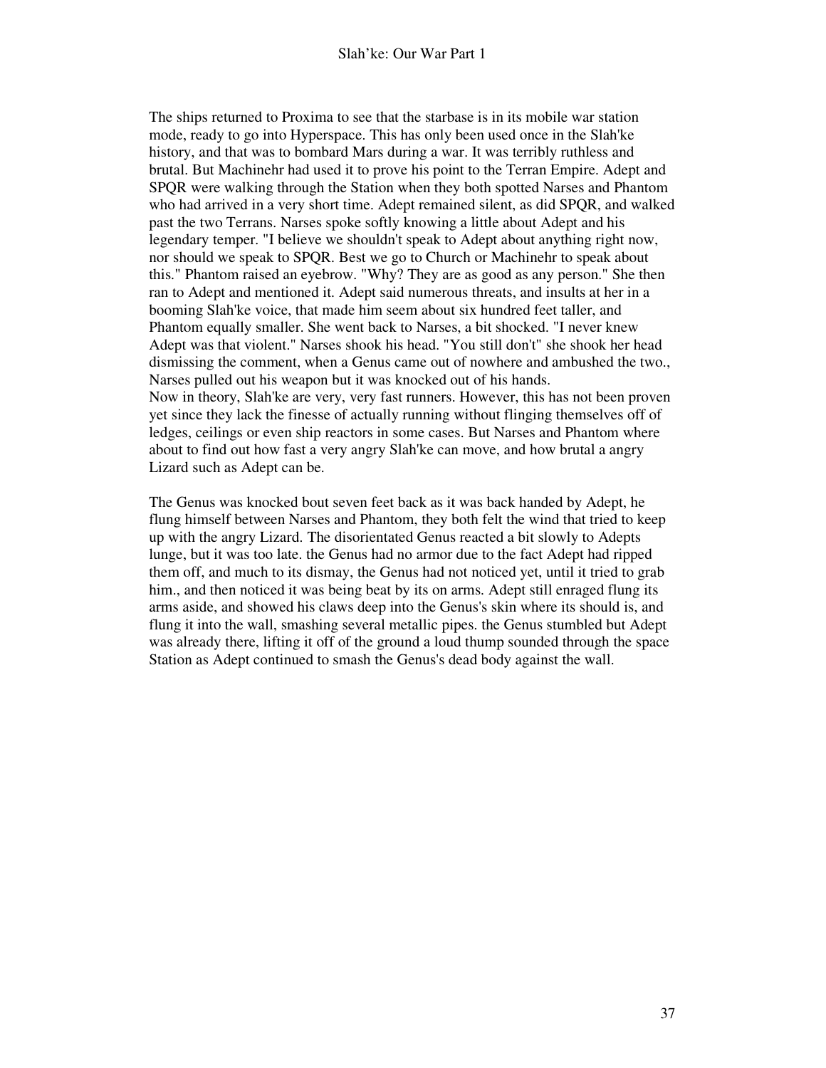The ships returned to Proxima to see that the starbase is in its mobile war station mode, ready to go into Hyperspace. This has only been used once in the Slah'ke history, and that was to bombard Mars during a war. It was terribly ruthless and brutal. But Machinehr had used it to prove his point to the Terran Empire. Adept and SPQR were walking through the Station when they both spotted Narses and Phantom who had arrived in a very short time. Adept remained silent, as did SPQR, and walked past the two Terrans. Narses spoke softly knowing a little about Adept and his legendary temper. "I believe we shouldn't speak to Adept about anything right now, nor should we speak to SPQR. Best we go to Church or Machinehr to speak about this." Phantom raised an eyebrow. "Why? They are as good as any person." She then ran to Adept and mentioned it. Adept said numerous threats, and insults at her in a booming Slah'ke voice, that made him seem about six hundred feet taller, and Phantom equally smaller. She went back to Narses, a bit shocked. "I never knew Adept was that violent." Narses shook his head. "You still don't" she shook her head dismissing the comment, when a Genus came out of nowhere and ambushed the two., Narses pulled out his weapon but it was knocked out of his hands.
Now in theory, Slah'ke are very, very fast runners. However, this has not been proven yet since they lack the finesse of actually running without flinging themselves off of ledges, ceilings or even ship reactors in some cases. But Narses and Phantom where about to find out how fast a very angry Slah'ke can move, and how brutal a angry Lizard such as Adept can be.

The Genus was knocked bout seven feet back as it was back handed by Adept, he flung himself between Narses and Phantom, they both felt the wind that tried to keep up with the angry Lizard. The disorientated Genus reacted a bit slowly to Adepts lunge, but it was too late. the Genus had no armor due to the fact Adept had ripped them off, and much to its dismay, the Genus had not noticed yet, until it tried to grab him., and then noticed it was being beat by its on arms. Adept still enraged flung its arms aside, and showed his claws deep into the Genus's skin where its should is, and flung it into the wall, smashing several metallic pipes. the Genus stumbled but Adept was already there, lifting it off of the ground a loud thump sounded through the space Station as Adept continued to smash the Genus's dead body against the wall.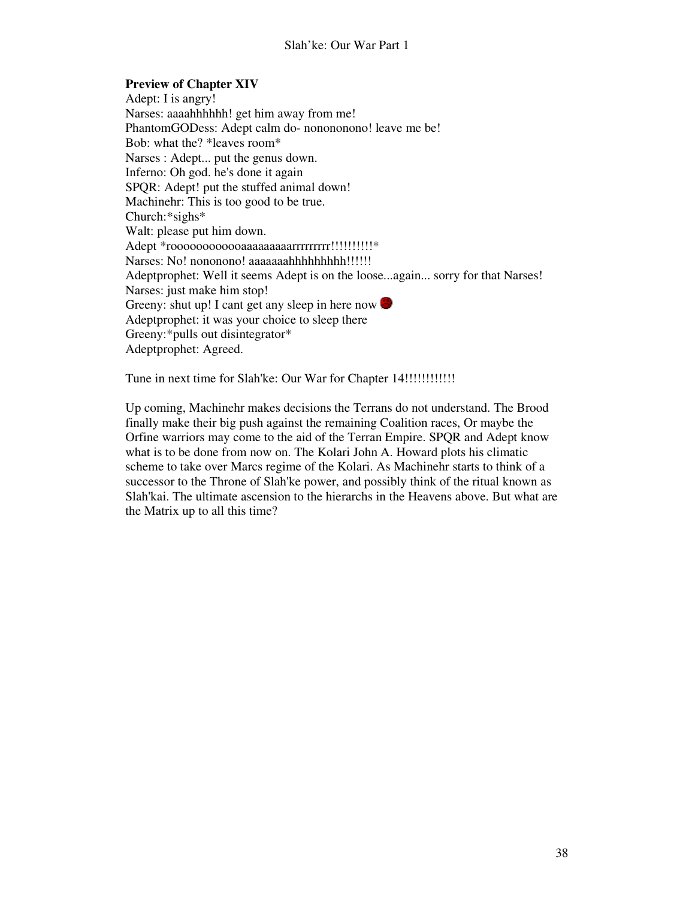**Preview of Chapter XIV**

Adept: I is angry!
Narses: aaaahhhhhh! get him away from me!
PhantomGODess: Adept calm do- nonononono! leave me be!
Bob: what the? *leaves room*
Narses : Adept... put the genus down.
Inferno: Oh god. he's done it again
SPQR: Adept! put the stuffed animal down!
Machinehr: This is too good to be true.
Church:*sighs*
Walt: please put him down.
Adept *roooooooooooaaaaaaaaarrrrrrrrr!!!!!!!!!!*
Narses: No! nononono! aaaaaaahhhhhhhhh!!!!!!
Adeptprophet: Well it seems Adept is on the loose...again... sorry for that Narses!
Narses: just make him stop!
Greeny: shut up! I cant get any sleep in here now
Adeptprophet: it was your choice to sleep there
Greeny:*pulls out disintegrator*
Adeptprophet: Agreed.

Tune in next time for Slah'ke: Our War for Chapter 14!!!!!!!!!!!!

Up coming, Machinehr makes decisions the Terrans do not understand. The Brood finally make their big push against the remaining Coalition races, Or maybe the Orfine warriors may come to the aid of the Terran Empire. SPQR and Adept know what is to be done from now on. The Kolari John A. Howard plots his climatic scheme to take over Marcs regime of the Kolari. As Machinehr starts to think of a successor to the Throne of Slah'ke power, and possibly think of the ritual known as Slah'kai. The ultimate ascension to the hierarchs in the Heavens above. But what are the Matrix up to all this time?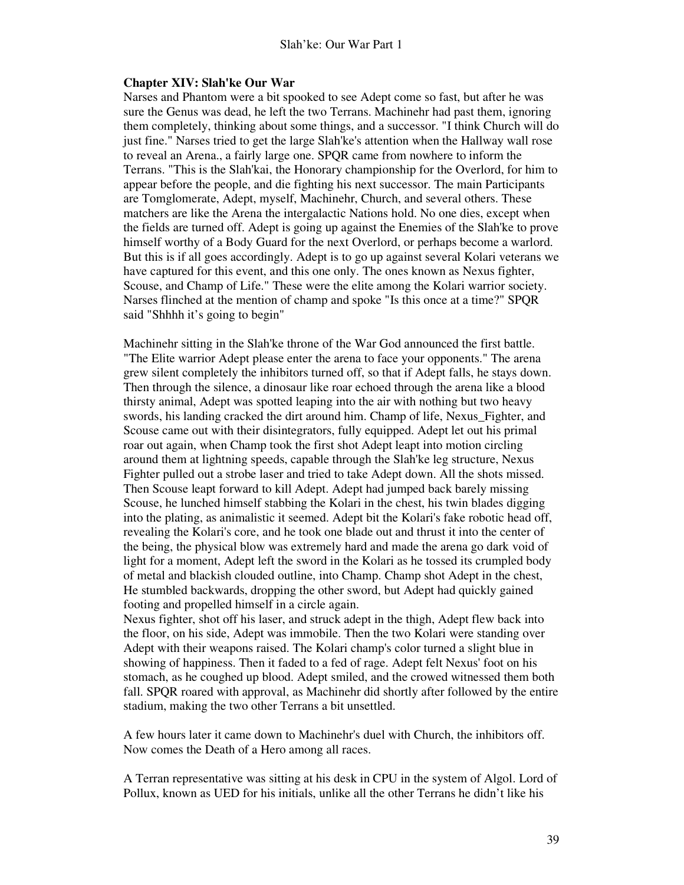### Chapter XIV: Slah'ke Our War

Narses and Phantom were a bit spooked to see Adept come so fast, but after he was sure the Genus was dead, he left the two Terrans. Machinehr had past them, ignoring them completely, thinking about some things, and a successor. "I think Church will do just fine." Narses tried to get the large Slah'ke's attention when the Hallway wall rose to reveal an Arena., a fairly large one. SPQR came from nowhere to inform the Terrans. "This is the Slah'kai, the Honorary championship for the Overlord, for him to appear before the people, and die fighting his next successor. The main Participants are Tomglomerate, Adept, myself, Machinehr, Church, and several others. These matchers are like the Arena the intergalactic Nations hold. No one dies, except when the fields are turned off. Adept is going up against the Enemies of the Slah'ke to prove himself worthy of a Body Guard for the next Overlord, or perhaps become a warlord. But this is if all goes accordingly. Adept is to go up against several Kolari veterans we have captured for this event, and this one only. The ones known as Nexus fighter, Scouse, and Champ of Life." These were the elite among the Kolari warrior society. Narses flinched at the mention of champ and spoke "Is this once at a time?" SPQR said "Shhhh it's going to begin"

Machinehr sitting in the Slah'ke throne of the War God announced the first battle. "The Elite warrior Adept please enter the arena to face your opponents." The arena grew silent completely the inhibitors turned off, so that if Adept falls, he stays down. Then through the silence, a dinosaur like roar echoed through the arena like a blood thirsty animal, Adept was spotted leaping into the air with nothing but two heavy swords, his landing cracked the dirt around him. Champ of life, Nexus_Fighter, and Scouse came out with their disintegrators, fully equipped. Adept let out his primal roar out again, when Champ took the first shot Adept leapt into motion circling around them at lightning speeds, capable through the Slah'ke leg structure, Nexus Fighter pulled out a strobe laser and tried to take Adept down. All the shots missed. Then Scouse leapt forward to kill Adept. Adept had jumped back barely missing Scouse, he lunched himself stabbing the Kolari in the chest, his twin blades digging into the plating, as animalistic it seemed. Adept bit the Kolari's fake robotic head off, revealing the Kolari's core, and he took one blade out and thrust it into the center of the being, the physical blow was extremely hard and made the arena go dark void of light for a moment, Adept left the sword in the Kolari as he tossed its crumpled body of metal and blackish clouded outline, into Champ. Champ shot Adept in the chest, He stumbled backwards, dropping the other sword, but Adept had quickly gained footing and propelled himself in a circle again.

Nexus fighter, shot off his laser, and struck adept in the thigh, Adept flew back into the floor, on his side, Adept was immobile. Then the two Kolari were standing over Adept with their weapons raised. The Kolari champ's color turned a slight blue in showing of happiness. Then it faded to a fed of rage. Adept felt Nexus' foot on his stomach, as he coughed up blood. Adept smiled, and the crowed witnessed them both fall. SPQR roared with approval, as Machinehr did shortly after followed by the entire stadium, making the two other Terrans a bit unsettled.

A few hours later it came down to Machinehr's duel with Church, the inhibitors off. Now comes the Death of a Hero among all races.

A Terran representative was sitting at his desk in CPU in the system of Algol. Lord of Pollux, known as UED for his initials, unlike all the other Terrans he didn't like his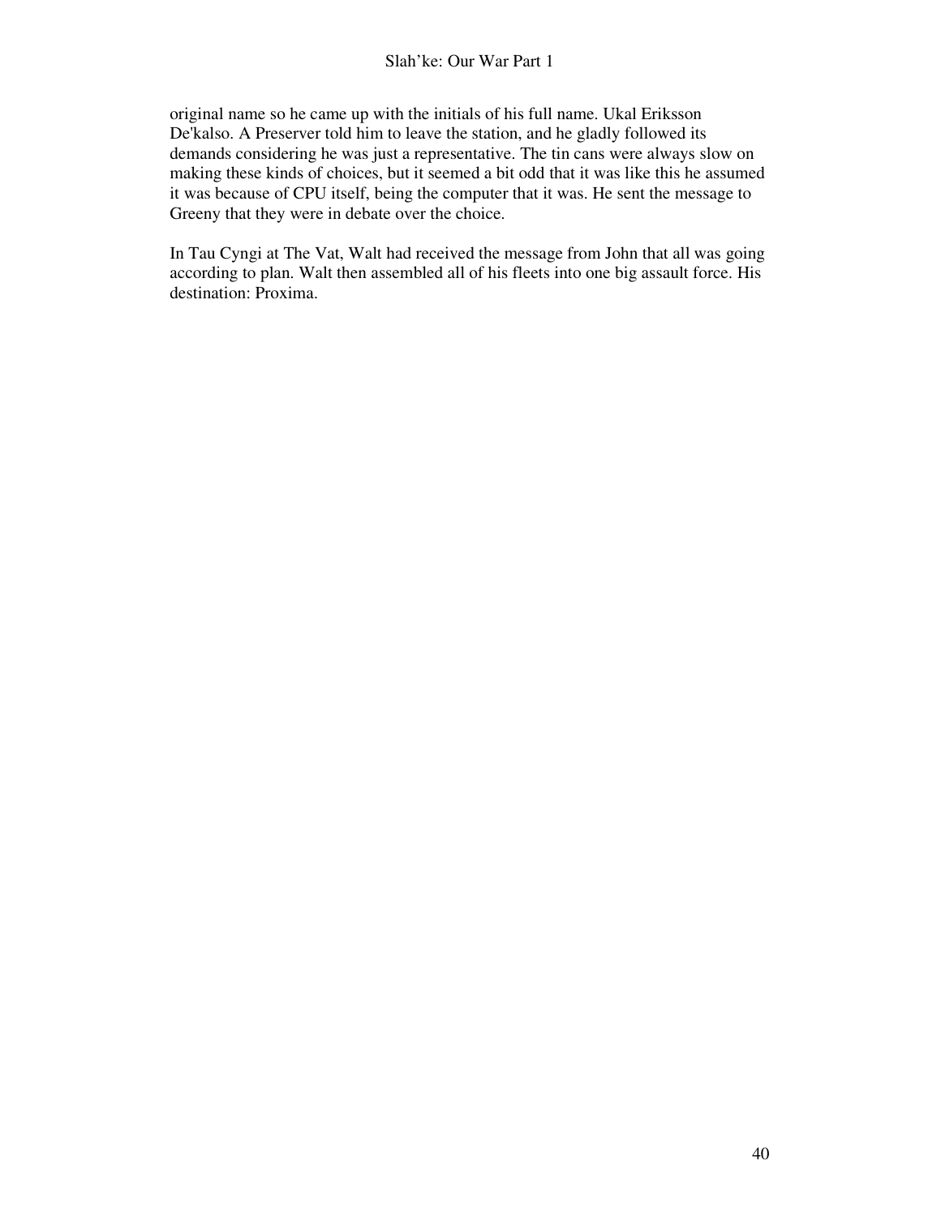original name so he came up with the initials of his full name. Ukal Eriksson De'kalso. A Preserver told him to leave the station, and he gladly followed its demands considering he was just a representative. The tin cans were always slow on making these kinds of choices, but it seemed a bit odd that it was like this he assumed it was because of CPU itself, being the computer that it was. He sent the message to Greeny that they were in debate over the choice.

In Tau Cyngi at The Vat, Walt had received the message from John that all was going according to plan. Walt then assembled all of his fleets into one big assault force. His destination: Proxima.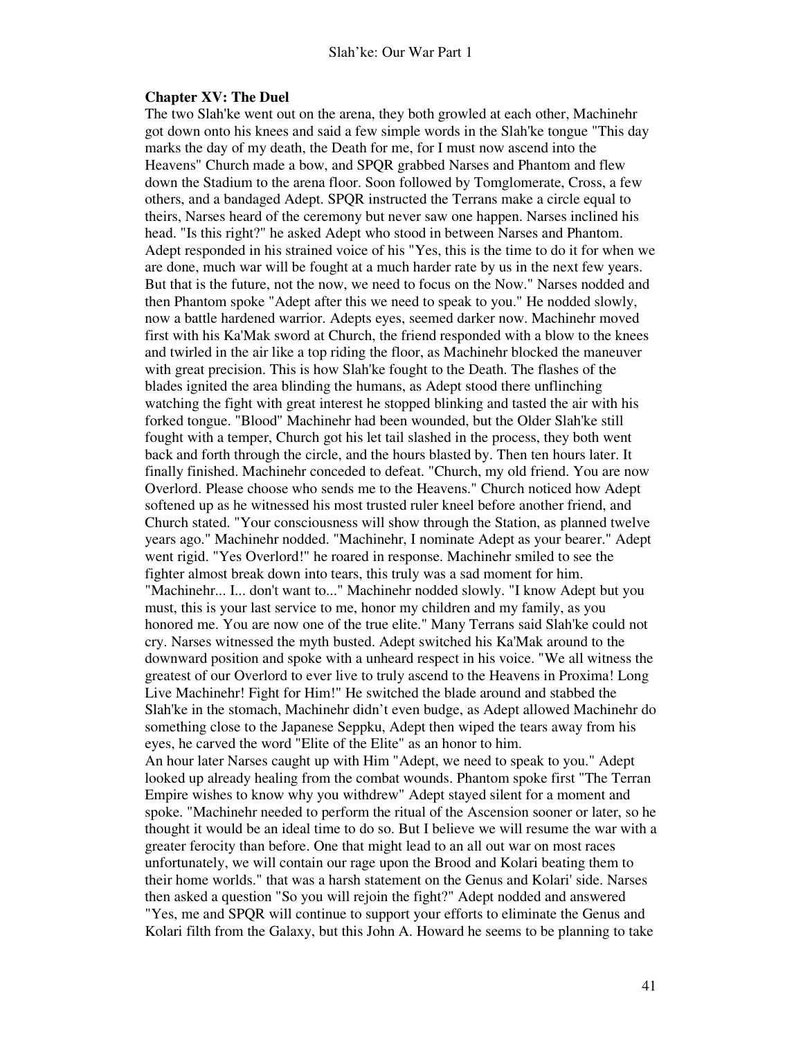**Chapter XV: The Duel**

The two Slah'ke went out on the arena, they both growled at each other, Machinehr got down onto his knees and said a few simple words in the Slah'ke tongue "This day marks the day of my death, the Death for me, for I must now ascend into the Heavens" Church made a bow, and SPQR grabbed Narses and Phantom and flew down the Stadium to the arena floor. Soon followed by Tomglomerate, Cross, a few others, and a bandaged Adept. SPQR instructed the Terrans make a circle equal to theirs, Narses heard of the ceremony but never saw one happen. Narses inclined his head. "Is this right?" he asked Adept who stood in between Narses and Phantom. Adept responded in his strained voice of his "Yes, this is the time to do it for when we are done, much war will be fought at a much harder rate by us in the next few years. But that is the future, not the now, we need to focus on the Now." Narses nodded and then Phantom spoke "Adept after this we need to speak to you." He nodded slowly, now a battle hardened warrior. Adepts eyes, seemed darker now. Machinehr moved first with his Ka'Mak sword at Church, the friend responded with a blow to the knees and twirled in the air like a top riding the floor, as Machinehr blocked the maneuver with great precision. This is how Slah'ke fought to the Death. The flashes of the blades ignited the area blinding the humans, as Adept stood there unflinching watching the fight with great interest he stopped blinking and tasted the air with his forked tongue. "Blood" Machinehr had been wounded, but the Older Slah'ke still fought with a temper, Church got his let tail slashed in the process, they both went back and forth through the circle, and the hours blasted by. Then ten hours later. It finally finished. Machinehr conceded to defeat. "Church, my old friend. You are now Overlord. Please choose who sends me to the Heavens." Church noticed how Adept softened up as he witnessed his most trusted ruler kneel before another friend, and Church stated. "Your consciousness will show through the Station, as planned twelve years ago." Machinehr nodded. "Machinehr, I nominate Adept as your bearer." Adept went rigid. "Yes Overlord!" he roared in response. Machinehr smiled to see the fighter almost break down into tears, this truly was a sad moment for him. "Machinehr... I... don't want to..." Machinehr nodded slowly. "I know Adept but you must, this is your last service to me, honor my children and my family, as you honored me. You are now one of the true elite." Many Terrans said Slah'ke could not cry. Narses witnessed the myth busted. Adept switched his Ka'Mak around to the downward position and spoke with a unheard respect in his voice. "We all witness the greatest of our Overlord to ever live to truly ascend to the Heavens in Proxima! Long Live Machinehr! Fight for Him!" He switched the blade around and stabbed the Slah'ke in the stomach, Machinehr didn't even budge, as Adept allowed Machinehr do something close to the Japanese Seppku, Adept then wiped the tears away from his eyes, he carved the word "Elite of the Elite" as an honor to him.

An hour later Narses caught up with Him "Adept, we need to speak to you." Adept looked up already healing from the combat wounds. Phantom spoke first "The Terran Empire wishes to know why you withdrew" Adept stayed silent for a moment and spoke. "Machinehr needed to perform the ritual of the Ascension sooner or later, so he thought it would be an ideal time to do so. But I believe we will resume the war with a greater ferocity than before. One that might lead to an all out war on most races unfortunately, we will contain our rage upon the Brood and Kolari beating them to their home worlds." that was a harsh statement on the Genus and Kolari' side. Narses then asked a question "So you will rejoin the fight?" Adept nodded and answered "Yes, me and SPQR will continue to support your efforts to eliminate the Genus and Kolari filth from the Galaxy, but this John A. Howard he seems to be planning to take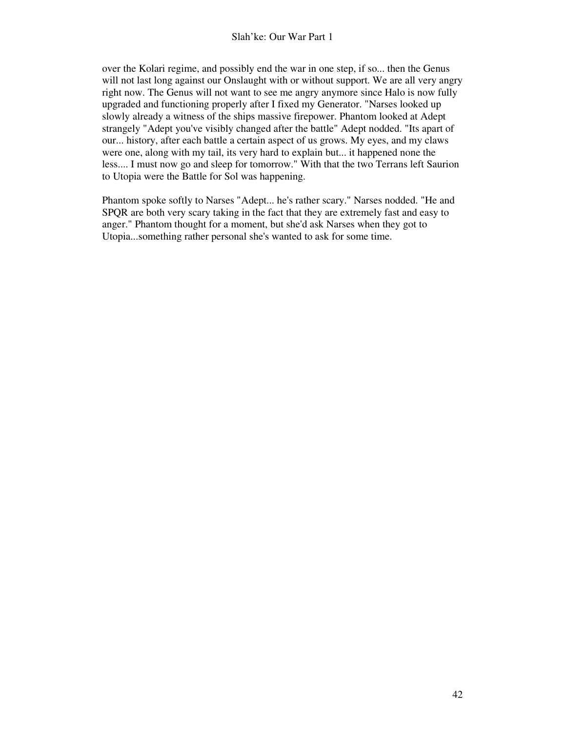over the Kolari regime, and possibly end the war in one step, if so... then the Genus will not last long against our Onslaught with or without support. We are all very angry right now. The Genus will not want to see me angry anymore since Halo is now fully upgraded and functioning properly after I fixed my Generator. "Narses looked up slowly already a witness of the ships massive firepower. Phantom looked at Adept strangely "Adept you've visibly changed after the battle" Adept nodded. "Its apart of our... history, after each battle a certain aspect of us grows. My eyes, and my claws were one, along with my tail, its very hard to explain but... it happened none the less.... I must now go and sleep for tomorrow." With that the two Terrans left Saurion to Utopia were the Battle for Sol was happening.

Phantom spoke softly to Narses "Adept... he's rather scary." Narses nodded. "He and SPQR are both very scary taking in the fact that they are extremely fast and easy to anger." Phantom thought for a moment, but she'd ask Narses when they got to Utopia...something rather personal she's wanted to ask for some time.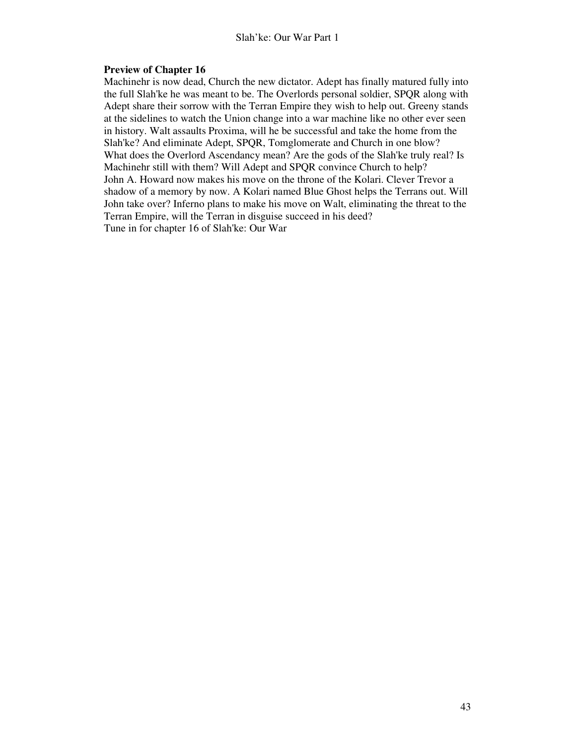**Preview of Chapter 16**

Machinehr is now dead, Church the new dictator. Adept has finally matured fully into the full Slah'ke he was meant to be. The Overlords personal soldier, SPQR along with Adept share their sorrow with the Terran Empire they wish to help out. Greeny stands at the sidelines to watch the Union change into a war machine like no other ever seen in history. Walt assaults Proxima, will he be successful and take the home from the Slah'ke? And eliminate Adept, SPQR, Tomglomerate and Church in one blow? What does the Overlord Ascendancy mean? Are the gods of the Slah'ke truly real? Is Machinehr still with them? Will Adept and SPQR convince Church to help?

John A. Howard now makes his move on the throne of the Kolari. Clever Trevor a shadow of a memory by now. A Kolari named Blue Ghost helps the Terrans out. Will John take over? Inferno plans to make his move on Walt, eliminating the threat to the Terran Empire, will the Terran in disguise succeed in his deed?

Tune in for chapter 16 of Slah'ke: Our War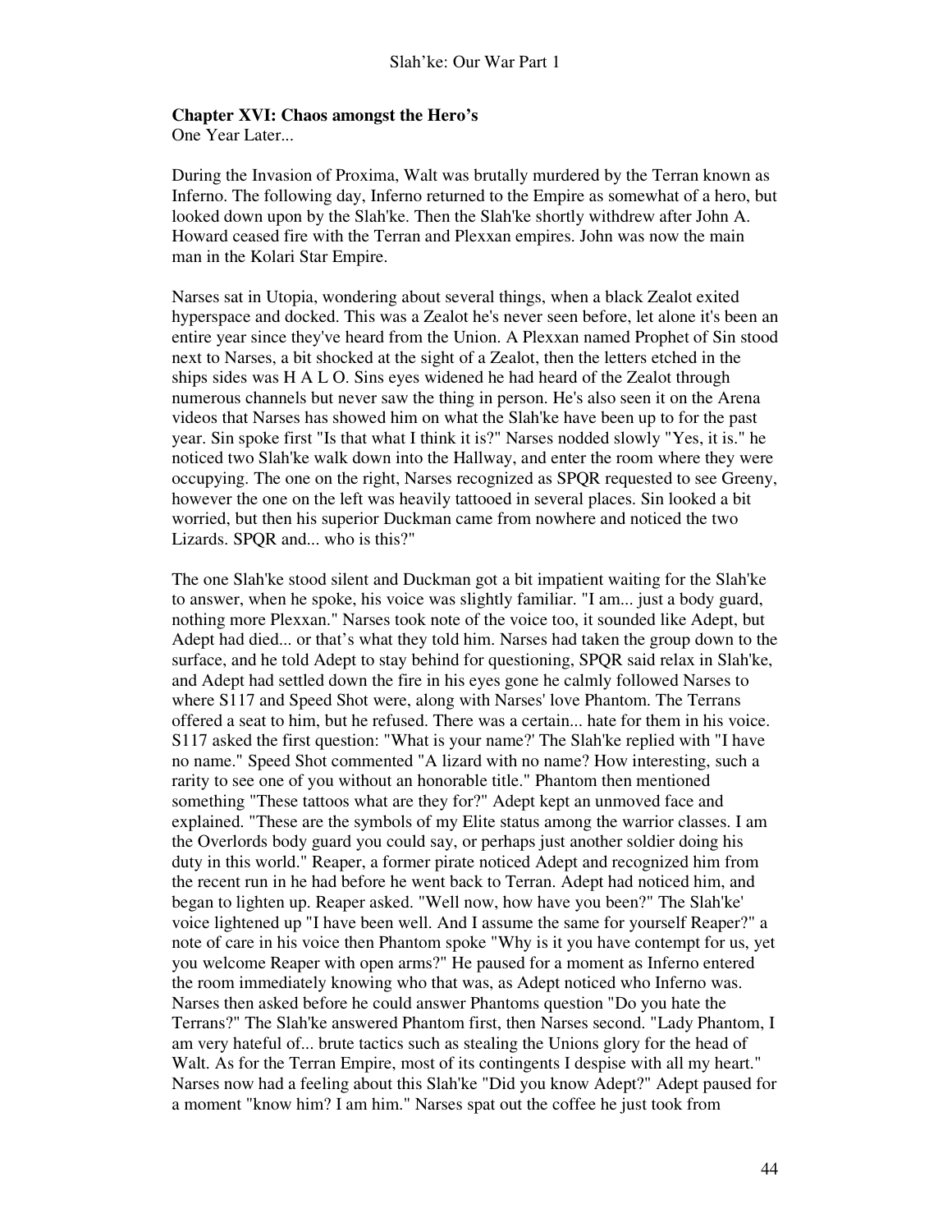### Chapter XVI: Chaos amongst the Hero's

One Year Later...

During the Invasion of Proxima, Walt was brutally murdered by the Terran known as Inferno. The following day, Inferno returned to the Empire as somewhat of a hero, but looked down upon by the Slah'ke. Then the Slah'ke shortly withdrew after John A. Howard ceased fire with the Terran and Plexxan empires. John was now the main man in the Kolari Star Empire.

Narses sat in Utopia, wondering about several things, when a black Zealot exited hyperspace and docked. This was a Zealot he's never seen before, let alone it's been an entire year since they've heard from the Union. A Plexxan named Prophet of Sin stood next to Narses, a bit shocked at the sight of a Zealot, then the letters etched in the ships sides was H A L O. Sins eyes widened he had heard of the Zealot through numerous channels but never saw the thing in person. He's also seen it on the Arena videos that Narses has showed him on what the Slah'ke have been up to for the past year. Sin spoke first "Is that what I think it is?" Narses nodded slowly "Yes, it is." he noticed two Slah'ke walk down into the Hallway, and enter the room where they were occupying. The one on the right, Narses recognized as SPQR requested to see Greeny, however the one on the left was heavily tattooed in several places. Sin looked a bit worried, but then his superior Duckman came from nowhere and noticed the two Lizards. SPQR and... who is this?"

The one Slah'ke stood silent and Duckman got a bit impatient waiting for the Slah'ke to answer, when he spoke, his voice was slightly familiar. "I am... just a body guard, nothing more Plexxan." Narses took note of the voice too, it sounded like Adept, but Adept had died... or that's what they told him. Narses had taken the group down to the surface, and he told Adept to stay behind for questioning, SPQR said relax in Slah'ke, and Adept had settled down the fire in his eyes gone he calmly followed Narses to where S117 and Speed Shot were, along with Narses' love Phantom. The Terrans offered a seat to him, but he refused. There was a certain... hate for them in his voice. S117 asked the first question: "What is your name?' The Slah'ke replied with "I have no name." Speed Shot commented "A lizard with no name? How interesting, such a rarity to see one of you without an honorable title." Phantom then mentioned something "These tattoos what are they for?" Adept kept an unmoved face and explained. "These are the symbols of my Elite status among the warrior classes. I am the Overlords body guard you could say, or perhaps just another soldier doing his duty in this world." Reaper, a former pirate noticed Adept and recognized him from the recent run in he had before he went back to Terran. Adept had noticed him, and began to lighten up. Reaper asked. "Well now, how have you been?" The Slah'ke' voice lightened up "I have been well. And I assume the same for yourself Reaper?" a note of care in his voice then Phantom spoke "Why is it you have contempt for us, yet you welcome Reaper with open arms?" He paused for a moment as Inferno entered the room immediately knowing who that was, as Adept noticed who Inferno was. Narses then asked before he could answer Phantoms question "Do you hate the Terrans?" The Slah'ke answered Phantom first, then Narses second. "Lady Phantom, I am very hateful of... brute tactics such as stealing the Unions glory for the head of Walt. As for the Terran Empire, most of its contingents I despise with all my heart." Narses now had a feeling about this Slah'ke "Did you know Adept?" Adept paused for a moment "know him? I am him." Narses spat out the coffee he just took from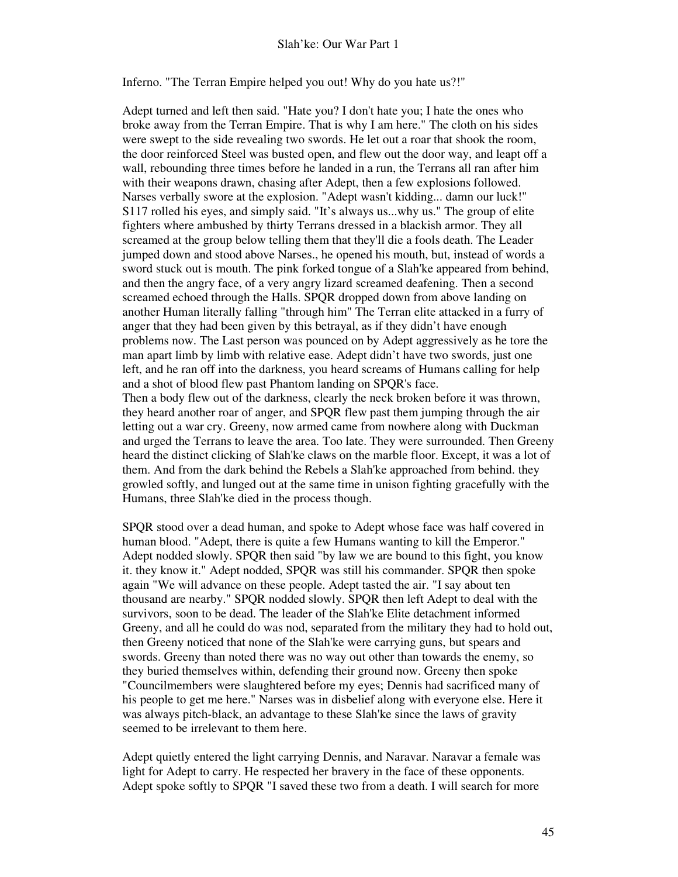Inferno. "The Terran Empire helped you out! Why do you hate us?!"

Adept turned and left then said. "Hate you? I don't hate you; I hate the ones who broke away from the Terran Empire. That is why I am here." The cloth on his sides were swept to the side revealing two swords. He let out a roar that shook the room, the door reinforced Steel was busted open, and flew out the door way, and leapt off a wall, rebounding three times before he landed in a run, the Terrans all ran after him with their weapons drawn, chasing after Adept, then a few explosions followed. Narses verbally swore at the explosion. "Adept wasn't kidding... damn our luck!" S117 rolled his eyes, and simply said. "It's always us...why us." The group of elite fighters where ambushed by thirty Terrans dressed in a blackish armor. They all screamed at the group below telling them that they'll die a fools death. The Leader jumped down and stood above Narses., he opened his mouth, but, instead of words a sword stuck out is mouth. The pink forked tongue of a Slah'ke appeared from behind, and then the angry face, of a very angry lizard screamed deafening. Then a second screamed echoed through the Halls. SPQR dropped down from above landing on another Human literally falling "through him" The Terran elite attacked in a furry of anger that they had been given by this betrayal, as if they didn't have enough problems now. The Last person was pounced on by Adept aggressively as he tore the man apart limb by limb with relative ease. Adept didn't have two swords, just one left, and he ran off into the darkness, you heard screams of Humans calling for help and a shot of blood flew past Phantom landing on SPQR's face.
Then a body flew out of the darkness, clearly the neck broken before it was thrown, they heard another roar of anger, and SPQR flew past them jumping through the air letting out a war cry. Greeny, now armed came from nowhere along with Duckman and urged the Terrans to leave the area. Too late. They were surrounded. Then Greeny heard the distinct clicking of Slah'ke claws on the marble floor. Except, it was a lot of them. And from the dark behind the Rebels a Slah'ke approached from behind. they growled softly, and lunged out at the same time in unison fighting gracefully with the Humans, three Slah'ke died in the process though.

SPQR stood over a dead human, and spoke to Adept whose face was half covered in human blood. "Adept, there is quite a few Humans wanting to kill the Emperor." Adept nodded slowly. SPQR then said "by law we are bound to this fight, you know it. they know it." Adept nodded, SPQR was still his commander. SPQR then spoke again "We will advance on these people. Adept tasted the air. "I say about ten thousand are nearby." SPQR nodded slowly. SPQR then left Adept to deal with the survivors, soon to be dead. The leader of the Slah'ke Elite detachment informed Greeny, and all he could do was nod, separated from the military they had to hold out, then Greeny noticed that none of the Slah'ke were carrying guns, but spears and swords. Greeny than noted there was no way out other than towards the enemy, so they buried themselves within, defending their ground now. Greeny then spoke "Councilmembers were slaughtered before my eyes; Dennis had sacrificed many of his people to get me here." Narses was in disbelief along with everyone else. Here it was always pitch-black, an advantage to these Slah'ke since the laws of gravity seemed to be irrelevant to them here.

Adept quietly entered the light carrying Dennis, and Naravar. Naravar a female was light for Adept to carry. He respected her bravery in the face of these opponents. Adept spoke softly to SPQR "I saved these two from a death. I will search for more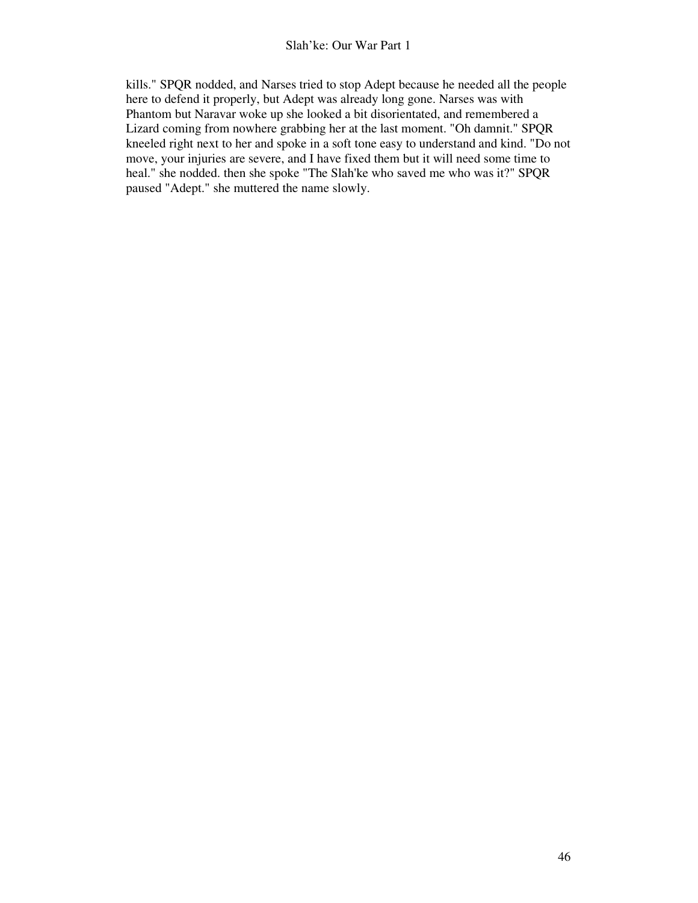kills." SPQR nodded, and Narses tried to stop Adept because he needed all the people here to defend it properly, but Adept was already long gone. Narses was with Phantom but Naravar woke up she looked a bit disorientated, and remembered a Lizard coming from nowhere grabbing her at the last moment. "Oh damnit." SPQR kneeled right next to her and spoke in a soft tone easy to understand and kind. "Do not move, your injuries are severe, and I have fixed them but it will need some time to heal." she nodded. then she spoke "The Slah'ke who saved me who was it?" SPQR paused "Adept." she muttered the name slowly.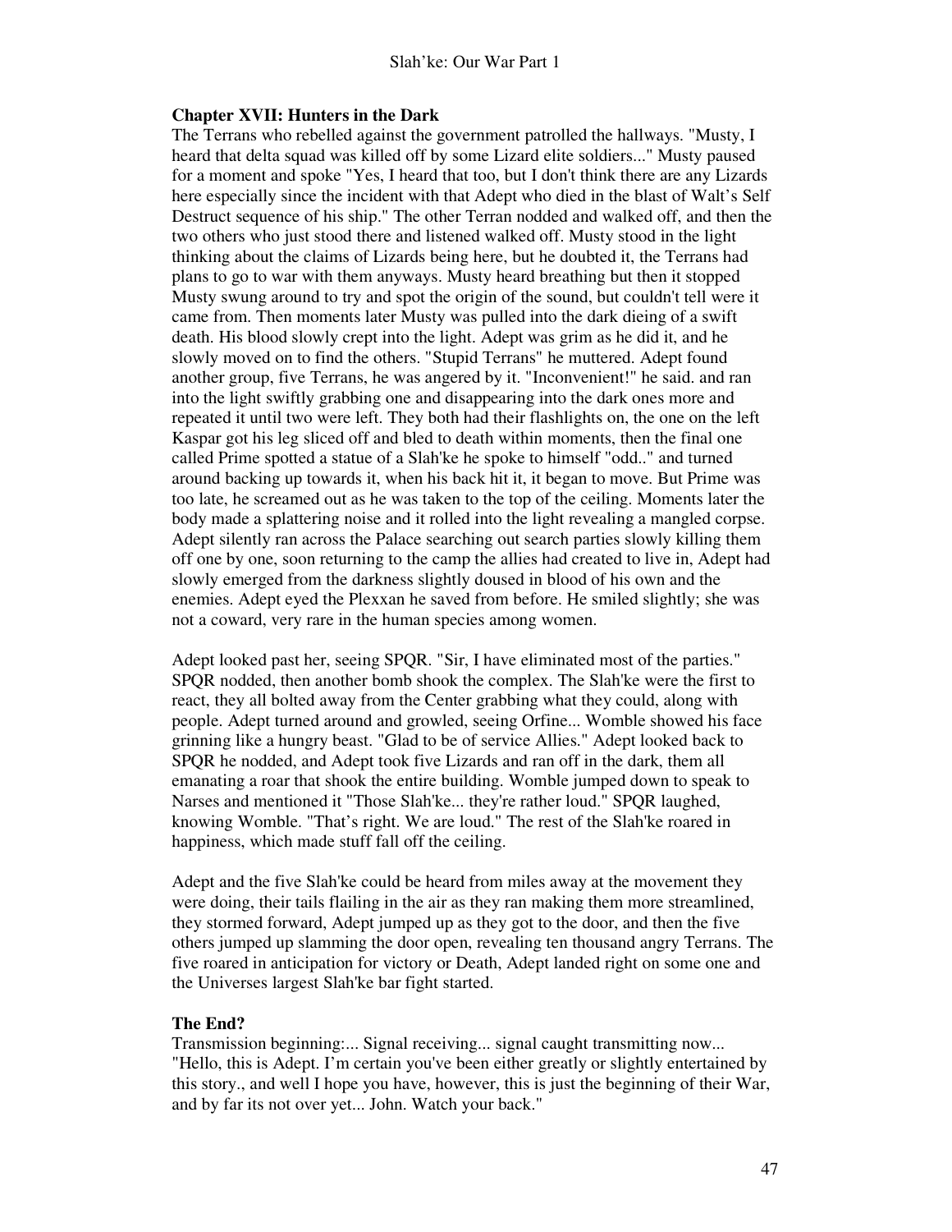**Chapter XVII: Hunters in the Dark**

The Terrans who rebelled against the government patrolled the hallways. "Musty, I heard that delta squad was killed off by some Lizard elite soldiers..." Musty paused for a moment and spoke "Yes, I heard that too, but I don't think there are any Lizards here especially since the incident with that Adept who died in the blast of Walt's Self Destruct sequence of his ship." The other Terran nodded and walked off, and then the two others who just stood there and listened walked off. Musty stood in the light thinking about the claims of Lizards being here, but he doubted it, the Terrans had plans to go to war with them anyways. Musty heard breathing but then it stopped Musty swung around to try and spot the origin of the sound, but couldn't tell were it came from. Then moments later Musty was pulled into the dark dieing of a swift death. His blood slowly crept into the light. Adept was grim as he did it, and he slowly moved on to find the others. "Stupid Terrans" he muttered. Adept found another group, five Terrans, he was angered by it. "Inconvenient!" he said. and ran into the light swiftly grabbing one and disappearing into the dark ones more and repeated it until two were left. They both had their flashlights on, the one on the left Kaspar got his leg sliced off and bled to death within moments, then the final one called Prime spotted a statue of a Slah'ke he spoke to himself "odd.." and turned around backing up towards it, when his back hit it, it began to move. But Prime was too late, he screamed out as he was taken to the top of the ceiling. Moments later the body made a splattering noise and it rolled into the light revealing a mangled corpse. Adept silently ran across the Palace searching out search parties slowly killing them off one by one, soon returning to the camp the allies had created to live in, Adept had slowly emerged from the darkness slightly doused in blood of his own and the enemies. Adept eyed the Plexxan he saved from before. He smiled slightly; she was not a coward, very rare in the human species among women.

Adept looked past her, seeing SPQR. "Sir, I have eliminated most of the parties." SPQR nodded, then another bomb shook the complex. The Slah'ke were the first to react, they all bolted away from the Center grabbing what they could, along with people. Adept turned around and growled, seeing Orfine... Womble showed his face grinning like a hungry beast. "Glad to be of service Allies." Adept looked back to SPQR he nodded, and Adept took five Lizards and ran off in the dark, them all emanating a roar that shook the entire building. Womble jumped down to speak to Narses and mentioned it "Those Slah'ke... they're rather loud." SPQR laughed, knowing Womble. "That's right. We are loud." The rest of the Slah'ke roared in happiness, which made stuff fall off the ceiling.

Adept and the five Slah'ke could be heard from miles away at the movement they were doing, their tails flailing in the air as they ran making them more streamlined, they stormed forward, Adept jumped up as they got to the door, and then the five others jumped up slamming the door open, revealing ten thousand angry Terrans. The five roared in anticipation for victory or Death, Adept landed right on some one and the Universes largest Slah'ke bar fight started.

**The End?**

Transmission beginning:... Signal receiving... signal caught transmitting now... "Hello, this is Adept. I'm certain you've been either greatly or slightly entertained by this story., and well I hope you have, however, this is just the beginning of their War, and by far its not over yet... John. Watch your back."